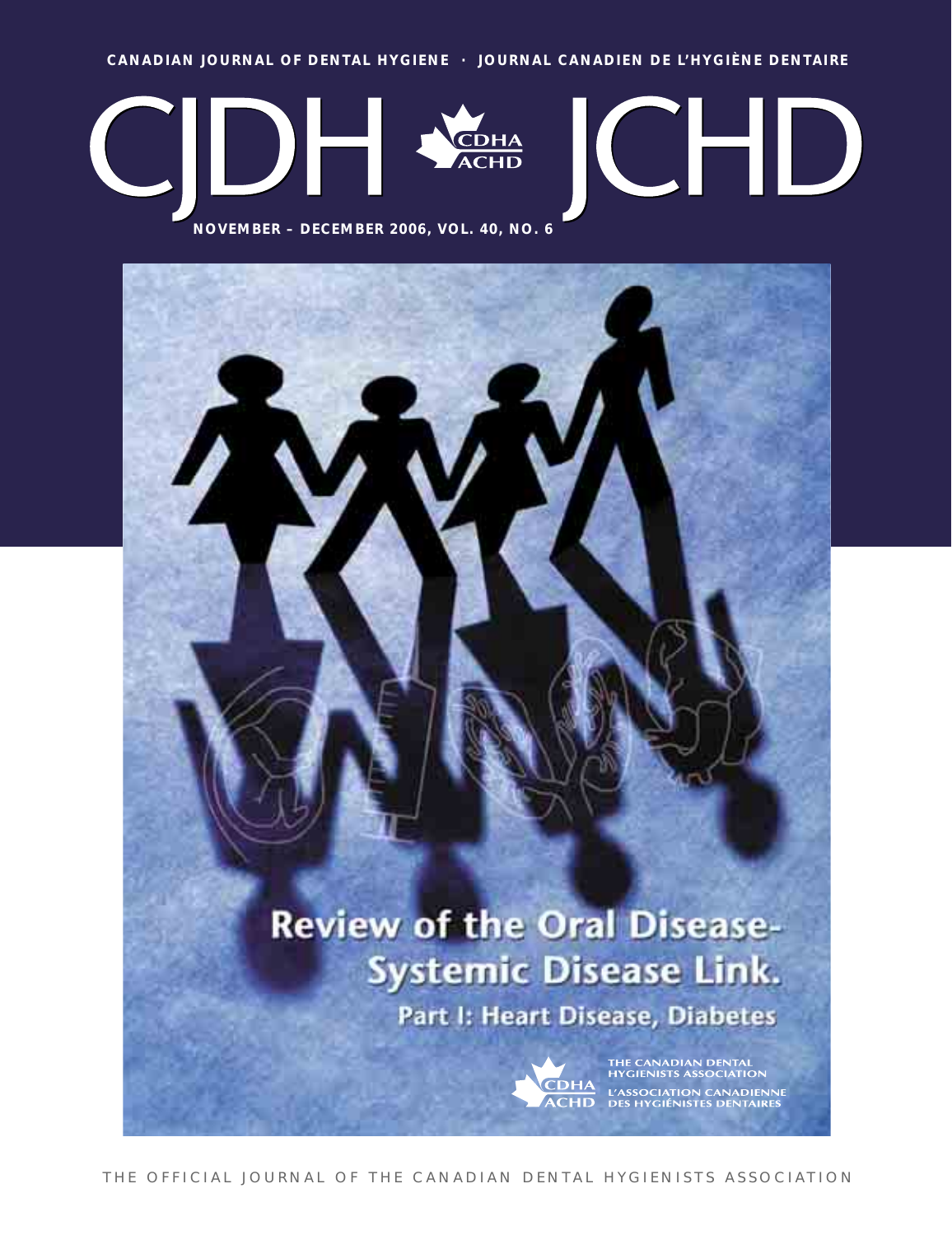CANADIAN JOURNAL OF DENTAL HYGIENE · JOURNAL CANADIEN DE L'HYGIÈNE DENTAIRE

# CJDH JCHD

CDHA ACHD

NOVEMBER – DECEMBER 2006, VOL. 40, NO. 6

## Review of the Oral Disease-Systemic Disease Link.

### Part I: Heart Disease, Diabetes

THE CANADIAN DENTAL HYGIENISTS ASSOCIATION

L'ASSOCIATION CANADIENNE DES HYGIÉNISTES DENTAIRES

THE OFFICIAL JOURNAL OF THE CANADIAN DENTAL HYGIENISTS ASSOCIATION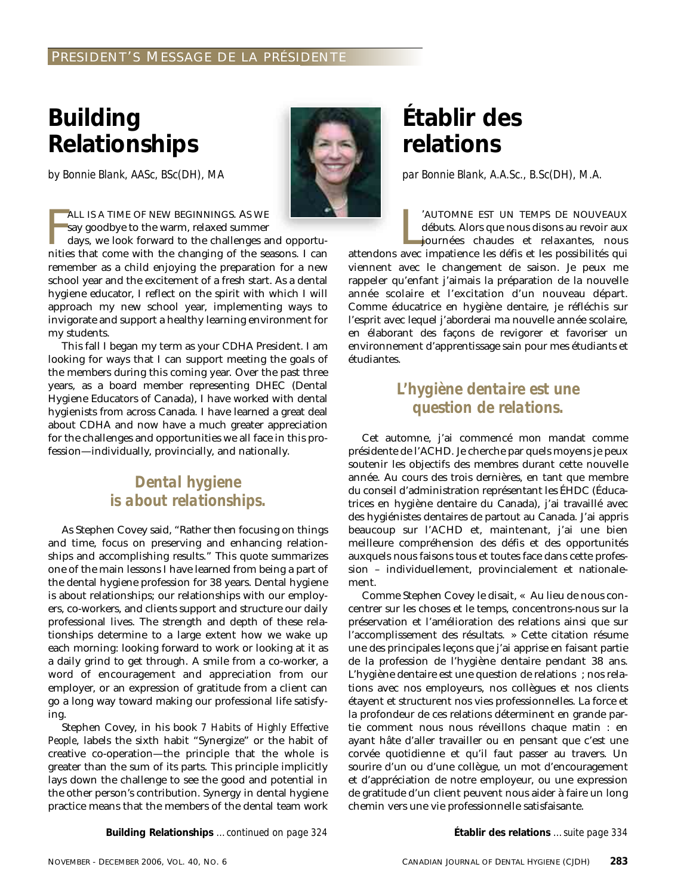PRESIDENT'S MESSAGE DE LA PRÉSIDENTE

# Building Relationships

*by Bonnie Blank, AASc, BSc(DH), MA*

FALL IS A TIME OF NEW BEGINNINGS. AS WE say goodbye to the warm, relaxed summer days, we look forward to the challenges and opportunities that come with the changing of the seasons. I can remember as a child enjoying the preparation for a new school year and the excitement of a fresh start. As a dental hygiene educator, I reflect on the spirit with which I will approach my new school year, implementing ways to invigorate and support a healthy learning environment for my students.

This fall I began my term as your CDHA President. I am looking for ways that I can support meeting the goals of the members during this coming year. Over the past three years, as a board member representing DHEC (Dental Hygiene Educators of Canada), I have worked with dental hygienists from across Canada. I have learned a great deal about CDHA and now have a much greater appreciation for the challenges and opportunities we all face in this profession—individually, provincially, and nationally.

### *Dental hygiene is about relationships.*

As Stephen Covey said, "Rather then focusing on things and time, focus on preserving and enhancing relationships and accomplishing results." This quote summarizes one of the main lessons I have learned from being a part of the dental hygiene profession for 38 years. Dental hygiene is about relationships; our relationships with our employers, co-workers, and clients support and structure our daily professional lives. The strength and depth of these relationships determine to a large extent how we wake up each morning: looking forward to work or looking at it as a daily grind to get through. A smile from a co-worker, a word of encouragement and appreciation from our employer, or an expression of gratitude from a client can go a long way toward making our professional life satisfying.

Stephen Covey, in his book *7 Habits of Highly Effective People*, labels the sixth habit "Synergize" or the habit of creative co-operation—the principle that the whole is greater than the sum of its parts. This principle implicitly lays down the challenge to see the good and potential in the other person's contribution. Synergy in dental hygiene practice means that the members of the dental team work

**Building Relationships** *…continued on page 324*

# Établir des relations

*par Bonnie Blank, A.A.Sc., B.Sc(DH), M.A.*

L'AUTOMNE EST UN TEMPS DE NOUVEAUX débuts. Alors que nous disons au revoir aux journées chaudes et relaxantes, nous attendons avec impatience les défis et les possibilités qui viennent avec le changement de saison. Je peux me rappeler qu'enfant j'aimais la préparation de la nouvelle année scolaire et l'excitation d'un nouveau départ. Comme éducatrice en hygiène dentaire, je réfléchis sur l'esprit avec lequel j'aborderai ma nouvelle année scolaire, en élaborant des façons de revigorer et favoriser un environnement d'apprentissage sain pour mes étudiants et étudiantes.

### *L'hygiène dentaire est une question de relations.*

Cet automne, j'ai commencé mon mandat comme présidente de l'ACHD. Je cherche par quels moyens je peux soutenir les objectifs des membres durant cette nouvelle année. Au cours des trois dernières, en tant que membre du conseil d'administration représentant les ÉHDC (Éducatrices en hygiène dentaire du Canada), j'ai travaillé avec des hygiénistes dentaires de partout au Canada. J'ai appris beaucoup sur l'ACHD et, maintenant, j'ai une bien meilleure compréhension des défis et des opportunités auxquels nous faisons tous et toutes face dans cette profession – individuellement, provincialement et nationalement.

Comme Stephen Covey le disait, « Au lieu de nous concentrer sur les choses et le temps, concentrons-nous sur la préservation et l'amélioration des relations ainsi que sur l'accomplissement des résultats. » Cette citation résume une des principales leçons que j'ai apprise en faisant partie de la profession de l'hygiène dentaire pendant 38 ans. L'hygiène dentaire est une question de relations ; nos relations avec nos employeurs, nos collègues et nos clients étayent et structurent nos vies professionnelles. La force et la profondeur de ces relations déterminent en grande partie comment nous nous réveillons chaque matin : en ayant hâte d'aller travailler ou en pensant que c'est une corvée quotidienne et qu'il faut passer au travers. Un sourire d'un ou d'une collègue, un mot d'encouragement et d'appréciation de notre employeur, ou une expression de gratitude d'un client peuvent nous aider à faire un long chemin vers une vie professionnelle satisfaisante.

**Établir des relations** *…suite page 334*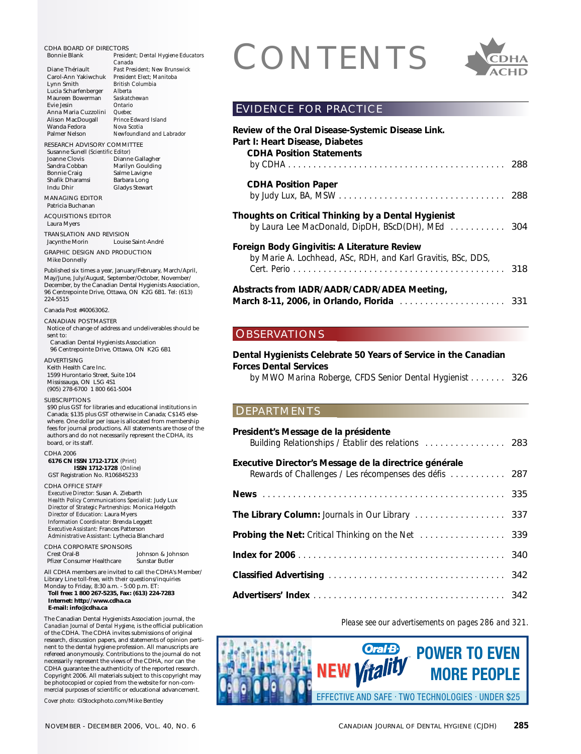# CONTENTS

## EVIDENCE FOR PRACTICE

**Review of the Oral Disease-Systemic Disease Link. Part I: Heart Disease, Diabetes**

**CDHA Position Statements**
by CDHA . . . . . . . . 288

**CDHA Position Paper**
by Judy Lux, BA, MSW . . . . . . . . 288

**Thoughts on Critical Thinking by a Dental Hygienist**
by Laura Lee MacDonald, DipDH, BScD(DH), MEd . . . . . . . . 304

**Foreign Body Gingivitis: A Literature Review**
by Marie A. Lochhead, ASc, RDH, and Karl Gravitis, BSc, DDS, Cert. Perio . . . . . . . . 318

**Abstracts from IADR/AADR/CADR/ADEA Meeting, March 8-11, 2006, in Orlando, Florida** . . . . . . . . 331

## OBSERVATIONS

**Dental Hygienists Celebrate 50 Years of Service in the Canadian Forces Dental Services**
by MWO Marina Roberge, CFDS Senior Dental Hygienist . . . . . . . . 326

## DEPARTMENTS

**President's Message de la présidente**
Building Relationships / Établir des relations . . . . . . . . 283

**Executive Director's Message de la directrice générale**
Rewards of Challenges / Les récompenses des défis . . . . . . . . 287

**News** . . . . . . . . 335

**The Library Column:** Journals in Our Library . . . . . . . . 337

**Probing the Net:** Critical Thinking on the Net . . . . . . . . 339

**Index for 2006** . . . . . . . . 340

**Classified Advertising** . . . . . . . . 342

**Advertisers' Index** . . . . . . . . 342

*Please see our advertisements on pages 286 and 321.*

Oral-B NEW Vitality — POWER TO EVEN MORE PEOPLE — EFFECTIVE AND SAFE · TWO TECHNOLOGIES · UNDER $25

---

CDHA BOARD OF DIRECTORS
- Bonnie Blank — *President; Dental Hygiene Educators Canada*
- Diane Thériault — *Past President; New Brunswick*
- Carol-Ann Yakiwchuk — *President Elect; Manitoba*
- Lynn Smith — *British Columbia*
- Lucia Scharfenberger — *Alberta*
- Maureen Bowerman — *Saskatchewan*
- Evie Jesin — *Ontario*
- Anna Maria Cuzzolini — *Quebec*
- Alison MacDougall — *Prince Edward Island*
- Wanda Fedora — *Nova Scotia*
- Palmer Nelson — *Newfoundland and Labrador*

RESEARCH ADVISORY COMMITTEE
Susanne Sunell (*Scientific Editor*)
Joanne Clovis, Dianne Gallagher, Sandra Cobban, Marilyn Goulding, Bonnie Craig, Salme Lavigne, Shafik Dharamsi, Barbara Long, Indu Dhir, Gladys Stewart

MANAGING EDITOR
Patricia Buchanan

ACQUISITIONS EDITOR
Laura Myers

TRANSLATION AND REVISION
Jacynthe Morin, Louise Saint-André

GRAPHIC DESIGN AND PRODUCTION
Mike Donnelly

Published six times a year, January/February, March/April, May/June, July/August, September/October, November/December, by the Canadian Dental Hygienists Association, 96 Centrepointe Drive, Ottawa, ON K2G 6B1. Tel: (613) 224-5515

Canada Post #40063062.

CANADIAN POSTMASTER
Notice of change of address and undeliverables should be sent to:
Canadian Dental Hygienists Association
96 Centrepointe Drive, Ottawa, ON K2G 6B1

ADVERTISING
Keith Health Care Inc.
1599 Hurontario Street, Suite 104
Mississauga, ON L5G 4S1
(905) 278-6700 1 800 661-5004

SUBSCRIPTIONS
$90 plus GST for libraries and educational institutions in Canada; $135 plus GST otherwise in Canada; C$145 elsewhere. One dollar per issue is allocated from membership fees for journal productions. All statements are those of the authors and do not necessarily represent the CDHA, its board, or its staff.

CDHA 2006
**6176 CN ISSN 1712-171X** (*Print*)
**ISSN 1712-1728** (*Online*)
GST Registration No. R106845233

CDHA OFFICE STAFF
- *Executive Director:* Susan A. Ziebarth
- *Health Policy Communications Specialist:* Judy Lux
- *Director of Strategic Partnerships:* Monica Helgoth
- *Director of Education:* Laura Myers
- *Information Coordinator:* Brenda Leggett
- *Executive Assistant:* Frances Patterson
- *Administrative Assistant:* Lythecia Blanchard

CDHA CORPORATE SPONSORS
Crest Oral-B, Johnson & Johnson, Pfizer Consumer Healthcare, Sunstar Butler

All CDHA members are invited to call the CDHA's Member/Library Line toll-free, with their questions/inquiries Monday to Friday, 8:30 a.m. - 5:00 p.m. ET:
**Toll free: 1 800 267-5235, Fax: (613) 224-7283**
**Internet: http://www.cdha.ca**
**E-mail: info@cdha.ca**

The Canadian Dental Hygienists Association journal, the *Canadian Journal of Dental Hygiene*, is the official publication of the CDHA. The CDHA invites submissions of original research, discussion papers, and statements of opinion pertinent to the dental hygiene profession. All manuscripts are refereed anonymously. Contributions to the journal do not necessarily represent the views of the CDHA, nor can the CDHA guarantee the authenticity of the reported research. Copyright 2006. All materials subject to this copyright may be photocopied or copied from the website for non-commercial purposes of scientific or educational advancement.

*Cover photo:* ©iStockphoto.com/Mike Bentley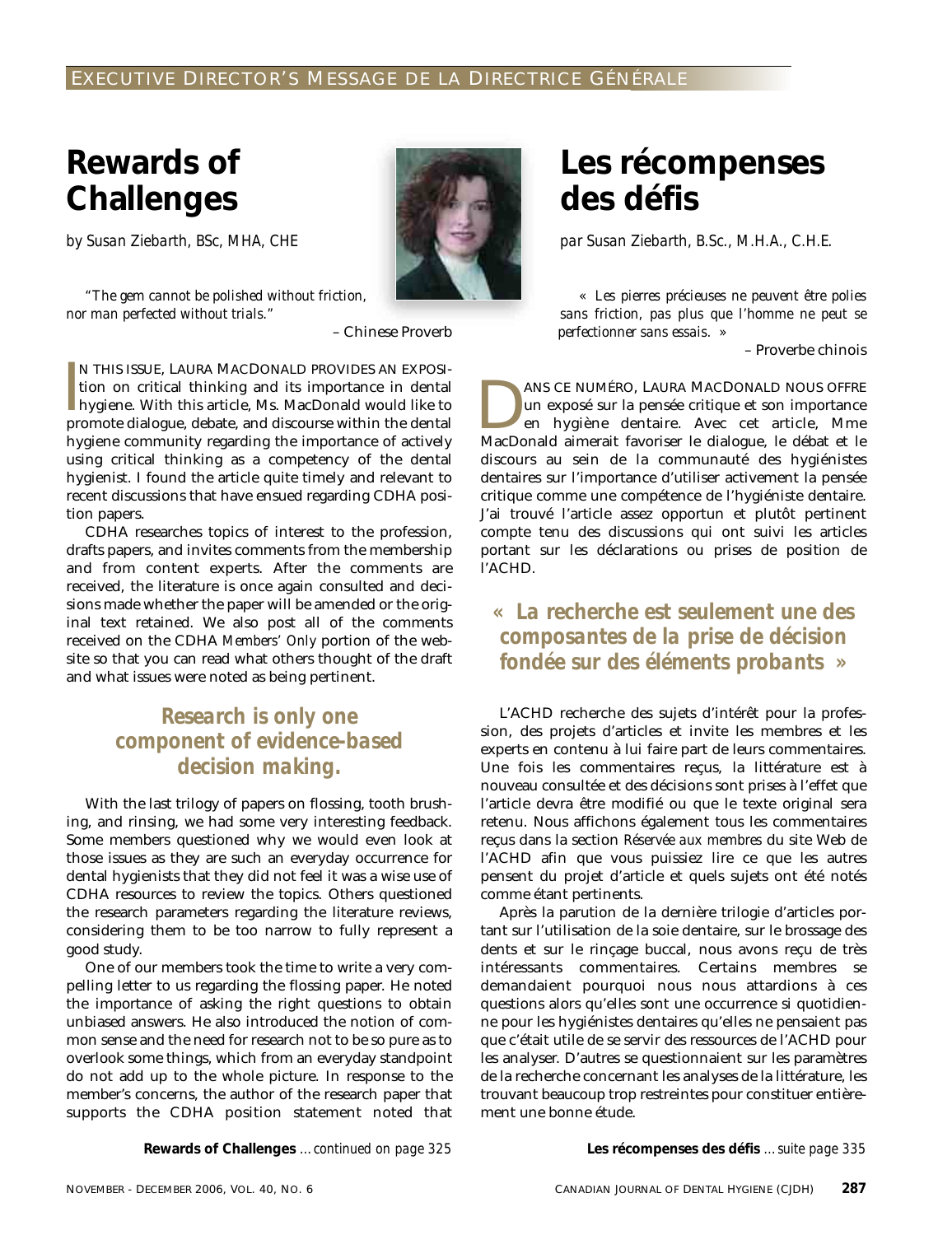EXECUTIVE DIRECTOR'S MESSAGE DE LA DIRECTRICE GÉNÉRALE

# Rewards of Challenges

*by Susan Ziebarth, BSc, MHA, CHE*

*"The gem cannot be polished without friction, nor man perfected without trials."*

– Chinese Proverb

IN THIS ISSUE, LAURA MACDONALD PROVIDES AN EXPOSITION on critical thinking and its importance in dental hygiene. With this article, Ms. MacDonald would like to promote dialogue, debate, and discourse within the dental hygiene community regarding the importance of actively using critical thinking as a competency of the dental hygienist. I found the article quite timely and relevant to recent discussions that have ensued regarding CDHA position papers.

CDHA researches topics of interest to the profession, drafts papers, and invites comments from the membership and from content experts. After the comments are received, the literature is once again consulted and decisions made whether the paper will be amended or the original text retained. We also post all of the comments received on the CDHA *Members' Only* portion of the website so that you can read what others thought of the draft and what issues were noted as being pertinent.

**Research is only one component of evidence-based decision making.**

With the last trilogy of papers on flossing, tooth brushing, and rinsing, we had some very interesting feedback. Some members questioned why we would even look at those issues as they are such an everyday occurrence for dental hygienists that they did not feel it was a wise use of CDHA resources to review the topics. Others questioned the research parameters regarding the literature reviews, considering them to be too narrow to fully represent a good study.

One of our members took the time to write a very compelling letter to us regarding the flossing paper. He noted the importance of asking the right questions to obtain unbiased answers. He also introduced the notion of common sense and the need for research not to be so pure as to overlook some things, which from an everyday standpoint do not add up to the whole picture. In response to the member's concerns, the author of the research paper that supports the CDHA position statement noted that

**Rewards of Challenges** *…continued on page 325*

# Les récompenses des défis

*par Susan Ziebarth, B.Sc., M.H.A., C.H.E.*

*« Les pierres précieuses ne peuvent être polies sans friction, pas plus que l'homme ne peut se perfectionner sans essais. »*

– Proverbe chinois

DANS CE NUMÉRO, LAURA MACDONALD NOUS OFFRE un exposé sur la pensée critique et son importance en hygiène dentaire. Avec cet article, Mme MacDonald aimerait favoriser le dialogue, le débat et le discours au sein de la communauté des hygiénistes dentaires sur l'importance d'utiliser activement la pensée critique comme une compétence de l'hygiéniste dentaire. J'ai trouvé l'article assez opportun et plutôt pertinent compte tenu des discussions qui ont suivi les articles portant sur les déclarations ou prises de position de l'ACHD.

**« La recherche est seulement une des composantes de la prise de décision fondée sur des éléments probants »**

L'ACHD recherche des sujets d'intérêt pour la profession, des projets d'articles et invite les membres et les experts en contenu à lui faire part de leurs commentaires. Une fois les commentaires reçus, la littérature est à nouveau consultée et des décisions sont prises à l'effet que l'article devra être modifié ou que le texte original sera retenu. Nous affichons également tous les commentaires reçus dans la section *Réservée aux membres* du site Web de l'ACHD afin que vous puissiez lire ce que les autres pensent du projet d'article et quels sujets ont été notés comme étant pertinents.

Après la parution de la dernière trilogie d'articles portant sur l'utilisation de la soie dentaire, sur le brossage des dents et sur le rinçage buccal, nous avons reçu de très intéressants commentaires. Certains membres se demandaient pourquoi nous nous attardions à ces questions alors qu'elles sont une occurrence si quotidienne pour les hygiénistes dentaires qu'elles ne pensaient pas que c'était utile de se servir des ressources de l'ACHD pour les analyser. D'autres se questionnaient sur les paramètres de la recherche concernant les analyses de la littérature, les trouvant beaucoup trop restreintes pour constituer entièrement une bonne étude.

**Les récompenses des défis** *…suite page 335*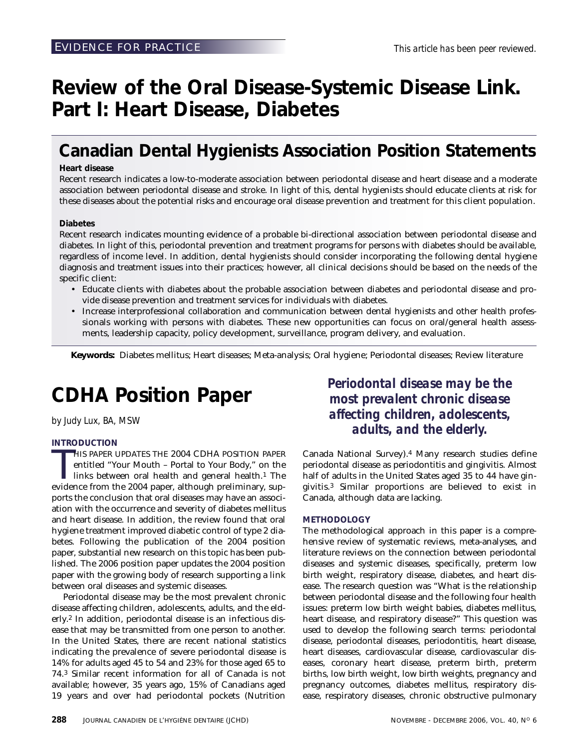EVIDENCE FOR PRACTICE

*This article has been peer reviewed.*

# Review of the Oral Disease-Systemic Disease Link. Part I: Heart Disease, Diabetes

## Canadian Dental Hygienists Association Position Statements

**Heart disease**

Recent research indicates a low-to-moderate association between periodontal disease and heart disease and a moderate association between periodontal disease and stroke. In light of this, dental hygienists should educate clients at risk for these diseases about the potential risks and encourage oral disease prevention and treatment for this client population.

**Diabetes**

Recent research indicates mounting evidence of a probable bi-directional association between periodontal disease and diabetes. In light of this, periodontal prevention and treatment programs for persons with diabetes should be available, regardless of income level. In addition, dental hygienists should consider incorporating the following dental hygiene diagnosis and treatment issues into their practices; however, all clinical decisions should be based on the needs of the specific client:

- Educate clients with diabetes about the probable association between diabetes and periodontal disease and provide disease prevention and treatment services for individuals with diabetes.
- Increase interprofessional collaboration and communication between dental hygienists and other health professionals working with persons with diabetes. These new opportunities can focus on oral/general health assessments, leadership capacity, policy development, surveillance, program delivery, and evaluation.

**Keywords:** Diabetes mellitus; Heart diseases; Meta-analysis; Oral hygiene; Periodontal diseases; Review literature

# CDHA Position Paper

*by Judy Lux, BA, MSW*

### INTRODUCTION

THIS PAPER UPDATES THE 2004 CDHA POSITION PAPER entitled "Your Mouth – Portal to Your Body," on the links between oral health and general health.[1] The evidence from the 2004 paper, although preliminary, supports the conclusion that oral diseases may have an association with the occurrence and severity of diabetes mellitus and heart disease. In addition, the review found that oral hygiene treatment improved diabetic control of type 2 diabetes. Following the publication of the 2004 position paper, substantial new research on this topic has been published. The 2006 position paper updates the 2004 position paper with the growing body of research supporting a link between oral diseases and systemic diseases.

Periodontal disease may be the most prevalent chronic disease affecting children, adolescents, adults, and the elderly.[2] In addition, periodontal disease is an infectious disease that may be transmitted from one person to another. In the United States, there are recent national statistics indicating the prevalence of severe periodontal disease is 14% for adults aged 45 to 54 and 23% for those aged 65 to 74.[3] Similar recent information for all of Canada is not available; however, 35 years ago, 15% of Canadians aged 19 years and over had periodontal pockets (Nutrition Canada National Survey).[4] Many research studies define periodontal disease as periodontitis and gingivitis. Almost half of adults in the United States aged 35 to 44 have gingivitis.[3] Similar proportions are believed to exist in Canada, although data are lacking.

***Periodontal disease may be the most prevalent chronic disease affecting children, adolescents, adults, and the elderly.***

### METHODOLOGY

The methodological approach in this paper is a comprehensive review of systematic reviews, meta-analyses, and literature reviews on the connection between periodontal diseases and systemic diseases, specifically, preterm low birth weight, respiratory disease, diabetes, and heart disease. The research question was "What is the relationship between periodontal disease and the following four health issues: preterm low birth weight babies, diabetes mellitus, heart disease, and respiratory disease?" This question was used to develop the following search terms: periodontal disease, periodontal diseases, periodontitis, heart disease, heart diseases, cardiovascular disease, cardiovascular diseases, coronary heart disease, preterm birth, preterm births, low birth weight, low birth weights, pregnancy and pregnancy outcomes, diabetes mellitus, respiratory disease, respiratory diseases, chronic obstructive pulmonary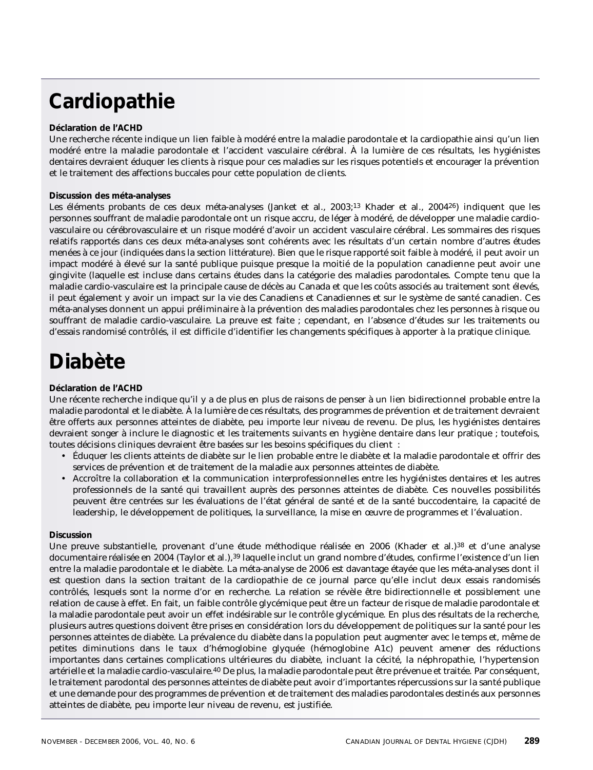# Cardiopathie

**Déclaration de l'ACHD**

Une recherche récente indique un lien faible à modéré entre la maladie parodontale et la cardiopathie ainsi qu'un lien modéré entre la maladie parodontale et l'accident vasculaire cérébral. À la lumière de ces résultats, les hygiénistes dentaires devraient éduquer les clients à risque pour ces maladies sur les risques potentiels et encourager la prévention et le traitement des affections buccales pour cette population de clients.

**Discussion des méta-analyses**

Les éléments probants de ces deux méta-analyses (Janket et al., 2003;[13] Khader et al., 2004[26]) indiquent que les personnes souffrant de maladie parodontale ont un risque accru, de léger à modéré, de développer une maladie cardio-vasculaire ou cérébrovasculaire et un risque modéré d'avoir un accident vasculaire cérébral. Les sommaires des risques relatifs rapportés dans ces deux méta-analyses sont cohérents avec les résultats d'un certain nombre d'autres études menées à ce jour (indiquées dans la section littérature). Bien que le risque rapporté soit faible à modéré, il peut avoir un impact modéré à élevé sur la santé publique puisque presque la moitié de la population canadienne peut avoir une gingivite (laquelle est incluse dans certains études dans la catégorie des maladies parodontales. Compte tenu que la maladie cardio-vasculaire est la principale cause de décès au Canada et que les coûts associés au traitement sont élevés, il peut également y avoir un impact sur la vie des Canadiens et Canadiennes et sur le système de santé canadien. Ces méta-analyses donnent un appui préliminaire à la prévention des maladies parodontales chez les personnes à risque ou souffrant de maladie cardio-vasculaire. La preuve est faite ; cependant, en l'absence d'études sur les traitements ou d'essais randomisé contrôlés, il est difficile d'identifier les changements spécifiques à apporter à la pratique clinique.

# Diabète

**Déclaration de l'ACHD**

Une récente recherche indique qu'il y a de plus en plus de raisons de penser à un lien bidirectionnel probable entre la maladie parodontal et le diabète. À la lumière de ces résultats, des programmes de prévention et de traitement devraient être offerts aux personnes atteintes de diabète, peu importe leur niveau de revenu. De plus, les hygiénistes dentaires devraient songer à inclure le diagnostic et les traitements suivants en hygiène dentaire dans leur pratique ; toutefois, toutes décisions cliniques devraient être basées sur les besoins spécifiques du client :

- Éduquer les clients atteints de diabète sur le lien probable entre le diabète et la maladie parodontale et offrir des services de prévention et de traitement de la maladie aux personnes atteintes de diabète.
- Accroître la collaboration et la communication interprofessionnelles entre les hygiénistes dentaires et les autres professionnels de la santé qui travaillent auprès des personnes atteintes de diabète. Ces nouvelles possibilités peuvent être centrées sur les évaluations de l'état général de santé et de la santé buccodentaire, la capacité de leadership, le développement de politiques, la surveillance, la mise en œuvre de programmes et l'évaluation.

**Discussion**

Une preuve substantielle, provenant d'une étude méthodique réalisée en 2006 (Khader et al.)[38] et d'une analyse documentaire réalisée en 2004 (Taylor et al.),[39] laquelle inclut un grand nombre d'études, confirme l'existence d'un lien entre la maladie parodontale et le diabète. La méta-analyse de 2006 est davantage étayée que les méta-analyses dont il est question dans la section traitant de la cardiopathie de ce journal parce qu'elle inclut deux essais randomisés contrôlés, lesquels sont la norme d'or en recherche. La relation se révèle être bidirectionnelle et possiblement une relation de cause à effet. En fait, un faible contrôle glycémique peut être un facteur de risque de maladie parodontale et la maladie parodontale peut avoir un effet indésirable sur le contrôle glycémique. En plus des résultats de la recherche, plusieurs autres questions doivent être prises en considération lors du développement de politiques sur la santé pour les personnes atteintes de diabète. La prévalence du diabète dans la population peut augmenter avec le temps et, même de petites diminutions dans le taux d'hémoglobine glyquée (hémoglobine A1c) peuvent amener des réductions importantes dans certaines complications ultérieures du diabète, incluant la cécité, la néphropathie, l'hypertension artérielle et la maladie cardio-vasculaire.[40] De plus, la maladie parodontale peut être prévenue et traitée. Par conséquent, le traitement parodontal des personnes atteintes de diabète peut avoir d'importantes répercussions sur la santé publique et une demande pour des programmes de prévention et de traitement des maladies parodontales destinés aux personnes atteintes de diabète, peu importe leur niveau de revenu, est justifiée.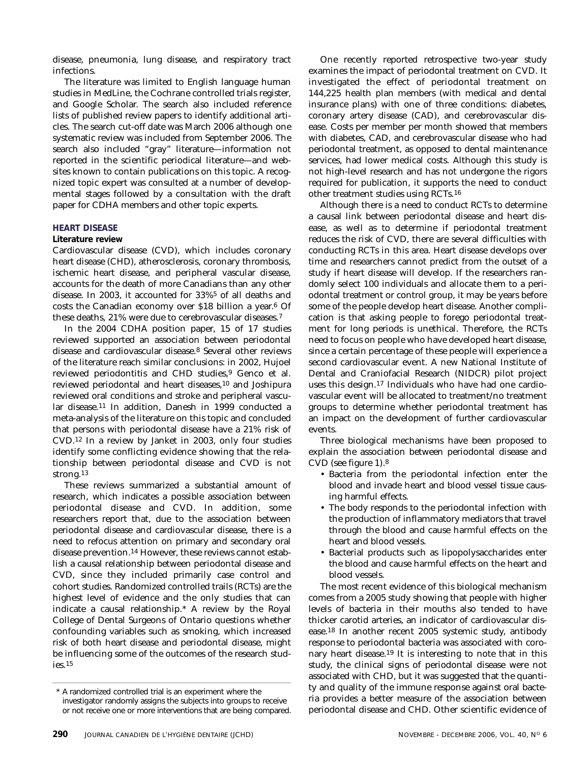disease, pneumonia, lung disease, and respiratory tract infections.

The literature was limited to English language human studies in MedLine, the Cochrane controlled trials register, and Google Scholar. The search also included reference lists of published review papers to identify additional articles. The search cut-off date was March 2006 although one systematic review was included from September 2006. The search also included "gray" literature—information not reported in the scientific periodical literature—and websites known to contain publications on this topic. A recognized topic expert was consulted at a number of developmental stages followed by a consultation with the draft paper for CDHA members and other topic experts.

## HEART DISEASE

### Literature review

Cardiovascular disease (CVD), which includes coronary heart disease (CHD), atherosclerosis, coronary thrombosis, ischemic heart disease, and peripheral vascular disease, accounts for the death of more Canadians than any other disease. In 2003, it accounted for 33%[5] of all deaths and costs the Canadian economy over $18 billion a year.[6] Of these deaths, 21% were due to cerebrovascular diseases.[7]

In the 2004 CDHA position paper, 15 of 17 studies reviewed supported an association between periodontal disease and cardiovascular disease.[8] Several other reviews of the literature reach similar conclusions: in 2002, Hujoel reviewed periodontitis and CHD studies,[9] Genco et al. reviewed periodontal and heart diseases,[10] and Joshipura reviewed oral conditions and stroke and peripheral vascular disease.[11] In addition, Danesh in 1999 conducted a meta-analysis of the literature on this topic and concluded that persons with periodontal disease have a 21% risk of CVD.[12] In a review by Janket in 2003, only four studies identify some conflicting evidence showing that the relationship between periodontal disease and CVD is not strong.[13]

These reviews summarized a substantial amount of research, which indicates a possible association between periodontal disease and CVD. In addition, some researchers report that, due to the association between periodontal disease and cardiovascular disease, there is a need to refocus attention on primary and secondary oral disease prevention.[14] However, these reviews cannot establish a causal relationship between periodontal disease and CVD, since they included primarily case control and cohort studies. Randomized controlled trails (RCTs) are the highest level of evidence and the only studies that can indicate a causal relationship.* A review by the Royal College of Dental Surgeons of Ontario questions whether confounding variables such as smoking, which increased risk of both heart disease and periodontal disease, might be influencing some of the outcomes of the research studies.[15]

One recently reported retrospective two-year study examines the impact of periodontal treatment on CVD. It investigated the effect of periodontal treatment on 144,225 health plan members (with medical and dental insurance plans) with one of three conditions: diabetes, coronary artery disease (CAD), and cerebrovascular disease. Costs per member per month showed that members with diabetes, CAD, and cerebrovascular disease who had periodontal treatment, as opposed to dental maintenance services, had lower medical costs. Although this study is not high-level research and has not undergone the rigors required for publication, it supports the need to conduct other treatment studies using RCTs.[16]

Although there is a need to conduct RCTs to determine a causal link between periodontal disease and heart disease, as well as to determine if periodontal treatment reduces the risk of CVD, there are several difficulties with conducting RCTs in this area. Heart disease develops over time and researchers cannot predict from the outset of a study if heart disease will develop. If the researchers randomly select 100 individuals and allocate them to a periodontal treatment or control group, it may be years before some of the people develop heart disease. Another complication is that asking people to forego periodontal treatment for long periods is unethical. Therefore, the RCTs need to focus on people who have developed heart disease, since a certain percentage of these people will experience a second cardiovascular event. A new National Institute of Dental and Craniofacial Research (NIDCR) pilot project uses this design.[17] Individuals who have had one cardiovascular event will be allocated to treatment/no treatment groups to determine whether periodontal treatment has an impact on the development of further cardiovascular events.

Three biological mechanisms have been proposed to explain the association between periodontal disease and CVD (see figure 1).[8]

- Bacteria from the periodontal infection enter the blood and invade heart and blood vessel tissue causing harmful effects.
- The body responds to the periodontal infection with the production of inflammatory mediators that travel through the blood and cause harmful effects on the heart and blood vessels.
- Bacterial products such as lipopolysaccharides enter the blood and cause harmful effects on the heart and blood vessels.

The most recent evidence of this biological mechanism comes from a 2005 study showing that people with higher levels of bacteria in their mouths also tended to have thicker carotid arteries, an indicator of cardiovascular disease.[18] In another recent 2005 systemic study, antibody response to periodontal bacteria was associated with coronary heart disease.[19] It is interesting to note that in this study, the clinical signs of periodontal disease were not associated with CHD, but it was suggested that the quantity and quality of the immune response against oral bacteria provides a better measure of the association between periodontal disease and CHD. Other scientific evidence of

\* A randomized controlled trial is an experiment where the investigator randomly assigns the subjects into groups to receive or not receive one or more interventions that are being compared.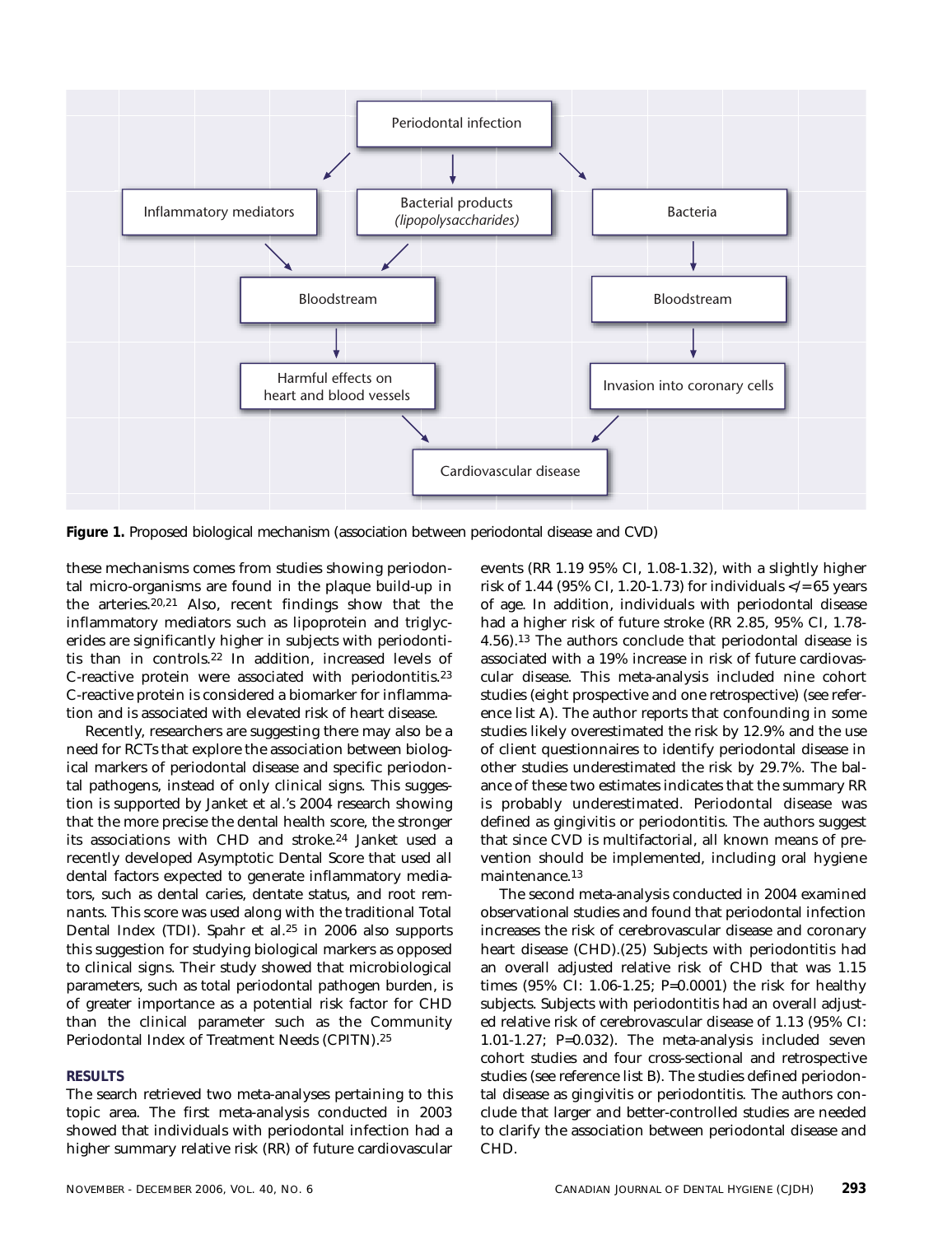**Figure 1.** Proposed biological mechanism (association between periodontal disease and CVD)

these mechanisms comes from studies showing periodontal micro-organisms are found in the plaque build-up in the arteries.[20,21] Also, recent findings show that the inflammatory mediators such as lipoprotein and triglycerides are significantly higher in subjects with periodontitis than in controls.[22] In addition, increased levels of C-reactive protein were associated with periodontitis.[23] C-reactive protein is considered a biomarker for inflammation and is associated with elevated risk of heart disease.

Recently, researchers are suggesting there may also be a need for RCTs that explore the association between biological markers of periodontal disease and specific periodontal pathogens, instead of only clinical signs. This suggestion is supported by Janket et al.'s 2004 research showing that the more precise the dental health score, the stronger its associations with CHD and stroke.[24] Janket used a recently developed Asymptotic Dental Score that used all dental factors expected to generate inflammatory mediators, such as dental caries, dentate status, and root remnants. This score was used along with the traditional Total Dental Index (TDI). Spahr et al.[25] in 2006 also supports this suggestion for studying biological markers as opposed to clinical signs. Their study showed that microbiological parameters, such as total periodontal pathogen burden, is of greater importance as a potential risk factor for CHD than the clinical parameter such as the Community Periodontal Index of Treatment Needs (CPITN).[25]

## RESULTS

The search retrieved two meta-analyses pertaining to this topic area. The first meta-analysis conducted in 2003 showed that individuals with periodontal infection had a higher summary relative risk (RR) of future cardiovascular events (RR 1.19 95% CI, 1.08-1.32), with a slightly higher risk of 1.44 (95% CI, 1.20-1.73) for individuals </= 65 years of age. In addition, individuals with periodontal disease had a higher risk of future stroke (RR 2.85, 95% CI, 1.78-4.56).[13] The authors conclude that periodontal disease is associated with a 19% increase in risk of future cardiovascular disease. This meta-analysis included nine cohort studies (eight prospective and one retrospective) (see reference list A). The author reports that confounding in some studies likely overestimated the risk by 12.9% and the use of client questionnaires to identify periodontal disease in other studies underestimated the risk by 29.7%. The balance of these two estimates indicates that the summary RR is probably underestimated. Periodontal disease was defined as gingivitis or periodontitis. The authors suggest that since CVD is multifactorial, all known means of prevention should be implemented, including oral hygiene maintenance.[13]

The second meta-analysis conducted in 2004 examined observational studies and found that periodontal infection increases the risk of cerebrovascular disease and coronary heart disease (CHD).(25) Subjects with periodontitis had an overall adjusted relative risk of CHD that was 1.15 times (95% CI: 1.06-1.25; P=0.0001) the risk for healthy subjects. Subjects with periodontitis had an overall adjusted relative risk of cerebrovascular disease of 1.13 (95% CI: 1.01-1.27; P=0.032). The meta-analysis included seven cohort studies and four cross-sectional and retrospective studies (see reference list B). The studies defined periodontal disease as gingivitis or periodontitis. The authors conclude that larger and better-controlled studies are needed to clarify the association between periodontal disease and CHD.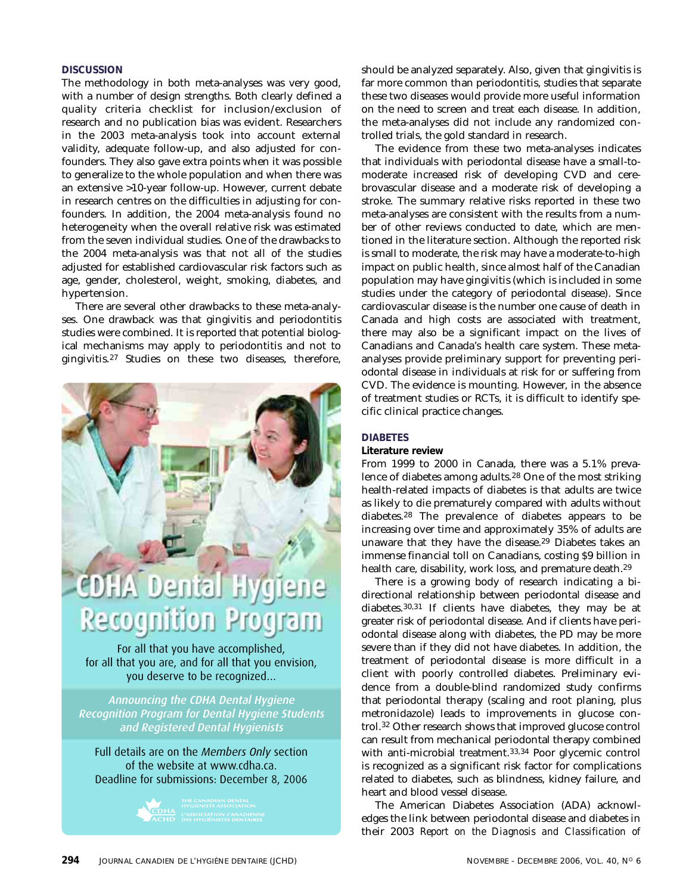## DISCUSSION

The methodology in both meta-analyses was very good, with a number of design strengths. Both clearly defined a quality criteria checklist for inclusion/exclusion of research and no publication bias was evident. Researchers in the 2003 meta-analysis took into account external validity, adequate follow-up, and also adjusted for confounders. They also gave extra points when it was possible to generalize to the whole population and when there was an extensive >10-year follow-up. However, current debate in research centres on the difficulties in adjusting for confounders. In addition, the 2004 meta-analysis found no heterogeneity when the overall relative risk was estimated from the seven individual studies. One of the drawbacks to the 2004 meta-analysis was that not all of the studies adjusted for established cardiovascular risk factors such as age, gender, cholesterol, weight, smoking, diabetes, and hypertension.

There are several other drawbacks to these meta-analyses. One drawback was that gingivitis and periodontitis studies were combined. It is reported that potential biological mechanisms may apply to periodontitis and not to gingivitis.[27] Studies on these two diseases, therefore, should be analyzed separately. Also, given that gingivitis is far more common than periodontitis, studies that separate these two diseases would provide more useful information on the need to screen and treat each disease. In addition, the meta-analyses did not include any randomized controlled trials, the gold standard in research.

The evidence from these two meta-analyses indicates that individuals with periodontal disease have a small-to-moderate increased risk of developing CVD and cerebrovascular disease and a moderate risk of developing a stroke. The summary relative risks reported in these two meta-analyses are consistent with the results from a number of other reviews conducted to date, which are mentioned in the literature section. Although the reported risk is small to moderate, the risk may have a moderate-to-high impact on public health, since almost half of the Canadian population may have gingivitis (which is included in some studies under the category of periodontal disease). Since cardiovascular disease is the number one cause of death in Canada and high costs are associated with treatment, there may also be a significant impact on the lives of Canadians and Canada's health care system. These meta-analyses provide preliminary support for preventing periodontal disease in individuals at risk for or suffering from CVD. The evidence is mounting. However, in the absence of treatment studies or RCTs, it is difficult to identify specific clinical practice changes.

## DIABETES

### Literature review

From 1999 to 2000 in Canada, there was a 5.1% prevalence of diabetes among adults.[28] One of the most striking health-related impacts of diabetes is that adults are twice as likely to die prematurely compared with adults without diabetes.[28] The prevalence of diabetes appears to be increasing over time and approximately 35% of adults are unaware that they have the disease.[29] Diabetes takes an immense financial toll on Canadians, costing $9 billion in health care, disability, work loss, and premature death.[29]

There is a growing body of research indicating a bidirectional relationship between periodontal disease and diabetes.[30,31] If clients have diabetes, they may be at greater risk of periodontal disease. And if clients have periodontal disease along with diabetes, the PD may be more severe than if they did not have diabetes. In addition, the treatment of periodontal disease is more difficult in a client with poorly controlled diabetes. Preliminary evidence from a double-blind randomized study confirms that periodontal therapy (scaling and root planing, plus metronidazole) leads to improvements in glucose control.[32] Other research shows that improved glucose control can result from mechanical periodontal therapy combined with anti-microbial treatment.[33,34] Poor glycemic control is recognized as a significant risk factor for complications related to diabetes, such as blindness, kidney failure, and heart and blood vessel disease.

The American Diabetes Association (ADA) acknowledges the link between periodontal disease and diabetes in their 2003 *Report on the Diagnosis and Classification of*

# CDHA Dental Hygiene Recognition Program

For all that you have accomplished, for all that you are, and for all that you envision, you deserve to be recognized...

*Announcing the CDHA Dental Hygiene Recognition Program for Dental Hygiene Students and Registered Dental Hygienists*

Full details are on the *Members Only* section of the website at www.cdha.ca.
Deadline for submissions: December 8, 2006

CDHA ACHD — The Canadian Dental Hygienists Association / L'Association canadienne des hygiénistes dentaires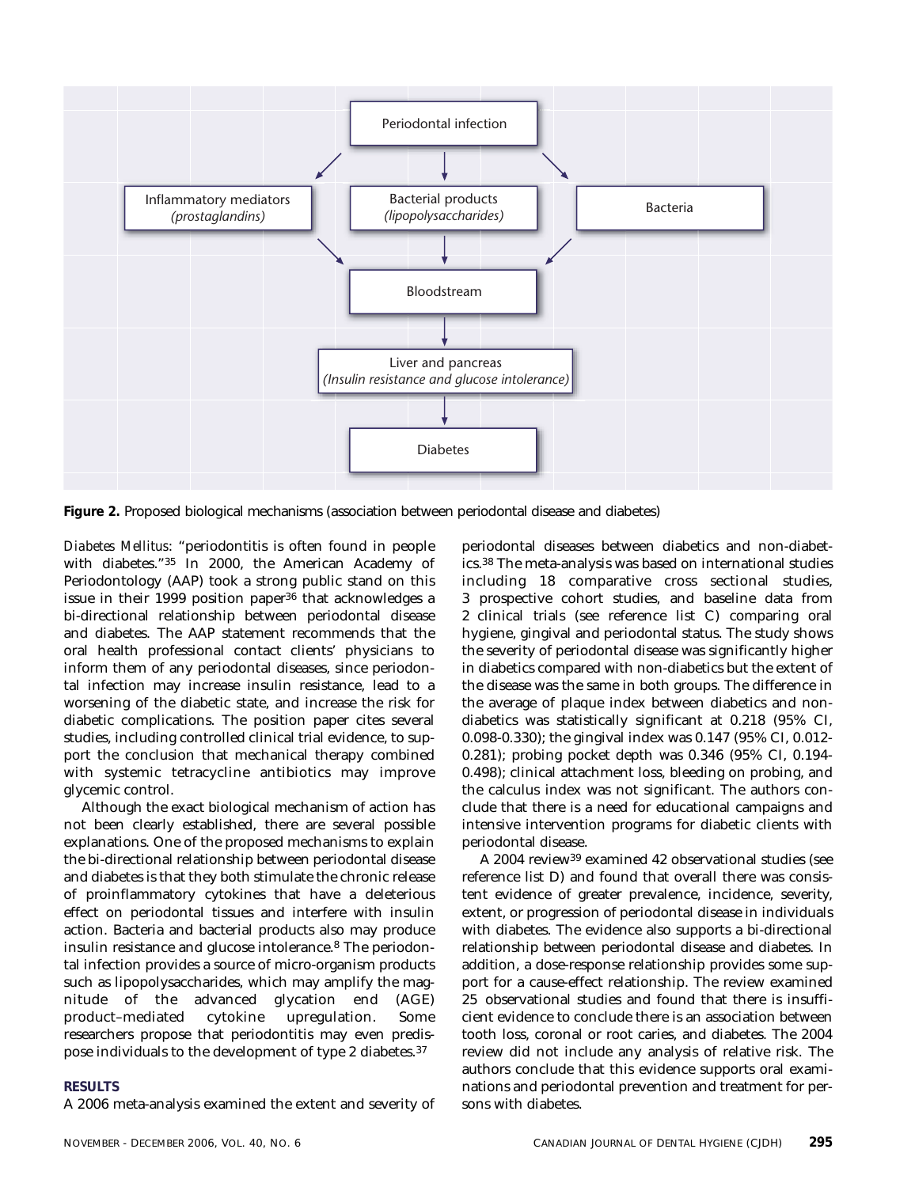Periodontal infection

Inflammatory mediators *(prostaglandins)*

Bacterial products *(lipopolysaccharides)*

Bacteria

Bloodstream

Liver and pancreas *(Insulin resistance and glucose intolerance)*

Diabetes

**Figure 2.** Proposed biological mechanisms (association between periodontal disease and diabetes)

*Diabetes Mellitus*: "periodontitis is often found in people with diabetes."[35] In 2000, the American Academy of Periodontology (AAP) took a strong public stand on this issue in their 1999 position paper[36] that acknowledges a bi-directional relationship between periodontal disease and diabetes. The AAP statement recommends that the oral health professional contact clients' physicians to inform them of any periodontal diseases, since periodontal infection may increase insulin resistance, lead to a worsening of the diabetic state, and increase the risk for diabetic complications. The position paper cites several studies, including controlled clinical trial evidence, to support the conclusion that mechanical therapy combined with systemic tetracycline antibiotics may improve glycemic control.

Although the exact biological mechanism of action has not been clearly established, there are several possible explanations. One of the proposed mechanisms to explain the bi-directional relationship between periodontal disease and diabetes is that they both stimulate the chronic release of proinflammatory cytokines that have a deleterious effect on periodontal tissues and interfere with insulin action. Bacteria and bacterial products also may produce insulin resistance and glucose intolerance.[8] The periodontal infection provides a source of micro-organism products such as lipopolysaccharides, which may amplify the magnitude of the advanced glycation end (AGE) product–mediated cytokine upregulation. Some researchers propose that periodontitis may even predispose individuals to the development of type 2 diabetes.[37]

## RESULTS

A 2006 meta-analysis examined the extent and severity of periodontal diseases between diabetics and non-diabetics.[38] The meta-analysis was based on international studies including 18 comparative cross sectional studies, 3 prospective cohort studies, and baseline data from 2 clinical trials (see reference list C) comparing oral hygiene, gingival and periodontal status. The study shows the severity of periodontal disease was significantly higher in diabetics compared with non-diabetics but the extent of the disease was the same in both groups. The difference in the average of plaque index between diabetics and non-diabetics was statistically significant at 0.218 (95% CI, 0.098-0.330); the gingival index was 0.147 (95% CI, 0.012-0.281); probing pocket depth was 0.346 (95% CI, 0.194-0.498); clinical attachment loss, bleeding on probing, and the calculus index was not significant. The authors conclude that there is a need for educational campaigns and intensive intervention programs for diabetic clients with periodontal disease.

A 2004 review[39] examined 42 observational studies (see reference list D) and found that overall there was consistent evidence of greater prevalence, incidence, severity, extent, or progression of periodontal disease in individuals with diabetes. The evidence also supports a bi-directional relationship between periodontal disease and diabetes. In addition, a dose-response relationship provides some support for a cause-effect relationship. The review examined 25 observational studies and found that there is insufficient evidence to conclude there is an association between tooth loss, coronal or root caries, and diabetes. The 2004 review did not include any analysis of relative risk. The authors conclude that this evidence supports oral examinations and periodontal prevention and treatment for persons with diabetes.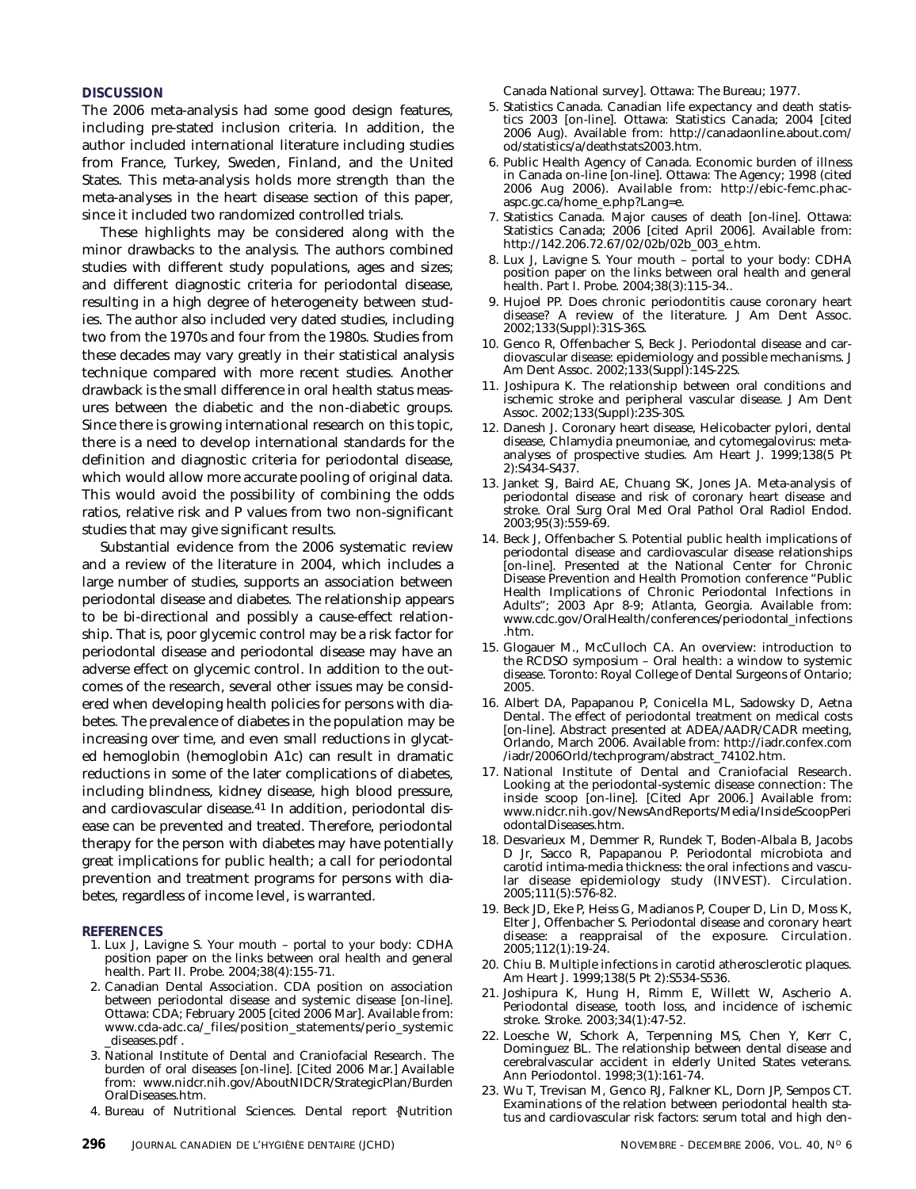## DISCUSSION

The 2006 meta-analysis had some good design features, including pre-stated inclusion criteria. In addition, the author included international literature including studies from France, Turkey, Sweden, Finland, and the United States. This meta-analysis holds more strength than the meta-analyses in the heart disease section of this paper, since it included two randomized controlled trials.

These highlights may be considered along with the minor drawbacks to the analysis. The authors combined studies with different study populations, ages and sizes; and different diagnostic criteria for periodontal disease, resulting in a high degree of heterogeneity between studies. The author also included very dated studies, including two from the 1970s and four from the 1980s. Studies from these decades may vary greatly in their statistical analysis technique compared with more recent studies. Another drawback is the small difference in oral health status measures between the diabetic and the non-diabetic groups. Since there is growing international research on this topic, there is a need to develop international standards for the definition and diagnostic criteria for periodontal disease, which would allow more accurate pooling of original data. This would avoid the possibility of combining the odds ratios, relative risk and P values from two non-significant studies that may give significant results.

Substantial evidence from the 2006 systematic review and a review of the literature in 2004, which includes a large number of studies, supports an association between periodontal disease and diabetes. The relationship appears to be bi-directional and possibly a cause-effect relationship. That is, poor glycemic control may be a risk factor for periodontal disease and periodontal disease may have an adverse effect on glycemic control. In addition to the outcomes of the research, several other issues may be considered when developing health policies for persons with diabetes. The prevalence of diabetes in the population may be increasing over time, and even small reductions in glycated hemoglobin (hemoglobin A1c) can result in dramatic reductions in some of the later complications of diabetes, including blindness, kidney disease, high blood pressure, and cardiovascular disease.[41] In addition, periodontal disease can be prevented and treated. Therefore, periodontal therapy for the person with diabetes may have potentially great implications for public health; a call for periodontal prevention and treatment programs for persons with diabetes, regardless of income level, is warranted.

## REFERENCES

1. Lux J, Lavigne S. Your mouth – portal to your body: CDHA position paper on the links between oral health and general health. Part II. Probe. 2004;38(4):155-71.
2. Canadian Dental Association. CDA position on association between periodontal disease and systemic disease [on-line]. Ottawa: CDA; February 2005 [cited 2006 Mar]. Available from: www.cda-adc.ca/_files/position_statements/perio_systemic_diseases.pdf .
3. National Institute of Dental and Craniofacial Research. The burden of oral diseases [on-line]. [Cited 2006 Mar.] Available from: www.nidcr.nih.gov/AboutNIDCR/StrategicPlan/BurdenOralDiseases.htm.
4. Bureau of Nutritional Sciences. Dental report {Nutrition Canada National survey]. Ottawa: The Bureau; 1977.
5. Statistics Canada. Canadian life expectancy and death statistics 2003 [on-line]. Ottawa: Statistics Canada; 2004 [cited 2006 Aug). Available from: http://canadaonline.about.com/od/statistics/a/deathstats2003.htm.
6. Public Health Agency of Canada. Economic burden of illness in Canada on-line [on-line]. Ottawa: The Agency; 1998 (cited 2006 Aug 2006). Available from: http://ebic-femc.phac-aspc.gc.ca/home_e.php?Lang=e.
7. Statistics Canada. Major causes of death [on-line]. Ottawa: Statistics Canada; 2006 [cited April 2006]. Available from: http://142.206.72.67/02/02b/02b_003_e.htm.
8. Lux J, Lavigne S. Your mouth – portal to your body: CDHA position paper on the links between oral health and general health. Part I. Probe. 2004;38(3):115-34..
9. Hujoel PP. Does chronic periodontitis cause coronary heart disease? A review of the literature. J Am Dent Assoc. 2002;133(Suppl):31S-36S.
10. Genco R, Offenbacher S, Beck J. Periodontal disease and cardiovascular disease: epidemiology and possible mechanisms. J Am Dent Assoc. 2002;133(Suppl):14S-22S.
11. Joshipura K. The relationship between oral conditions and ischemic stroke and peripheral vascular disease. J Am Dent Assoc. 2002;133(Suppl):23S-30S.
12. Danesh J. Coronary heart disease, Helicobacter pylori, dental disease, Chlamydia pneumoniae, and cytomegalovirus: meta-analyses of prospective studies. Am Heart J. 1999;138(5 Pt 2):S434-S437.
13. Janket SJ, Baird AE, Chuang SK, Jones JA. Meta-analysis of periodontal disease and risk of coronary heart disease and stroke. Oral Surg Oral Med Oral Pathol Oral Radiol Endod. 2003;95(3):559-69.
14. Beck J, Offenbacher S. Potential public health implications of periodontal disease and cardiovascular disease relationships [on-line]. Presented at the National Center for Chronic Disease Prevention and Health Promotion conference "Public Health Implications of Chronic Periodontal Infections in Adults"; 2003 Apr 8-9; Atlanta, Georgia. Available from: www.cdc.gov/OralHealth/conferences/periodontal_infections.htm.
15. Glogauer M., McCulloch CA. An overview: introduction to the RCDSO symposium – Oral health: a window to systemic disease. Toronto: Royal College of Dental Surgeons of Ontario; 2005.
16. Albert DA, Papapanou P, Conicella ML, Sadowsky D, Aetna Dental. The effect of periodontal treatment on medical costs [on-line]. Abstract presented at ADEA/AADR/CADR meeting, Orlando, March 2006. Available from: http://iadr.confex.com/iadr/2006Orld/techprogram/abstract_74102.htm.
17. National Institute of Dental and Craniofacial Research. Looking at the periodontal-systemic disease connection: The inside scoop [on-line]. [Cited Apr 2006.] Available from: www.nidcr.nih.gov/NewsAndReports/Media/InsideScoopPeriodontalDiseases.htm.
18. Desvarieux M, Demmer R, Rundek T, Boden-Albala B, Jacobs D Jr, Sacco R, Papapanou P. Periodontal microbiota and carotid intima-media thickness: the oral infections and vascular disease epidemiology study (INVEST). Circulation. 2005;111(5):576-82.
19. Beck JD, Eke P, Heiss G, Madianos P, Couper D, Lin D, Moss K, Elter J, Offenbacher S. Periodontal disease and coronary heart disease: a reappraisal of the exposure. Circulation. 2005;112(1):19-24.
20. Chiu B. Multiple infections in carotid atherosclerotic plaques. Am Heart J. 1999;138(5 Pt 2):S534-S536.
21. Joshipura K, Hung H, Rimm E, Willett W, Ascherio A. Periodontal disease, tooth loss, and incidence of ischemic stroke. Stroke. 2003;34(1):47-52.
22. Loesche W, Schork A, Terpenning MS, Chen Y, Kerr C, Dominguez BL. The relationship between dental disease and cerebralvascular accident in elderly United States veterans. Ann Periodontol. 1998;3(1):161-74.
23. Wu T, Trevisan M, Genco RJ, Falkner KL, Dorn JP, Sempos CT. Examinations of the relation between periodontal health status and cardiovascular risk factors: serum total and high den-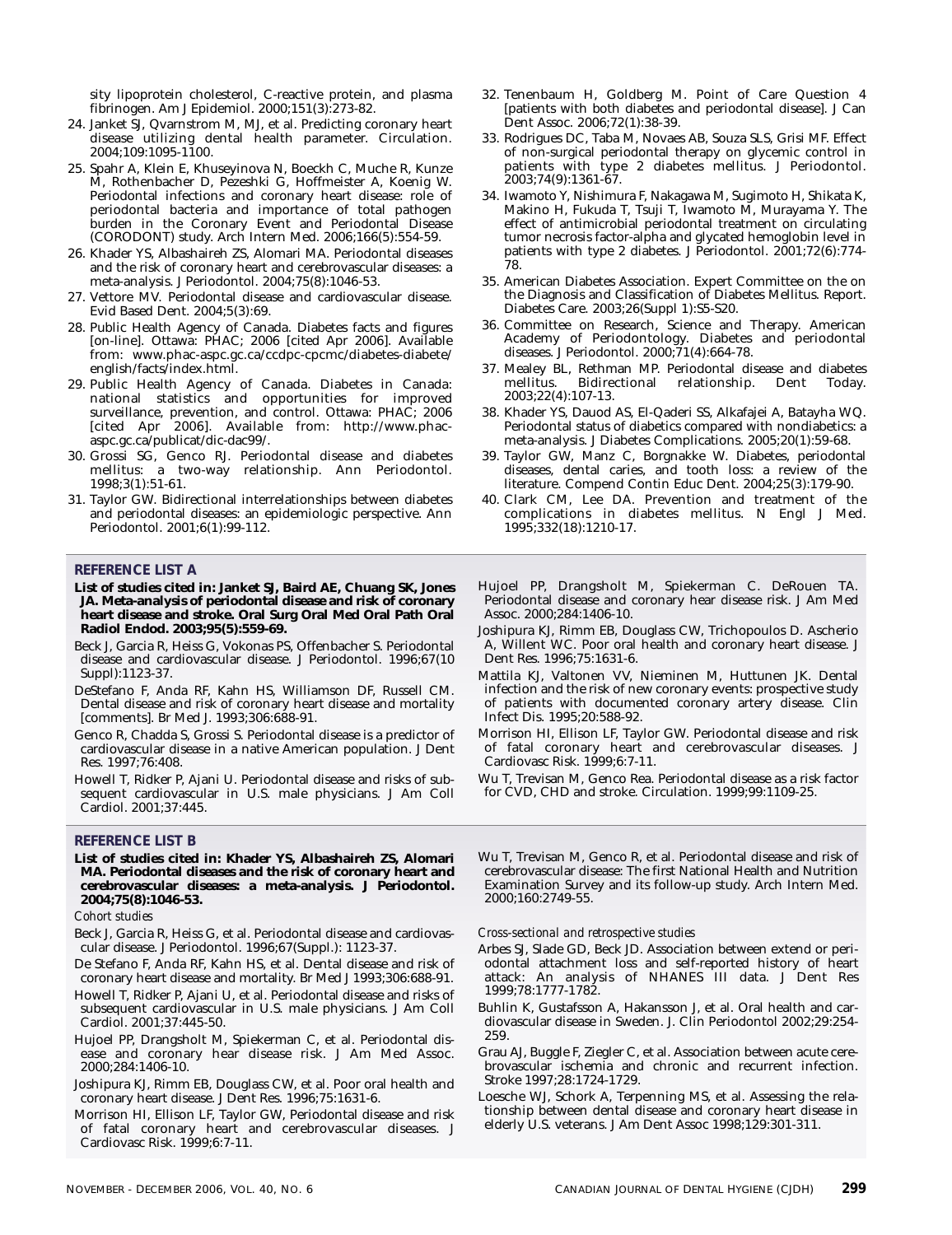sity lipoprotein cholesterol, C-reactive protein, and plasma fibrinogen. Am J Epidemiol. 2000;151(3):273-82.

24. Janket SJ, Qvarnstrom M, MJ, et al. Predicting coronary heart disease utilizing dental health parameter. Circulation. 2004;109:1095-1100.
25. Spahr A, Klein E, Khuseyinova N, Boeckh C, Muche R, Kunze M, Rothenbacher D, Pezeshki G, Hoffmeister A, Koenig W. Periodontal infections and coronary heart disease: role of periodontal bacteria and importance of total pathogen burden in the Coronary Event and Periodontal Disease (CORODONT) study. Arch Intern Med. 2006;166(5):554-59.
26. Khader YS, Albashaireh ZS, Alomari MA. Periodontal diseases and the risk of coronary heart and cerebrovascular diseases: a meta-analysis. J Periodontol. 2004;75(8):1046-53.
27. Vettore MV. Periodontal disease and cardiovascular disease. Evid Based Dent. 2004;5(3):69.
28. Public Health Agency of Canada. Diabetes facts and figures [on-line]. Ottawa: PHAC; 2006 [cited Apr 2006]. Available from: www.phac-aspc.gc.ca/ccdpc-cpcmc/diabetes-diabete/english/facts/index.html.
29. Public Health Agency of Canada. Diabetes in Canada: national statistics and opportunities for improved surveillance, prevention, and control. Ottawa: PHAC; 2006 [cited Apr 2006]. Available from: http://www.phac-aspc.gc.ca/publicat/dic-dac99/.
30. Grossi SG, Genco RJ. Periodontal disease and diabetes mellitus: a two-way relationship. Ann Periodontol. 1998;3(1):51-61.
31. Taylor GW. Bidirectional interrelationships between diabetes and periodontal diseases: an epidemiologic perspective. Ann Periodontol. 2001;6(1):99-112.
32. Tenenbaum H, Goldberg M. Point of Care Question 4 [patients with both diabetes and periodontal disease]. J Can Dent Assoc. 2006;72(1):38-39.
33. Rodrigues DC, Taba M, Novaes AB, Souza SLS, Grisi MF. Effect of non-surgical periodontal therapy on glycemic control in patients with type 2 diabetes mellitus. J Periodontol. 2003;74(9):1361-67.
34. Iwamoto Y, Nishimura F, Nakagawa M, Sugimoto H, Shikata K, Makino H, Fukuda T, Tsuji T, Iwamoto M, Murayama Y. The effect of antimicrobial periodontal treatment on circulating tumor necrosis factor-alpha and glycated hemoglobin level in patients with type 2 diabetes. J Periodontol. 2001;72(6):774-78.
35. American Diabetes Association. Expert Committee on the on the Diagnosis and Classification of Diabetes Mellitus. Report. Diabetes Care. 2003;26(Suppl 1):S5-S20.
36. Committee on Research, Science and Therapy. American Academy of Periodontology. Diabetes and periodontal diseases. J Periodontol. 2000;71(4):664-78.
37. Mealey BL, Rethman MP. Periodontal disease and diabetes mellitus. Bidirectional relationship. Dent Today. 2003;22(4):107-13.
38. Khader YS, Dauod AS, El-Qaderi SS, Alkafajei A, Batayha WQ. Periodontal status of diabetics compared with nondiabetics: a meta-analysis. J Diabetes Complications. 2005;20(1):59-68.
39. Taylor GW, Manz C, Borgnakke W. Diabetes, periodontal diseases, dental caries, and tooth loss: a review of the literature. Compend Contin Educ Dent. 2004;25(3):179-90.
40. Clark CM, Lee DA. Prevention and treatment of the complications in diabetes mellitus. N Engl J Med. 1995;332(18):1210-17.

## REFERENCE LIST A

**List of studies cited in: Janket SJ, Baird AE, Chuang SK, Jones JA. Meta-analysis of periodontal disease and risk of coronary heart disease and stroke. Oral Surg Oral Med Oral Path Oral Radiol Endod. 2003;95(5):559-69.**

Beck J, Garcia R, Heiss G, Vokonas PS, Offenbacher S. Periodontal disease and cardiovascular disease. J Periodontol. 1996;67(10 Suppl):1123-37.

DeStefano F, Anda RF, Kahn HS, Williamson DF, Russell CM. Dental disease and risk of coronary heart disease and mortality [comments]. Br Med J. 1993;306:688-91.

Genco R, Chadda S, Grossi S. Periodontal disease is a predictor of cardiovascular disease in a native American population. J Dent Res. 1997;76:408.

Howell T, Ridker P, Ajani U. Periodontal disease and risks of subsequent cardiovascular in U.S. male physicians. J Am Coll Cardiol. 2001;37:445.

Hujoel PP, Drangsholt M, Spiekerman C. DeRouen TA. Periodontal disease and coronary hear disease risk. J Am Med Assoc. 2000;284:1406-10.

Joshipura KJ, Rimm EB, Douglass CW, Trichopoulos D. Ascherio A, Willent WC. Poor oral health and coronary heart disease. J Dent Res. 1996;75:1631-6.

Mattila KJ, Valtonen VV, Nieminen M, Huttunen JK. Dental infection and the risk of new coronary events: prospective study of patients with documented coronary artery disease. Clin Infect Dis. 1995;20:588-92.

Morrison HI, Ellison LF, Taylor GW. Periodontal disease and risk of fatal coronary heart and cerebrovascular diseases. J Cardiovasc Risk. 1999;6:7-11.

Wu T, Trevisan M, Genco Rea. Periodontal disease as a risk factor for CVD, CHD and stroke. Circulation. 1999;99:1109-25.

## REFERENCE LIST B

**List of studies cited in: Khader YS, Albashaireh ZS, Alomari MA. Periodontal diseases and the risk of coronary heart and cerebrovascular diseases: a meta-analysis. J Periodontol. 2004;75(8):1046-53.**

*Cohort studies*

Beck J, Garcia R, Heiss G, et al. Periodontal disease and cardiovascular disease. J Periodontol. 1996;67(Suppl.): 1123-37.

De Stefano F, Anda RF, Kahn HS, et al. Dental disease and risk of coronary heart disease and mortality. Br Med J 1993;306:688-91.

Howell T, Ridker P, Ajani U, et al. Periodontal disease and risks of subsequent cardiovascular in U.S. male physicians. J Am Coll Cardiol. 2001;37:445-50.

Hujoel PP, Drangsholt M, Spiekerman C, et al. Periodontal disease and coronary hear disease risk. J Am Med Assoc. 2000;284:1406-10.

Joshipura KJ, Rimm EB, Douglass CW, et al. Poor oral health and coronary heart disease. J Dent Res. 1996;75:1631-6.

Morrison HI, Ellison LF, Taylor GW, Periodontal disease and risk of fatal coronary heart and cerebrovascular diseases. J Cardiovasc Risk. 1999;6:7-11.

Wu T, Trevisan M, Genco R, et al. Periodontal disease and risk of cerebrovascular disease: The first National Health and Nutrition Examination Survey and its follow-up study. Arch Intern Med. 2000;160:2749-55.

*Cross-sectional and retrospective studies*

Arbes SJ, Slade GD, Beck JD. Association between extend or periodontal attachment loss and self-reported history of heart attack: An analysis of NHANES III data. J Dent Res 1999;78:1777-1782.

Buhlin K, Gustafsson A, Hakansson J, et al. Oral health and cardiovascular disease in Sweden. J. Clin Periodontol 2002;29:254-259.

Grau AJ, Buggle F, Ziegler C, et al. Association between acute cerebrovascular ischemia and chronic and recurrent infection. Stroke 1997;28:1724-1729.

Loesche WJ, Schork A, Terpenning MS, et al. Assessing the relationship between dental disease and coronary heart disease in elderly U.S. veterans. J Am Dent Assoc 1998;129:301-311.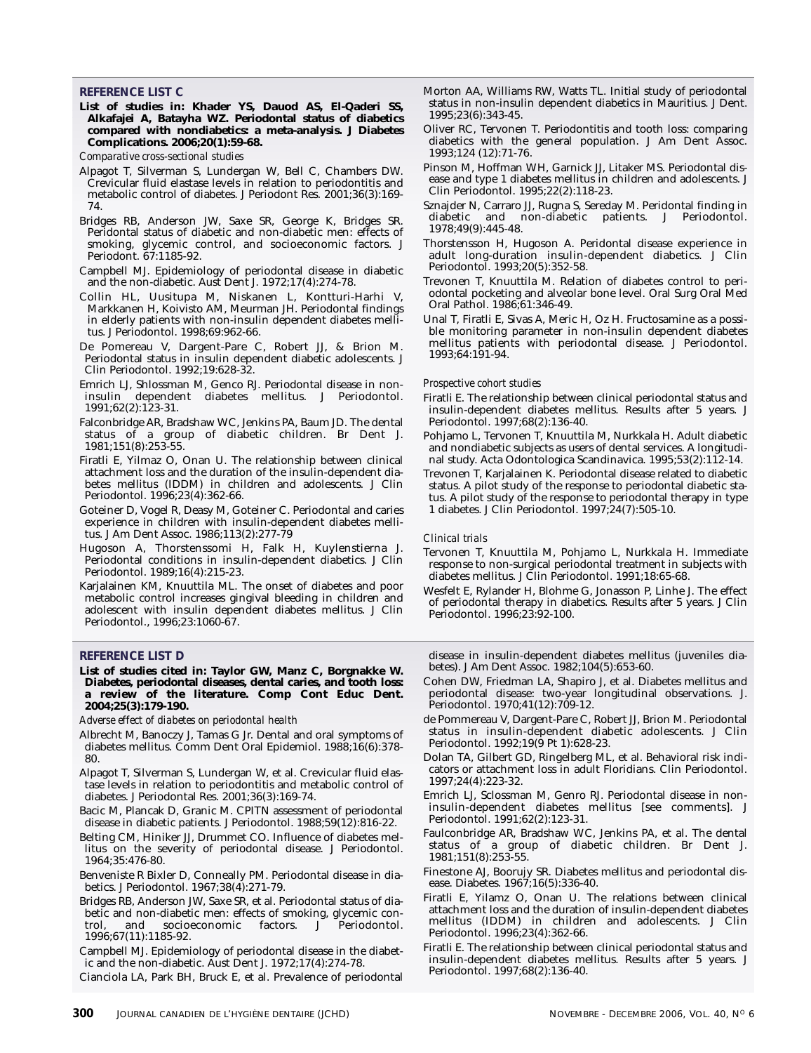## REFERENCE LIST C

**List of studies in: Khader YS, Dauod AS, El-Qaderi SS, Alkafajei A, Batayha WZ. Periodontal status of diabetics compared with nondiabetics: a meta-analysis. J Diabetes Complications. 2006;20(1):59-68.**

*Comparative cross-sectional studies*

Alpagot T, Silverman S, Lundergan W, Bell C, Chambers DW. Crevicular fluid elastase levels in relation to periodontitis and metabolic control of diabetes. J Periodont Res. 2001;36(3):169-74.

Bridges RB, Anderson JW, Saxe SR, George K, Bridges SR. Peridontal status of diabetic and non-diabetic men: effects of smoking, glycemic control, and socioeconomic factors. J Periodont. 67:1185-92.

Campbell MJ. Epidemiology of periodontal disease in diabetic and the non-diabetic. Aust Dent J. 1972;17(4):274-78.

Collin HL, Uusitupa M, Niskanen L, Kontturi-Harhi V, Markkanen H, Koivisto AM, Meurman JH. Periodontal findings in elderly patients with non-insulin dependent diabetes mellitus. J Periodontol. 1998;69:962-66.

De Pomereau V, Dargent-Pare C, Robert JJ, & Brion M. Periodontal status in insulin dependent diabetic adolescents. J Clin Periodontol. 1992;19:628-32.

Emrich LJ, Shlossman M, Genco RJ. Periodontal disease in non-insulin dependent diabetes mellitus. J Periodontol. 1991;62(2):123-31.

Falconbridge AR, Bradshaw WC, Jenkins PA, Baum JD. The dental status of a group of diabetic children. Br Dent J. 1981;151(8):253-55.

Firatli E, Yilmaz O, Onan U. The relationship between clinical attachment loss and the duration of the insulin-dependent diabetes mellitus (IDDM) in children and adolescents. J Clin Periodontol. 1996;23(4):362-66.

Goteiner D, Vogel R, Deasy M, Goteiner C. Periodontal and caries experience in children with insulin-dependent diabetes mellitus. J Am Dent Assoc. 1986;113(2):277-79

Hugoson A, Thorstenssomi H, Falk H, Kuylenstierna J. Periodontal conditions in insulin-dependent diabetics. J Clin Periodontol. 1989;16(4):215-23.

Karjalainen KM, Knuuttila ML. The onset of diabetes and poor metabolic control increases gingival bleeding in children and adolescent with insulin dependent diabetes mellitus. J Clin Periodontol., 1996;23:1060-67.

Morton AA, Williams RW, Watts TL. Initial study of periodontal status in non-insulin dependent diabetics in Mauritius. J Dent. 1995;23(6):343-45.

Oliver RC, Tervonen T. Periodontitis and tooth loss: comparing diabetics with the general population. J Am Dent Assoc. 1993;124 (12):71-76.

Pinson M, Hoffman WH, Garnick JJ, Litaker MS. Periodontal disease and type 1 diabetes mellitus in children and adolescents. J Clin Periodontol. 1995;22(2):118-23.

Sznajder N, Carraro JJ, Rugna S, Sereday M. Peridontal finding in diabetic and non-diabetic patients. J Periodontol. 1978;49(9):445-48.

Thorstensson H, Hugoson A. Peridontal disease experience in adult long-duration insulin-dependent diabetics. J Clin Periodontol. 1993;20(5):352-58.

Trevonen T, Knuuttila M. Relation of diabetes control to periodontal pocketing and alveolar bone level. Oral Surg Oral Med Oral Pathol. 1986;61:346-49.

Unal T, Firatli E, Sivas A, Meric H, Oz H. Fructosamine as a possible monitoring parameter in non-insulin dependent diabetes mellitus patients with periodontal disease. J Periodontol. 1993;64:191-94.

*Prospective cohort studies*

Firatli E. The relationship between clinical periodontal status and insulin-dependent diabetes mellitus. Results after 5 years. J Periodontol. 1997;68(2):136-40.

Pohjamo L, Tervonen T, Knuuttila M, Nurkkala H. Adult diabetic and nondiabetic subjects as users of dental services. A longitudinal study. Acta Odontologica Scandinavica. 1995;53(2):112-14.

Trevonen T, Karjalainen K. Periodontal disease related to diabetic status. A pilot study of the response to periodontal diabetic status. A pilot study of the response to periodontal therapy in type 1 diabetes. J Clin Periodontol. 1997;24(7):505-10.

*Clinical trials*

Tervonen T, Knuuttila M, Pohjamo L, Nurkkala H. Immediate response to non-surgical periodontal treatment in subjects with diabetes mellitus. J Clin Periodontol. 1991;18:65-68.

Wesfelt E, Rylander H, Blohme G, Jonasson P, Linhe J. The effect of periodontal therapy in diabetics. Results after 5 years. J Clin Periodontol. 1996;23:92-100.

## REFERENCE LIST D

**List of studies cited in: Taylor GW, Manz C, Borgnakke W. Diabetes, periodontal diseases, dental caries, and tooth loss: a review of the literature. Comp Cont Educ Dent. 2004;25(3):179-190.**

*Adverse effect of diabetes on periodontal health*

Albrecht M, Banoczy J, Tamas G Jr. Dental and oral symptoms of diabetes mellitus. Comm Dent Oral Epidemiol. 1988;16(6):378-80.

Alpagot T, Silverman S, Lundergan W, et al. Crevicular fluid elastase levels in relation to periodontitis and metabolic control of diabetes. J Periodontal Res. 2001;36(3):169-74.

Bacic M, Plancak D, Granic M. CPITN assessment of periodontal disease in diabetic patients. J Periodontol. 1988;59(12):816-22.

Belting CM, Hiniker JJ, Drummet CO. Influence of diabetes mellitus on the severity of periodontal disease. J Periodontol. 1964;35:476-80.

Benveniste R Bixler D, Conneally PM. Periodontal disease in diabetics. J Periodontol. 1967;38(4):271-79.

Bridges RB, Anderson JW, Saxe SR, et al. Periodontal status of diabetic and non-diabetic men: effects of smoking, glycemic control, and socioeconomic factors. J Periodontol. 1996;67(11):1185-92.

Campbell MJ. Epidemiology of periodontal disease in the diabetic and the non-diabetic. Aust Dent J. 1972;17(4):274-78.

Cianciola LA, Park BH, Bruck E, et al. Prevalence of periodontal disease in insulin-dependent diabetes mellitus (juveniles diabetes). J Am Dent Assoc. 1982;104(5):653-60.

Cohen DW, Friedman LA, Shapiro J, et al. Diabetes mellitus and periodontal disease: two-year longitudinal observations. J. Periodontol. 1970;41(12):709-12.

de Pommereau V, Dargent-Pare C, Robert JJ, Brion M. Periodontal status in insulin-dependent diabetic adolescents. J Clin Periodontol. 1992;19(9 Pt 1):628-23.

Dolan TA, Gilbert GD, Ringelberg ML, et al. Behavioral risk indicators or attachment loss in adult Floridians. Clin Periodontol. 1997;24(4):223-32.

Emrich LJ, Sclossman M, Genro RJ. Periodontal disease in non-insulin-dependent diabetes mellitus [see comments]. J Periodontol. 1991;62(2):123-31.

Faulconbridge AR, Bradshaw WC, Jenkins PA, et al. The dental status of a group of diabetic children. Br Dent J. 1981;151(8):253-55.

Finestone AJ, Boorujy SR. Diabetes mellitus and periodontal disease. Diabetes. 1967;16(5):336-40.

Firatli E, Yilamz O, Onan U. The relations between clinical attachment loss and the duration of insulin-dependent diabetes mellitus (IDDM) in children and adolescents. J Clin Periodontol. 1996;23(4):362-66.

Firatli E. The relationship between clinical periodontal status and insulin-dependent diabetes mellitus. Results after 5 years. J Periodontol. 1997;68(2):136-40.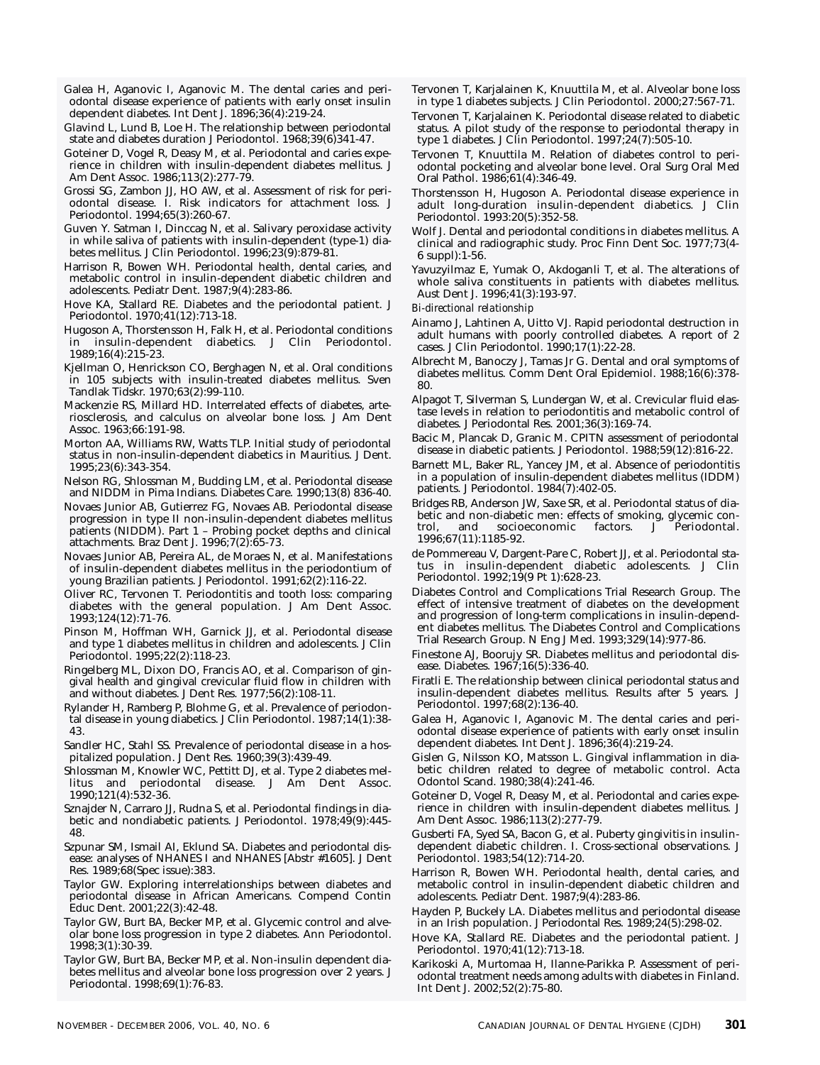Galea H, Aganovic I, Aganovic M. The dental caries and periodontal disease experience of patients with early onset insulin dependent diabetes. Int Dent J. 1896;36(4):219-24.

Glavind L, Lund B, Loe H. The relationship between periodontal state and diabetes duration J Periodontol. 1968;39(6)341-47.

Goteiner D, Vogel R, Deasy M, et al. Periodontal and caries experience in children with insulin-dependent diabetes mellitus. J Am Dent Assoc. 1986;113(2):277-79.

Grossi SG, Zambon JJ, HO AW, et al. Assessment of risk for periodontal disease. I. Risk indicators for attachment loss. J Periodontol. 1994;65(3):260-67.

Guven Y. Satman I, Dinccag N, et al. Salivary peroxidase activity in while saliva of patients with insulin-dependent (type-1) diabetes mellitus. J Clin Periodontol. 1996;23(9):879-81.

Harrison R, Bowen WH. Periodontal health, dental caries, and metabolic control in insulin-dependent diabetic children and adolescents. Pediatr Dent. 1987;9(4):283-86.

Hove KA, Stallard RE. Diabetes and the periodontal patient. J Periodontol. 1970;41(12):713-18.

Hugoson A, Thorstensson H, Falk H, et al. Periodontal conditions in insulin-dependent diabetics. J Clin Periodontol. 1989;16(4):215-23.

Kjellman O, Henrickson CO, Berghagen N, et al. Oral conditions in 105 subjects with insulin-treated diabetes mellitus. Sven Tandlak Tidskr. 1970;63(2):99-110.

Mackenzie RS, Millard HD. Interrelated effects of diabetes, arteriosclerosis, and calculus on alveolar bone loss. J Am Dent Assoc. 1963;66:191-98.

Morton AA, Williams RW, Watts TLP. Initial study of periodontal status in non-insulin-dependent diabetics in Mauritius. J Dent. 1995;23(6):343-354.

Nelson RG, Shlossman M, Budding LM, et al. Periodontal disease and NIDDM in Pima Indians. Diabetes Care. 1990;13(8) 836-40.

Novaes Junior AB, Gutierrez FG, Novaes AB. Periodontal disease progression in type II non-insulin-dependent diabetes mellitus patients (NIDDM). Part 1 – Probing pocket depths and clinical attachments. Braz Dent J. 1996;7(2):65-73.

Novaes Junior AB, Pereira AL, de Moraes N, et al. Manifestations of insulin-dependent diabetes mellitus in the periodontium of young Brazilian patients. J Periodontol. 1991;62(2):116-22.

Oliver RC, Tervonen T. Periodontitis and tooth loss: comparing diabetes with the general population. J Am Dent Assoc. 1993;124(12):71-76.

Pinson M, Hoffman WH, Garnick JJ, et al. Periodontal disease and type 1 diabetes mellitus in children and adolescents. J Clin Periodontol. 1995;22(2):118-23.

Ringelberg ML, Dixon DO, Francis AO, et al. Comparison of gingival health and gingival crevicular fluid flow in children with and without diabetes. J Dent Res. 1977;56(2):108-11.

Rylander H, Ramberg P, Blohme G, et al. Prevalence of periodontal disease in young diabetics. J Clin Periodontol. 1987;14(1):38-43.

Sandler HC, Stahl SS. Prevalence of periodontal disease in a hospitalized population. J Dent Res. 1960;39(3):439-49.

Shlossman M, Knowler WC, Pettitt DJ, et al. Type 2 diabetes mellitus and periodontal disease. J Am Dent Assoc. 1990;121(4):532-36.

Sznajder N, Carraro JJ, Rudna S, et al. Periodontal findings in diabetic and nondiabetic patients. J Periodontol. 1978;49(9):445-48.

Szpunar SM, Ismail AI, Eklund SA. Diabetes and periodontal disease: analyses of NHANES I and NHANES [Abstr #1605]. J Dent Res. 1989;68(Spec issue):383.

Taylor GW. Exploring interrelationships between diabetes and periodontal disease in African Americans. Compend Contin Educ Dent. 2001;22(3):42-48.

Taylor GW, Burt BA, Becker MP, et al. Glycemic control and alveolar bone loss progression in type 2 diabetes. Ann Periodontol. 1998;3(1):30-39.

Taylor GW, Burt BA, Becker MP, et al. Non-insulin dependent diabetes mellitus and alveolar bone loss progression over 2 years. J Periodontal. 1998;69(1):76-83.

Tervonen T, Karjalainen K, Knuuttila M, et al. Alveolar bone loss in type 1 diabetes subjects. J Clin Periodontol. 2000;27:567-71.

Tervonen T, Karjalainen K. Periodontal disease related to diabetic status. A pilot study of the response to periodontal therapy in type 1 diabetes. J Clin Periodontol. 1997;24(7):505-10.

Tervonen T, Knuuttila M. Relation of diabetes control to periodontal pocketing and alveolar bone level. Oral Surg Oral Med Oral Pathol. 1986;61(4):346-49.

Thorstensson H, Hugoson A. Periodontal disease experience in adult long-duration insulin-dependent diabetics. J Clin Periodontol. 1993:20(5):352-58.

Wolf J. Dental and periodontal conditions in diabetes mellitus. A clinical and radiographic study. Proc Finn Dent Soc. 1977;73(4-6 suppl):1-56.

Yavuzyilmaz E, Yumak O, Akdoganli T, et al. The alterations of whole saliva constituents in patients with diabetes mellitus. Aust Dent J. 1996;41(3):193-97.

*Bi-directional relationship*

Ainamo J, Lahtinen A, Uitto VJ. Rapid periodontal destruction in adult humans with poorly controlled diabetes. A report of 2 cases. J Clin Periodontol. 1990;17(1):22-28.

Albrecht M, Banoczy J, Tamas Jr G. Dental and oral symptoms of diabetes mellitus. Comm Dent Oral Epidemiol. 1988;16(6):378-80.

Alpagot T, Silverman S, Lundergan W, et al. Crevicular fluid elastase levels in relation to periodontitis and metabolic control of diabetes. J Periodontal Res. 2001;36(3):169-74.

Bacic M, Plancak D, Granic M. CPITN assessment of periodontal disease in diabetic patients. J Periodontol. 1988;59(12):816-22.

Barnett ML, Baker RL, Yancey JM, et al. Absence of periodontitis in a population of insulin-dependent diabetes mellitus (IDDM) patients. J Periodontol. 1984(7):402-05.

Bridges RB, Anderson JW, Saxe SR, et al. Periodontal status of diabetic and non-diabetic men: effects of smoking, glycemic control, and socioeconomic factors. J Periodontal. 1996;67(11):1185-92.

de Pommereau V, Dargent-Pare C, Robert JJ, et al. Periodontal status in insulin-dependent diabetic adolescents. J Clin Periodontol. 1992;19(9 Pt 1):628-23.

Diabetes Control and Complications Trial Research Group. The effect of intensive treatment of diabetes on the development and progression of long-term complications in insulin-dependent diabetes mellitus. The Diabetes Control and Complications Trial Research Group. N Eng J Med. 1993;329(14):977-86.

Finestone AJ, Boorujy SR. Diabetes mellitus and periodontal disease. Diabetes. 1967;16(5):336-40.

Firatli E. The relationship between clinical periodontal status and insulin-dependent diabetes mellitus. Results after 5 years. J Periodontol. 1997;68(2):136-40.

Galea H, Aganovic I, Aganovic M. The dental caries and periodontal disease experience of patients with early onset insulin dependent diabetes. Int Dent J. 1896;36(4):219-24.

Gislen G, Nilsson KO, Matsson L. Gingival inflammation in diabetic children related to degree of metabolic control. Acta Odontol Scand. 1980;38(4):241-46.

Goteiner D, Vogel R, Deasy M, et al. Periodontal and caries experience in children with insulin-dependent diabetes mellitus. J Am Dent Assoc. 1986;113(2):277-79.

Gusberti FA, Syed SA, Bacon G, et al. Puberty gingivitis in insulin-dependent diabetic children. I. Cross-sectional observations. J Periodontol. 1983;54(12):714-20.

Harrison R, Bowen WH. Periodontal health, dental caries, and metabolic control in insulin-dependent diabetic children and adolescents. Pediatr Dent. 1987;9(4):283-86.

Hayden P, Buckely LA. Diabetes mellitus and periodontal disease in an Irish population. J Periodontal Res. 1989;24(5):298-02.

Hove KA, Stallard RE. Diabetes and the periodontal patient. J Periodontol. 1970;41(12):713-18.

Karikoski A, Murtomaa H, Ilanne-Parikka P. Assessment of periodontal treatment needs among adults with diabetes in Finland. Int Dent J. 2002;52(2):75-80.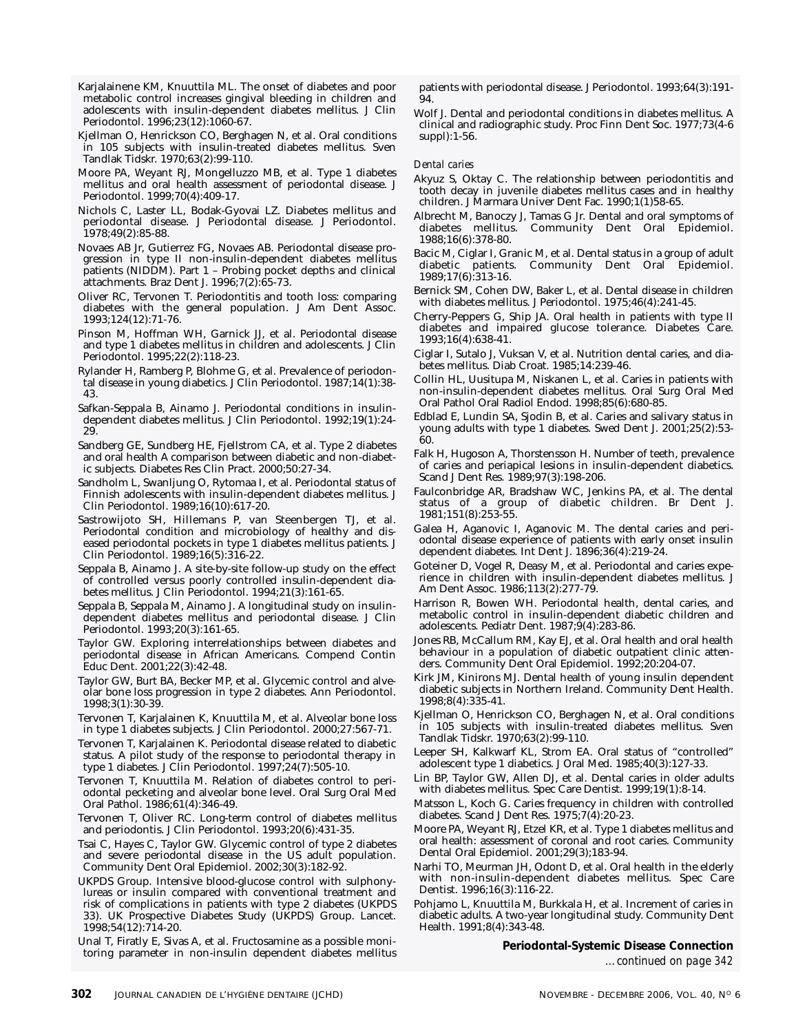Karjalainene KM, Knuuttila ML. The onset of diabetes and poor metabolic control increases gingival bleeding in children and adolescents with insulin-dependent diabetes mellitus. J Clin Periodontol. 1996;23(12):1060-67.

Kjellman O, Henrickson CO, Berghagen N, et al. Oral conditions in 105 subjects with insulin-treated diabetes mellitus. Sven Tandlak Tidskr. 1970;63(2):99-110.

Moore PA, Weyant RJ, Mongelluzzo MB, et al. Type 1 diabetes mellitus and oral health assessment of periodontal disease. J Periodontol. 1999;70(4):409-17.

Nichols C, Laster LL, Bodak-Gyovai LZ. Diabetes mellitus and periodontal disease. J Periodontal disease. J Periodontol. 1978;49(2):85-88.

Novaes AB Jr, Gutierrez FG, Novaes AB. Periodontal disease progression in type II non-insulin-dependent diabetes mellitus patients (NIDDM). Part 1 – Probing pocket depths and clinical attachments. Braz Dent J. 1996;7(2):65-73.

Oliver RC, Tervonen T. Periodontitis and tooth loss: comparing diabetes with the general population. J Am Dent Assoc. 1993;124(12):71-76.

Pinson M, Hoffman WH, Garnick JJ, et al. Periodontal disease and type 1 diabetes mellitus in children and adolescents. J Clin Periodontol. 1995;22(2):118-23.

Rylander H, Ramberg P, Blohme G, et al. Prevalence of periodontal disease in young diabetics. J Clin Periodontol. 1987;14(1):38-43.

Safkan-Seppala B, Ainamo J. Periodontal conditions in insulin-dependent diabetes mellitus. J Clin Periodontol. 1992;19(1):24-29.

Sandberg GE, Sundberg HE, Fjellstrom CA, et al. Type 2 diabetes and oral health A comparison between diabetic and non-diabetic subjects. Diabetes Res Clin Pract. 2000;50:27-34.

Sandholm L, Swanljung O, Rytomaa I, et al. Periodontal status of Finnish adolescents with insulin-dependent diabetes mellitus. J Clin Periodontol. 1989;16(10):617-20.

Sastrowijoto SH, Hillemans P, van Steenbergen TJ, et al. Periodontal condition and microbiology of healthy and diseased periodontal pockets in type 1 diabetes mellitus patients. J Clin Periodontol. 1989;16(5):316-22.

Seppala B, Ainamo J. A site-by-site follow-up study on the effect of controlled versus poorly controlled insulin-dependent diabetes mellitus. J Clin Periodontol. 1994;21(3):161-65.

Seppala B, Seppala M, Ainamo J. A longitudinal study on insulin-dependent diabetes mellitus and periodontal disease. J Clin Periodontol. 1993;20(3):161-65.

Taylor GW. Exploring interrelationships between diabetes and periodontal disease in African Americans. Compend Contin Educ Dent. 2001;22(3):42-48.

Taylor GW, Burt BA, Becker MP, et al. Glycemic control and alveolar bone loss progression in type 2 diabetes. Ann Periodontol. 1998;3(1):30-39.

Tervonen T, Karjalainen K, Knuuttila M, et al. Alveolar bone loss in type 1 diabetes subjects. J Clin Periodontol. 2000;27:567-71.

Tervonen T, Karjalainen K. Periodontal disease related to diabetic status. A pilot study of the response to periodontal therapy in type 1 diabetes. J Clin Periodontol. 1997;24(7):505-10.

Tervonen T, Knuuttila M. Relation of diabetes control to periodontal pecketing and alveolar bone level. Oral Surg Oral Med Oral Pathol. 1986;61(4):346-49.

Tervonen T, Oliver RC. Long-term control of diabetes mellitus and periodontis. J Clin Periodontol. 1993;20(6):431-35.

Tsai C, Hayes C, Taylor GW. Glycemic control of type 2 diabetes and severe periodontal disease in the US adult population. Community Dent Oral Epidemiol. 2002;30(3):182-92.

UKPDS Group. Intensive blood-glucose control with sulphonylureas or insulin compared with conventional treatment and risk of complications in patients with type 2 diabetes (UKPDS 33). UK Prospective Diabetes Study (UKPDS) Group. Lancet. 1998;54(12):714-20.

Unal T, Firatly E, Sivas A, et al. Fructosamine as a possible monitoring parameter in non-insulin dependent diabetes mellitus patients with periodontal disease. J Periodontol. 1993;64(3):191-94.

Wolf J. Dental and periodontal conditions in diabetes mellitus. A clinical and radiographic study. Proc Finn Dent Soc. 1977;73(4-6 suppl):1-56.

*Dental caries*

Akyuz S, Oktay C. The relationship between periodontitis and tooth decay in juvenile diabetes mellitus cases and in healthy children. J Marmara Univer Dent Fac. 1990;1(1)58-65.

Albrecht M, Banoczy J, Tamas G Jr. Dental and oral symptoms of diabetes mellitus. Community Dent Oral Epidemiol. 1988;16(6):378-80.

Bacic M, Ciglar I, Granic M, et al. Dental status in a group of adult diabetic patients. Community Dent Oral Epidemiol. 1989;17(6):313-16.

Bernick SM, Cohen DW, Baker L, et al. Dental disease in children with diabetes mellitus. J Periodontol. 1975;46(4):241-45.

Cherry-Peppers G, Ship JA. Oral health in patients with type II diabetes and impaired glucose tolerance. Diabetes Care. 1993;16(4):638-41.

Ciglar I, Sutalo J, Vuksan V, et al. Nutrition dental caries, and diabetes mellitus. Diab Croat. 1985;14:239-46.

Collin HL, Uusitupa M, Niskanen L, et al. Caries in patients with non-insulin-dependent diabetes mellitus. Oral Surg Oral Med Oral Pathol Oral Radiol Endod. 1998;85(6):680-85.

Edblad E, Lundin SA, Sjodin B, et al. Caries and salivary status in young adults with type 1 diabetes. Swed Dent J. 2001;25(2):53-60.

Falk H, Hugoson A, Thorstensson H. Number of teeth, prevalence of caries and periapical lesions in insulin-dependent diabetics. Scand J Dent Res. 1989;97(3):198-206.

Faulconbridge AR, Bradshaw WC, Jenkins PA, et al. The dental status of a group of diabetic children. Br Dent J. 1981;151(8):253-55.

Galea H, Aganovic I, Aganovic M. The dental caries and periodontal disease experience of patients with early onset insulin dependent diabetes. Int Dent J. 1896;36(4):219-24.

Goteiner D, Vogel R, Deasy M, et al. Periodontal and caries experience in children with insulin-dependent diabetes mellitus. J Am Dent Assoc. 1986;113(2):277-79.

Harrison R, Bowen WH. Periodontal health, dental caries, and metabolic control in insulin-dependent diabetic children and adolescents. Pediatr Dent. 1987;9(4):283-86.

Jones RB, McCallum RM, Kay EJ, et al. Oral health and oral health behaviour in a population of diabetic outpatient clinic attenders. Community Dent Oral Epidemiol. 1992;20:204-07.

Kirk JM, Kinirons MJ. Dental health of young insulin dependent diabetic subjects in Northern Ireland. Community Dent Health. 1998;8(4):335-41.

Kjellman O, Henrickson CO, Berghagen N, et al. Oral conditions in 105 subjects with insulin-treated diabetes mellitus. Sven Tandlak Tidskr. 1970;63(2):99-110.

Leeper SH, Kalkwarf KL, Strom EA. Oral status of "controlled" adolescent type 1 diabetics. J Oral Med. 1985;40(3):127-33.

Lin BP, Taylor GW, Allen DJ, et al. Dental caries in older adults with diabetes mellitus. Spec Care Dentist. 1999;19(1):8-14.

Matsson L, Koch G. Caries frequency in children with controlled diabetes. Scand J Dent Res. 1975;7(4):20-23.

Moore PA, Weyant RJ, Etzel KR, et al. Type 1 diabetes mellitus and oral health: assessment of coronal and root caries. Community Dental Oral Epidemiol. 2001;29(3);183-94.

Narhi TO, Meurman JH, Odont D, et al. Oral health in the elderly with non-insulin-dependent diabetes mellitus. Spec Care Dentist. 1996;16(3):116-22.

Pohjamo L, Knuuttila M, Burkkala H, et al. Increment of caries in diabetic adults. A two-year longitudinal study. Community Dent Health. 1991;8(4):343-48.

**Periodontal-Systemic Disease Connection**

*...continued on page 342*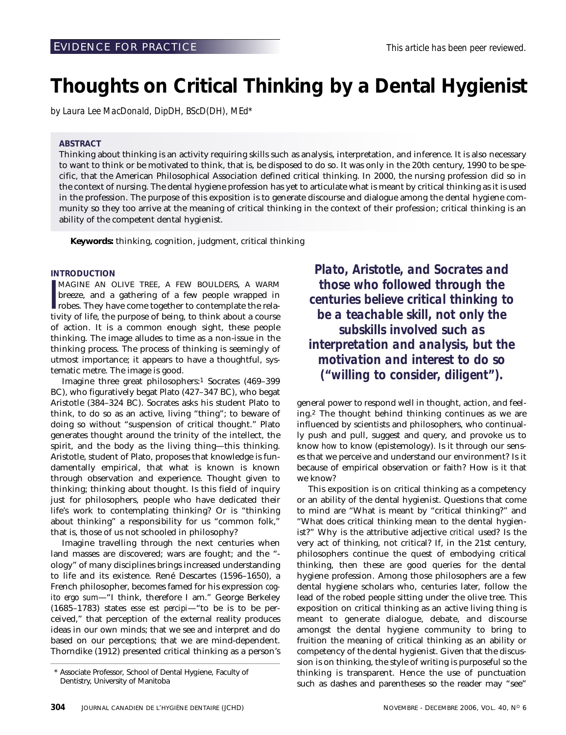EVIDENCE FOR PRACTICE

*This article has been peer reviewed.*

# Thoughts on Critical Thinking by a Dental Hygienist

*by Laura Lee MacDonald, DipDH, BScD(DH), MEd\**

**ABSTRACT**

Thinking about thinking is an activity requiring skills such as analysis, interpretation, and inference. It is also necessary to want to think or be motivated to think, that is, be disposed to do so. It was only in the 20th century, 1990 to be specific, that the American Philosophical Association defined critical thinking. In 2000, the nursing profession did so in the context of nursing. The dental hygiene profession has yet to articulate what is meant by critical thinking as it is used in the profession. The purpose of this exposition is to generate discourse and dialogue among the dental hygiene community so they too arrive at the meaning of critical thinking in the context of their profession; critical thinking is an ability of the competent dental hygienist.

**Keywords:** thinking, cognition, judgment, critical thinking

## INTRODUCTION

IMAGINE AN OLIVE TREE, A FEW BOULDERS, A WARM breeze, and a gathering of a few people wrapped in robes. They have come together to contemplate the relativity of life, the purpose of being, to think about a course of action. It is a common enough sight, these people thinking. The image alludes to time as a non-issue in the thinking process. The process of thinking is seemingly of utmost importance; it appears to have a thoughtful, systematic metre. The image is good.

Imagine three great philosophers:[1] Socrates (469–399 BC), who figuratively begat Plato (427–347 BC), who begat Aristotle (384–324 BC). Socrates asks his student Plato to think, to do so as an active, living "thing"; to beware of doing so without "suspension of critical thought." Plato generates thought around the trinity of the intellect, the spirit, and the body as the living thing—this thinking. Aristotle, student of Plato, proposes that knowledge is fundamentally empirical, that what is known is known through observation and experience. Thought given to thinking; thinking about thought. Is this field of inquiry just for philosophers, people who have dedicated their life's work to contemplating thinking? Or is "thinking about thinking" a responsibility for us "common folk," that is, those of us not schooled in philosophy?

Imagine travelling through the next centuries when land masses are discovered; wars are fought; and the "-ology" of many disciplines brings increased understanding to life and its existence. René Descartes (1596–1650), a French philosopher, becomes famed for his expression *cogito ergo sum*—"I think, therefore I am." George Berkeley (1685–1783) states *esse est percipi*—"to be is to be perceived," that perception of the external reality produces ideas in our own minds; that we see and interpret and do based on our perceptions; that we are mind-dependent. Thorndike (1912) presented critical thinking as a person's general power to respond well in thought, action, and feeling.[2] The thought behind thinking continues as we are influenced by scientists and philosophers, who continually push and pull, suggest and query, and provoke us to know *how* to know (epistemology). Is it through our senses that we perceive and understand our environment? Is it because of empirical observation or faith? How is it that we know?

**_Plato, Aristotle, and Socrates and those who followed through the centuries believe critical thinking to be a teachable skill, not only the subskills involved such as interpretation and analysis, but the motivation and interest to do so ("willing to consider, diligent")._**

This exposition is on critical thinking as a competency or an ability of the dental hygienist. Questions that come to mind are "What is meant by "critical thinking?" and "What does critical thinking mean to the dental hygienist?" Why is the attributive adjective *critical* used? Is the very act of thinking, not critical? If, in the 21st century, philosophers continue the quest of embodying critical thinking, then these are good queries for the dental hygiene profession. Among those philosophers are a few dental hygiene scholars who, centuries later, follow the lead of the robed people sitting under the olive tree. This exposition on critical thinking as an active living thing is meant to generate dialogue, debate, and discourse amongst the dental hygiene community to bring to fruition the meaning of critical thinking as an ability or competency of the dental hygienist. Given that the discussion is on thinking, the style of writing is purposeful so the thinking is transparent. Hence the use of punctuation such as dashes and parentheses so the reader may "see"

\* Associate Professor, School of Dental Hygiene, Faculty of Dentistry, University of Manitoba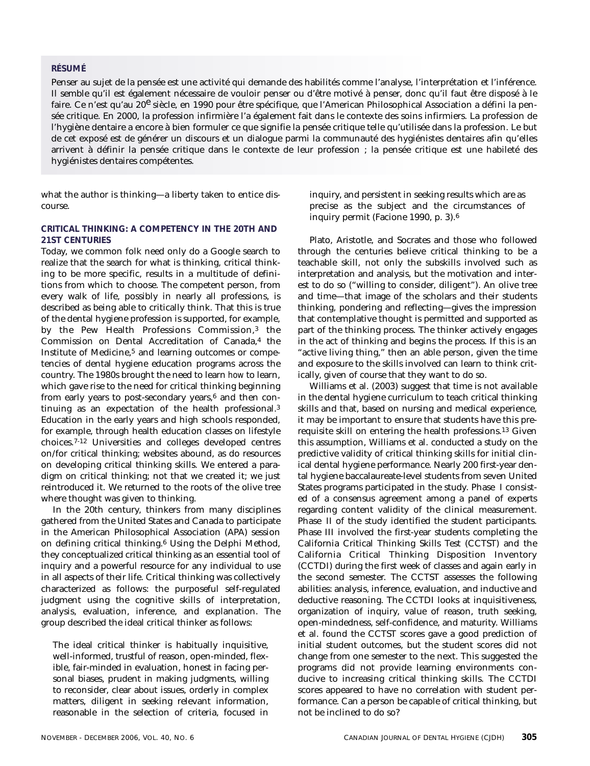**RÉSUMÉ**

Penser au sujet de la pensée est une activité qui demande des habilités comme l'analyse, l'interprétation et l'inférence. Il semble qu'il est également nécessaire de vouloir penser ou d'être motivé à penser, donc qu'il faut être disposé à le faire. Ce n'est qu'au 20e siècle, en 1990 pour être spécifique, que l'American Philosophical Association a défini la pensée critique. En 2000, la profession infirmière l'a également fait dans le contexte des soins infirmiers. La profession de l'hygiène dentaire a encore à bien formuler ce que signifie la pensée critique telle qu'utilisée dans la profession. Le but de cet exposé est de générer un discours et un dialogue parmi la communauté des hygiénistes dentaires afin qu'elles arrivent à définir la pensée critique dans le contexte de leur profession ; la pensée critique est une habileté des hygiénistes dentaires compétentes.

what the author is thinking—a liberty taken to entice discourse.

## CRITICAL THINKING: A COMPETENCY IN THE 20TH AND 21ST CENTURIES

Today, we common folk need only do a Google search to realize that the search for what is thinking, critical thinking to be more specific, results in a multitude of definitions from which to choose. The competent person, from every walk of life, possibly in nearly all professions, is described as being able to critically think. That this is true of the dental hygiene profession is supported, for example, by the Pew Health Professions Commission,[3] the Commission on Dental Accreditation of Canada,[4] the Institute of Medicine,[5] and learning outcomes or competencies of dental hygiene education programs across the country. The 1980s brought the need to learn *how* to learn, which gave rise to the need for critical thinking beginning from early years to post-secondary years,[6] and then continuing as an expectation of the health professional.[3] Education in the early years and high schools responded, for example, through health education classes on lifestyle choices.[7-12] Universities and colleges developed centres on/for critical thinking; websites abound, as do resources on developing critical thinking skills. We entered a paradigm on critical thinking; not that we created it; we just reintroduced it. We returned to the roots of the olive tree where thought was given to thinking.

In the 20th century, thinkers from many disciplines gathered from the United States and Canada to participate in the American Philosophical Association (APA) session on defining critical thinking.[6] Using the Delphi Method, they conceptualized critical thinking as an essential tool of inquiry and a powerful resource for any individual to use in all aspects of their life. Critical thinking was collectively characterized as follows: the purposeful self-regulated judgment using the cognitive skills of interpretation, analysis, evaluation, inference, and explanation. The group described the ideal critical thinker as follows:

> The ideal critical thinker is habitually inquisitive, well-informed, trustful of reason, open-minded, flexible, fair-minded in evaluation, honest in facing personal biases, prudent in making judgments, willing to reconsider, clear about issues, orderly in complex matters, diligent in seeking relevant information, reasonable in the selection of criteria, focused in inquiry, and persistent in seeking results which are as precise as the subject and the circumstances of inquiry permit (Facione 1990, p. 3).[6]

Plato, Aristotle, and Socrates and those who followed through the centuries believe critical thinking to be a teachable skill, not only the subskills involved such as interpretation and analysis, but the motivation and interest to do so ("willing to consider, diligent"). An olive tree and time—that image of the scholars and their students thinking, pondering and reflecting—gives the impression that contemplative thought is permitted and supported as part of the thinking process. The thinker actively engages in the act of thinking and begins the process. If this is an "active living thing," then an able person, given the time and exposure to the skills involved can learn to think critically, given of course that they want to do so.

Williams et al. (2003) suggest that time is not available in the dental hygiene curriculum to teach critical thinking skills and that, based on nursing and medical experience, it may be important to ensure that students have this prerequisite skill on entering the health professions.[13] Given this assumption, Williams et al. conducted a study on the predictive validity of critical thinking skills for initial clinical dental hygiene performance. Nearly 200 first-year dental hygiene baccalaureate-level students from seven United States programs participated in the study. Phase I consisted of a consensus agreement among a panel of experts regarding content validity of the clinical measurement. Phase II of the study identified the student participants. Phase III involved the first-year students completing the California Critical Thinking Skills Test (CCTST) and the California Critical Thinking Disposition Inventory (CCTDI) during the first week of classes and again early in the second semester. The CCTST assesses the following abilities: analysis, inference, evaluation, and inductive and deductive reasoning. The CCTDI looks at inquisitiveness, organization of inquiry, value of reason, truth seeking, open-mindedness, self-confidence, and maturity. Williams et al. found the CCTST scores gave a good prediction of initial student outcomes, but the student scores did not change from one semester to the next. This suggested the programs did not provide learning environments conducive to increasing critical thinking skills. The CCTDI scores appeared to have no correlation with student performance. Can a person be capable of critical thinking, but not be inclined to do so?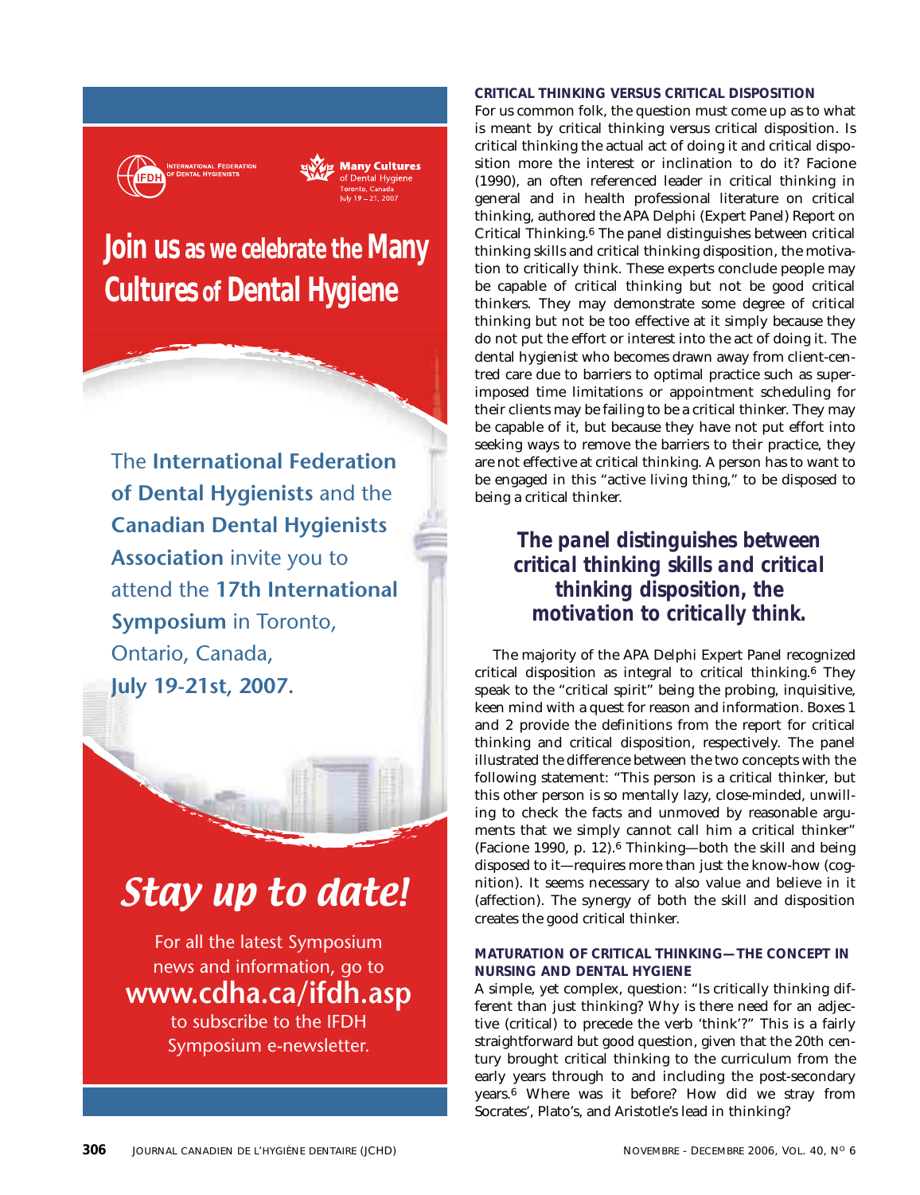Join us as we celebrate the Many Cultures of Dental Hygiene

The **International Federation of Dental Hygienists** and the **Canadian Dental Hygienists Association** invite you to attend the **17th International Symposium** in Toronto, Ontario, Canada, **July 19-21st, 2007**.

*Stay up to date!*

For all the latest Symposium news and information, go to **www.cdha.ca/ifdh.asp** to subscribe to the IFDH Symposium e-newsletter.

## CRITICAL THINKING VERSUS CRITICAL DISPOSITION

For us common folk, the question must come up as to what is meant by critical thinking versus critical disposition. Is critical thinking the actual act of doing it and critical disposition more the interest or inclination to do it? Facione (1990), an often referenced leader in critical thinking in general and in health professional literature on critical thinking, authored the APA Delphi (Expert Panel) Report on Critical Thinking.[6] The panel distinguishes between critical thinking skills and critical thinking disposition, the motivation to critically think. These experts conclude people may be capable of critical thinking but not be good critical thinkers. They may demonstrate some degree of critical thinking but not be too effective at it simply because they do not put the effort or interest into the act of doing it. The dental hygienist who becomes drawn away from client-centred care due to barriers to optimal practice such as superimposed time limitations or appointment scheduling for their clients may be failing to be a critical thinker. They may be capable of it, but because they have not put effort into seeking ways to remove the barriers to their practice, they are not effective at critical thinking. A person has to want to be engaged in this "active living thing," to be disposed to being a critical thinker.

> ***The panel distinguishes between critical thinking skills and critical thinking disposition, the motivation to critically think.***

The majority of the APA Delphi Expert Panel recognized critical disposition as integral to critical thinking.[6] They speak to the "critical spirit" being the probing, inquisitive, keen mind with a quest for reason and information. Boxes 1 and 2 provide the definitions from the report for critical thinking and critical disposition, respectively. The panel illustrated the difference between the two concepts with the following statement: "This person is a critical thinker, but this other person is so mentally lazy, close-minded, unwilling to check the facts and unmoved by reasonable arguments that we simply cannot call him a critical thinker" (Facione 1990, p. 12).[6] Thinking—both the skill and being disposed to it—requires more than just the know-how (cognition). It seems necessary to also value and believe in it (affection). The synergy of both the skill and disposition creates the good critical thinker.

## MATURATION OF CRITICAL THINKING—THE CONCEPT IN NURSING AND DENTAL HYGIENE

A simple, yet complex, question: "Is critically thinking different than just thinking? Why is there need for an adjective (critical) to precede the verb 'think'?" This is a fairly straightforward but good question, given that the 20th century brought critical thinking to the curriculum from the early years through to and including the post-secondary years.[6] Where was it before? How did we stray from Socrates', Plato's, and Aristotle's lead in thinking?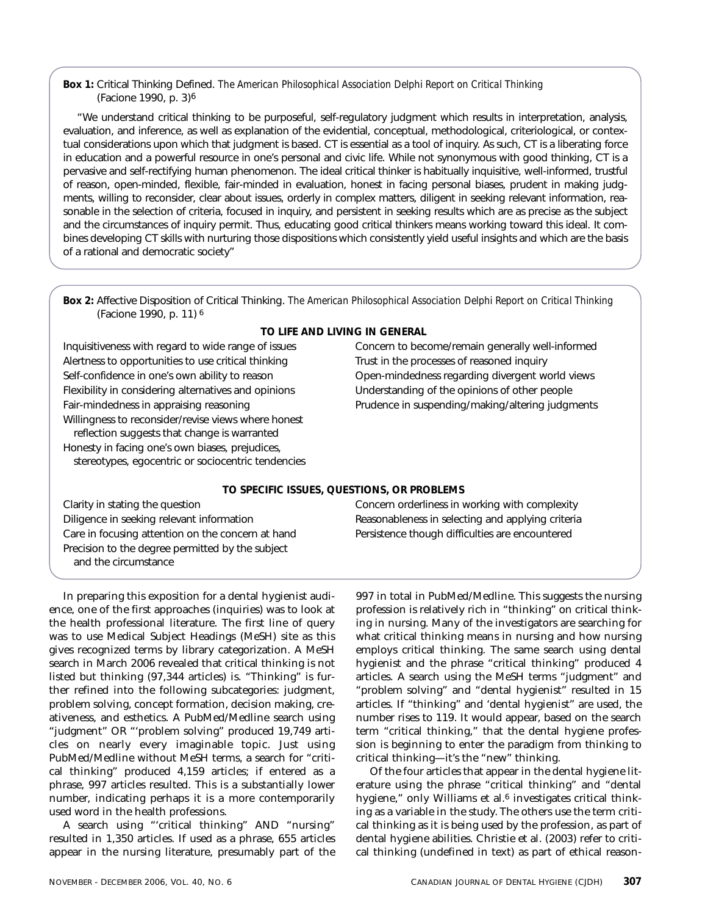**Box 1:** Critical Thinking Defined. *The American Philosophical Association Delphi Report on Critical Thinking* (Facione 1990, p. 3)[6]

"We understand critical thinking to be purposeful, self-regulatory judgment which results in interpretation, analysis, evaluation, and inference, as well as explanation of the evidential, conceptual, methodological, criteriological, or contextual considerations upon which that judgment is based. CT is essential as a tool of inquiry. As such, CT is a liberating force in education and a powerful resource in one's personal and civic life. While not synonymous with good thinking, CT is a pervasive and self-rectifying human phenomenon. The ideal critical thinker is habitually inquisitive, well-informed, trustful of reason, open-minded, flexible, fair-minded in evaluation, honest in facing personal biases, prudent in making judgments, willing to reconsider, clear about issues, orderly in complex matters, diligent in seeking relevant information, reasonable in the selection of criteria, focused in inquiry, and persistent in seeking results which are as precise as the subject and the circumstances of inquiry permit. Thus, educating good critical thinkers means working toward this ideal. It combines developing CT skills with nurturing those dispositions which consistently yield useful insights and which are the basis of a rational and democratic society"

**Box 2:** Affective Disposition of Critical Thinking. *The American Philosophical Association Delphi Report on Critical Thinking* (Facione 1990, p. 11)[6]

**TO LIFE AND LIVING IN GENERAL**

- Inquisitiveness with regard to wide range of issues
- Alertness to opportunities to use critical thinking
- Self-confidence in one's own ability to reason
- Flexibility in considering alternatives and opinions
- Fair-mindedness in appraising reasoning
- Willingness to reconsider/revise views where honest reflection suggests that change is warranted
- Honesty in facing one's own biases, prejudices, stereotypes, egocentric or sociocentric tendencies
- Concern to become/remain generally well-informed
- Trust in the processes of reasoned inquiry
- Open-mindedness regarding divergent world views
- Understanding of the opinions of other people
- Prudence in suspending/making/altering judgments

**TO SPECIFIC ISSUES, QUESTIONS, OR PROBLEMS**

- Clarity in stating the question
- Diligence in seeking relevant information
- Care in focusing attention on the concern at hand
- Precision to the degree permitted by the subject and the circumstance
- Concern orderliness in working with complexity
- Reasonableness in selecting and applying criteria
- Persistence though difficulties are encountered

In preparing this exposition for a dental hygienist audience, one of the first approaches (inquiries) was to look at the health professional literature. The first line of query was to use Medical Subject Headings (MeSH) site as this gives recognized terms by library categorization. A MeSH search in March 2006 revealed that critical thinking is not listed but thinking (97,344 articles) is. "Thinking" is further refined into the following subcategories: judgment, problem solving, concept formation, decision making, creativeness, and esthetics. A PubMed/Medline search using "judgment" OR "'problem solving" produced 19,749 articles on nearly every imaginable topic. Just using PubMed/Medline without MeSH terms, a search for "critical thinking" produced 4,159 articles; if entered as a phrase, 997 articles resulted. This is a substantially lower number, indicating perhaps it is a more contemporarily used word in the health professions.

A search using "'critical thinking" AND "nursing" resulted in 1,350 articles. If used as a phrase, 655 articles appear in the nursing literature, presumably part of the 997 in total in PubMed/Medline. This suggests the nursing profession is relatively rich in "thinking" on critical thinking in nursing. Many of the investigators are searching for what critical thinking means in nursing and how nursing employs critical thinking. The same search using dental hygienist and the phrase "critical thinking" produced 4 articles. A search using the MeSH terms "judgment" and "problem solving" and "dental hygienist" resulted in 15 articles. If "thinking" and 'dental hygienist" are used, the number rises to 119. It would appear, based on the search term "critical thinking," that the dental hygiene profession is beginning to enter the paradigm from thinking to critical thinking—it's the "new" thinking.

Of the four articles that appear in the dental hygiene literature using the phrase "critical thinking" and "dental hygiene," only Williams et al.[6] investigates critical thinking as a variable in the study. The others use the term critical thinking as it is being used by the profession, as part of dental hygiene abilities. Christie et al. (2003) refer to critical thinking (undefined in text) as part of ethical reason-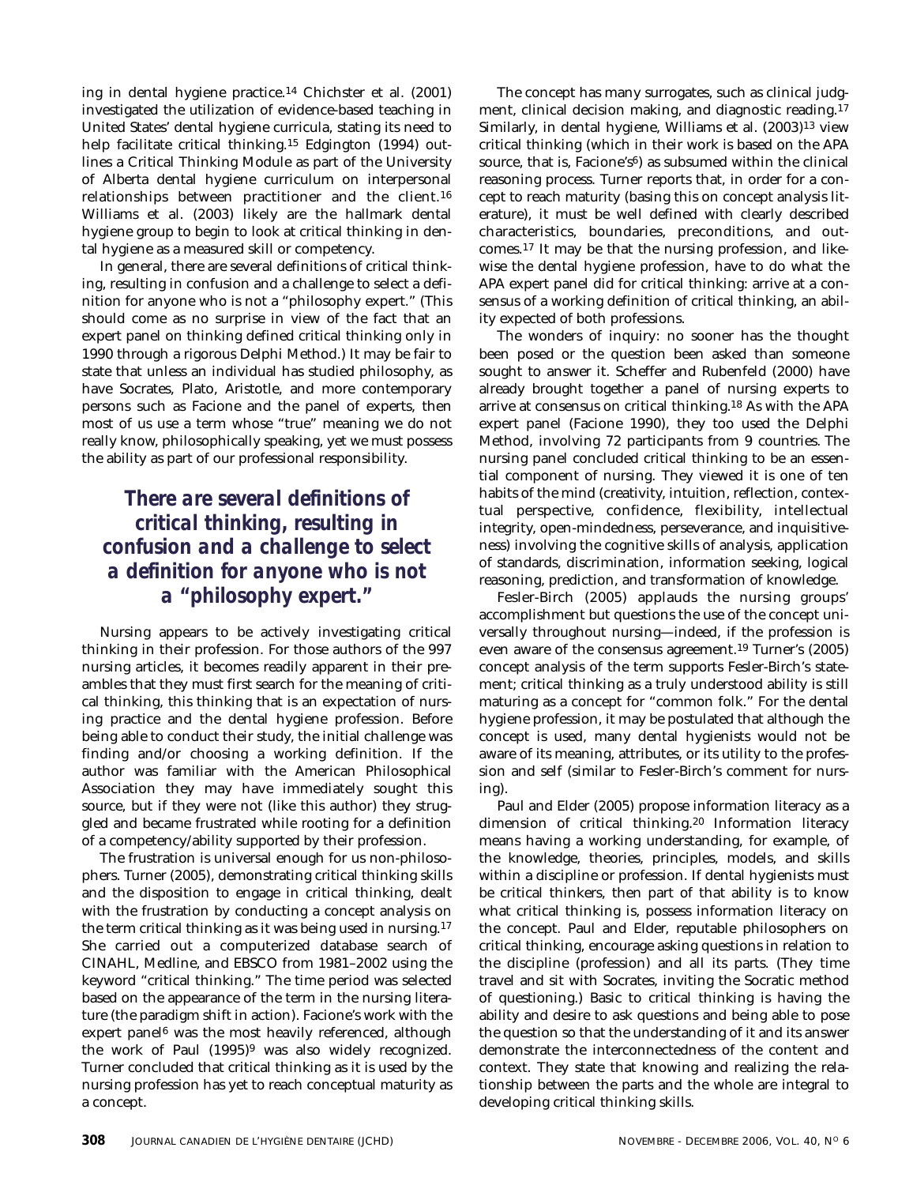ing in dental hygiene practice.[14] Chichster et al. (2001) investigated the utilization of evidence-based teaching in United States' dental hygiene curricula, stating its need to help facilitate critical thinking.[15] Edgington (1994) outlines a Critical Thinking Module as part of the University of Alberta dental hygiene curriculum on interpersonal relationships between practitioner and the client.[16] Williams et al. (2003) likely are the hallmark dental hygiene group to begin to look at critical thinking in dental hygiene as a measured skill or competency.

In general, there are several definitions of critical thinking, resulting in confusion and a challenge to select a definition for anyone who is not a "philosophy expert." (This should come as no surprise in view of the fact that an expert panel on thinking defined critical thinking only in 1990 through a rigorous Delphi Method.) It may be fair to state that unless an individual has studied philosophy, as have Socrates, Plato, Aristotle, and more contemporary persons such as Facione and the panel of experts, then most of us use a term whose "true" meaning we do not really know, philosophically speaking, yet we must possess the ability as part of our professional responsibility.

> ***There are several definitions of critical thinking, resulting in confusion and a challenge to select a definition for anyone who is not a "philosophy expert."***

Nursing appears to be actively investigating critical thinking in their profession. For those authors of the 997 nursing articles, it becomes readily apparent in their preambles that they must first search for the meaning of critical thinking, this thinking that is an expectation of nursing practice and the dental hygiene profession. Before being able to conduct their study, the initial challenge was finding and/or choosing a working definition. If the author was familiar with the American Philosophical Association they may have immediately sought this source, but if they were not (like this author) they struggled and became frustrated while rooting for a definition of a competency/ability supported by their profession.

The frustration is universal enough for us non-philosophers. Turner (2005), demonstrating critical thinking skills and the disposition to engage in critical thinking, dealt with the frustration by conducting a concept analysis on the term critical thinking as it was being used in nursing.[17] She carried out a computerized database search of CINAHL, Medline, and EBSCO from 1981–2002 using the keyword "critical thinking." The time period was selected based on the appearance of the term in the nursing literature (the paradigm shift in action). Facione's work with the expert panel[6] was the most heavily referenced, although the work of Paul (1995)[9] was also widely recognized. Turner concluded that critical thinking as it is used by the nursing profession has yet to reach conceptual maturity as a concept.

The concept has many surrogates, such as clinical judgment, clinical decision making, and diagnostic reading.[17] Similarly, in dental hygiene, Williams et al. (2003)[13] view critical thinking (which in their work is based on the APA source, that is, Facione's[6]) as subsumed within the clinical reasoning process. Turner reports that, in order for a concept to reach maturity (basing this on concept analysis literature), it must be well defined with clearly described characteristics, boundaries, preconditions, and outcomes.[17] It may be that the nursing profession, and likewise the dental hygiene profession, have to do what the APA expert panel did for critical thinking: arrive at a consensus of a working definition of critical thinking, an ability expected of both professions.

The wonders of inquiry: no sooner has the thought been posed or the question been asked than someone sought to answer it. Scheffer and Rubenfeld (2000) have already brought together a panel of nursing experts to arrive at consensus on critical thinking.[18] As with the APA expert panel (Facione 1990), they too used the Delphi Method, involving 72 participants from 9 countries. The nursing panel concluded critical thinking to be an essential component of nursing. They viewed it is one of ten habits of the mind (creativity, intuition, reflection, contextual perspective, confidence, flexibility, intellectual integrity, open-mindedness, perseverance, and inquisitiveness) involving the cognitive skills of analysis, application of standards, discrimination, information seeking, logical reasoning, prediction, and transformation of knowledge.

Fesler-Birch (2005) applauds the nursing groups' accomplishment but questions the use of the concept universally throughout nursing—indeed, if the profession is even aware of the consensus agreement.[19] Turner's (2005) concept analysis of the term supports Fesler-Birch's statement; critical thinking as a truly understood ability is still maturing as a concept for "common folk." For the dental hygiene profession, it may be postulated that although the concept is used, many dental hygienists would not be aware of its meaning, attributes, or its utility to the profession and self (similar to Fesler-Birch's comment for nursing).

Paul and Elder (2005) propose information literacy as a dimension of critical thinking.[20] Information literacy means having a working understanding, for example, of the knowledge, theories, principles, models, and skills within a discipline or profession. If dental hygienists must be critical thinkers, then part of that ability is to know what critical thinking is, possess information literacy on the concept. Paul and Elder, reputable philosophers on critical thinking, encourage asking questions in relation to the discipline (profession) and all its parts. (They time travel and sit with Socrates, inviting the Socratic method of questioning.) Basic to critical thinking is having the ability and desire to ask questions and being able to pose the question so that the understanding of it and its answer demonstrate the interconnectedness of the content and context. They state that knowing and realizing the relationship between the parts and the whole are integral to developing critical thinking skills.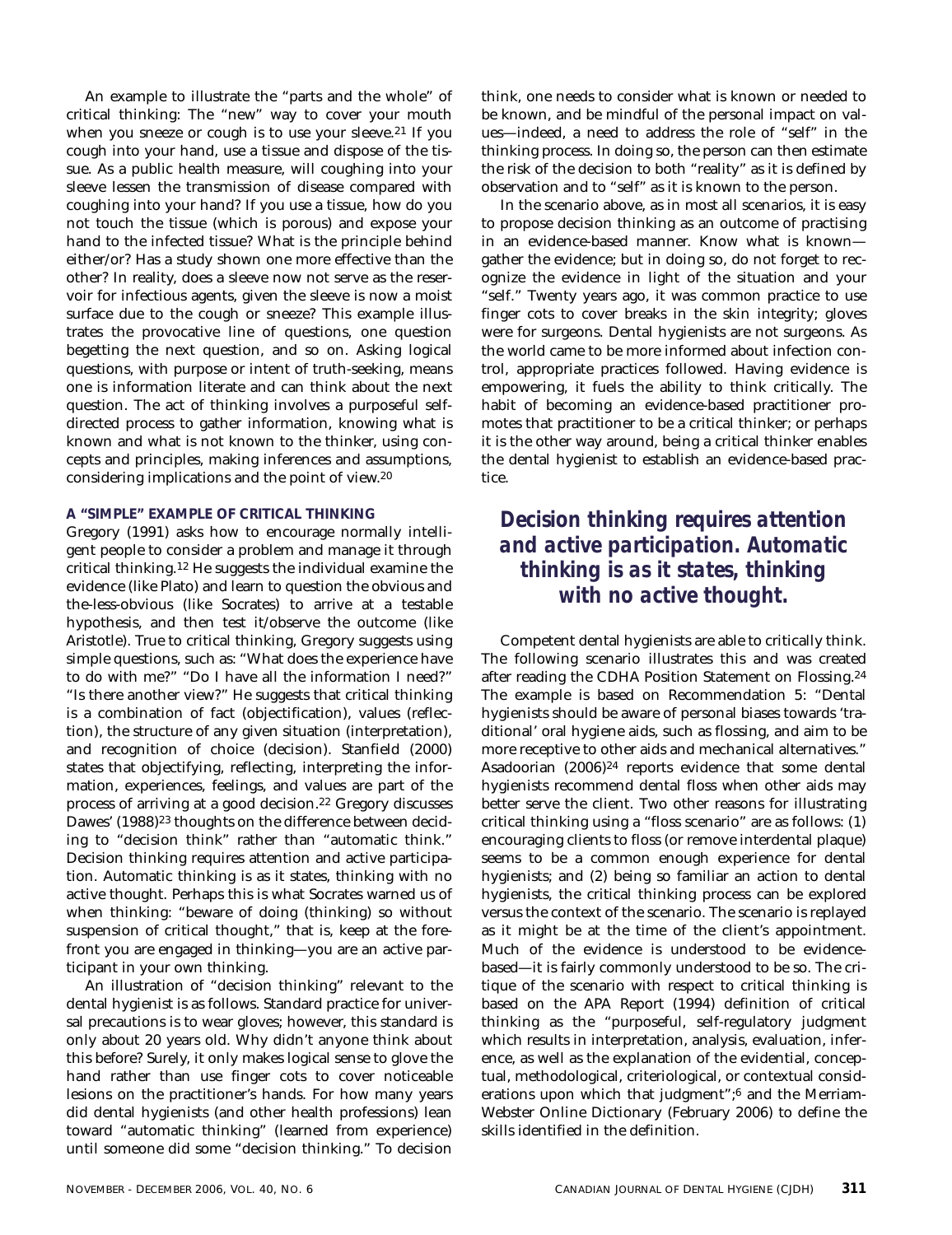An example to illustrate the "parts and the whole" of critical thinking: The "new" way to cover your mouth when you sneeze or cough is to use your sleeve.[21] If you cough into your hand, use a tissue and dispose of the tissue. As a public health measure, will coughing into your sleeve lessen the transmission of disease compared with coughing into your hand? If you use a tissue, how do you not touch the tissue (which is porous) and expose your hand to the infected tissue? What is the principle behind either/or? Has a study shown one more effective than the other? In reality, does a sleeve now not serve as the reservoir for infectious agents, given the sleeve is now a moist surface due to the cough or sneeze? This example illustrates the provocative line of questions, one question begetting the next question, and so on. Asking logical questions, with purpose or intent of truth-seeking, means one is information literate and can think about the next question. The act of thinking involves a purposeful self-directed process to gather information, knowing what is known and what is not known to the thinker, using concepts and principles, making inferences and assumptions, considering implications and the point of view.[20]

### A "SIMPLE" EXAMPLE OF CRITICAL THINKING

Gregory (1991) asks how to encourage normally intelligent people to consider a problem and manage it through critical thinking.[12] He suggests the individual examine the evidence (like Plato) and learn to question the obvious and the-less-obvious (like Socrates) to arrive at a testable hypothesis, and then test it/observe the outcome (like Aristotle). True to critical thinking, Gregory suggests using simple questions, such as: "What does the experience have to do with me?" "Do I have all the information I need?" "Is there another view?" He suggests that critical thinking is a combination of fact (objectification), values (reflection), the structure of any given situation (interpretation), and recognition of choice (decision). Stanfield (2000) states that objectifying, reflecting, interpreting the information, experiences, feelings, and values are part of the process of arriving at a good decision.[22] Gregory discusses Dawes' (1988)[23] thoughts on the difference between deciding to "decision think" rather than "automatic think." Decision thinking requires attention and active participation. Automatic thinking is as it states, thinking with no active thought. Perhaps this is what Socrates warned us of when thinking: "beware of doing (thinking) so without suspension of critical thought," that is, keep at the forefront you are engaged in thinking—you are an active participant in your own thinking.

An illustration of "decision thinking" relevant to the dental hygienist is as follows. Standard practice for universal precautions is to wear gloves; however, this standard is only about 20 years old. Why didn't anyone think about this before? Surely, it only makes logical sense to glove the hand rather than use finger cots to cover noticeable lesions on the practitioner's hands. For how many years did dental hygienists (and other health professions) lean toward "automatic thinking" (learned from experience) until someone did some "decision thinking." To decision think, one needs to consider what is known or needed to be known, and be mindful of the personal impact on values—indeed, a need to address the role of "self" in the thinking process. In doing so, the person can then estimate the risk of the decision to both "reality" as it is defined by observation and to "self" as it is known to the person.

In the scenario above, as in most all scenarios, it is easy to propose decision thinking as an outcome of practising in an evidence-based manner. Know what is known—gather the evidence; but in doing so, do not forget to recognize the evidence in light of the situation and your "self." Twenty years ago, it was common practice to use finger cots to cover breaks in the skin integrity; gloves were for surgeons. Dental hygienists are not surgeons. As the world came to be more informed about infection control, appropriate practices followed. Having evidence is empowering, it fuels the ability to think critically. The habit of becoming an evidence-based practitioner promotes that practitioner to be a critical thinker; or perhaps it is the other way around, being a critical thinker enables the dental hygienist to establish an evidence-based practice.

> ***Decision thinking requires attention and active participation. Automatic thinking is as it states, thinking with no active thought.***

Competent dental hygienists are able to critically think. The following scenario illustrates this and was created after reading the CDHA Position Statement on Flossing.[24] The example is based on Recommendation 5: "Dental hygienists should be aware of personal biases towards 'traditional' oral hygiene aids, such as flossing, and aim to be more receptive to other aids and mechanical alternatives." Asadoorian (2006)[24] reports evidence that some dental hygienists recommend dental floss when other aids may better serve the client. Two other reasons for illustrating critical thinking using a "floss scenario" are as follows: (1) encouraging clients to floss (or remove interdental plaque) seems to be a common enough experience for dental hygienists; and (2) being so familiar an action to dental hygienists, the critical thinking process can be explored versus the context of the scenario. The scenario is replayed as it might be at the time of the client's appointment. Much of the evidence is understood to be evidence-based—it is fairly commonly understood to be so. The critique of the scenario with respect to critical thinking is based on the APA Report (1994) definition of critical thinking as the "purposeful, self-regulatory judgment which results in interpretation, analysis, evaluation, inference, as well as the explanation of the evidential, conceptual, methodological, criteriological, or contextual considerations upon which that judgment";[6] and the Merriam-Webster Online Dictionary (February 2006) to define the skills identified in the definition.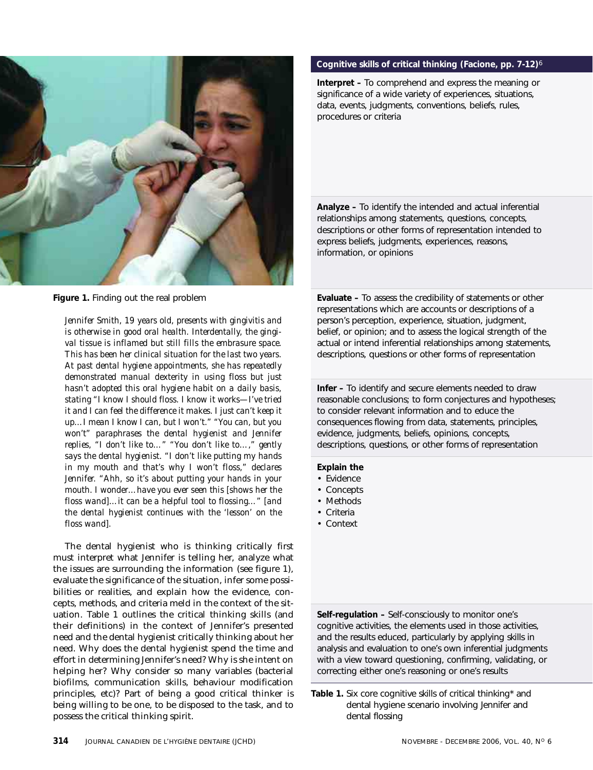**Figure 1.** Finding out the real problem

*Jennifer Smith, 19 years old, presents with gingivitis and is otherwise in good oral health. Interdentally, the gingival tissue is inflamed but still fills the embrasure space. This has been her clinical situation for the last two years. At past dental hygiene appointments, she has repeatedly demonstrated manual dexterity in using floss but just hasn't adopted this oral hygiene habit on a daily basis, stating "I know I should floss. I know it works—I've tried it and I can feel the difference it makes. I just can't keep it up…I mean I know I can, but I won't." "You can, but you won't" paraphrases the dental hygienist and Jennifer replies, "I don't like to…" "You don't like to…," gently says the dental hygienist. "I don't like putting my hands in my mouth and that's why I won't floss," declares Jennifer. "Ahh, so it's about putting your hands in your mouth. I wonder…have you ever seen this [shows her the floss wand]…it can be a helpful tool to flossing…" [and the dental hygienist continues with the 'lesson' on the floss wand].*

The dental hygienist who is thinking critically first must interpret what Jennifer is telling her, analyze what the issues are surrounding the information (see figure 1), evaluate the significance of the situation, infer some possibilities or realities, and explain how the evidence, concepts, methods, and criteria meld in the context of the situation. Table 1 outlines the critical thinking skills (and their definitions) in the context of Jennifer's presented need and the dental hygienist critically thinking about her need. Why does the dental hygienist spend the time and effort in determining Jennifer's need? Why is she intent on helping her? Why consider so many variables (bacterial biofilms, communication skills, behaviour modification principles, etc)? Part of being a good critical thinker is being willing to be one, to be disposed to the task, and to possess the critical thinking spirit.

| Cognitive skills of critical thinking (Facione, pp. 7-12)[6] |
|---|
| **Interpret –** To comprehend and express the meaning or significance of a wide variety of experiences, situations, data, events, judgments, conventions, beliefs, rules, procedures or criteria |
| **Analyze –** To identify the intended and actual inferential relationships among statements, questions, concepts, descriptions or other forms of representation intended to express beliefs, judgments, experiences, reasons, information, or opinions |
| **Evaluate –** To assess the credibility of statements or other representations which are accounts or descriptions of a person's perception, experience, situation, judgment, belief, or opinion; and to assess the logical strength of the actual or intend inferential relationships among statements, descriptions, questions or other forms of representation |
| **Infer –** To identify and secure elements needed to draw reasonable conclusions; to form conjectures and hypotheses; to consider relevant information and to educe the consequences flowing from data, statements, principles, evidence, judgments, beliefs, opinions, concepts, descriptions, questions, or other forms of representation |
| **Explain the** <br>• Evidence <br>• Concepts <br>• Methods <br>• Criteria <br>• Context |
| **Self-regulation –** Self-consciously to monitor one's cognitive activities, the elements used in those activities, and the results educed, particularly by applying skills in analysis and evaluation to one's own inferential judgments with a view toward questioning, confirming, validating, or correcting either one's reasoning or one's results |

**Table 1.** Six core cognitive skills of critical thinking* and dental hygiene scenario involving Jennifer and dental flossing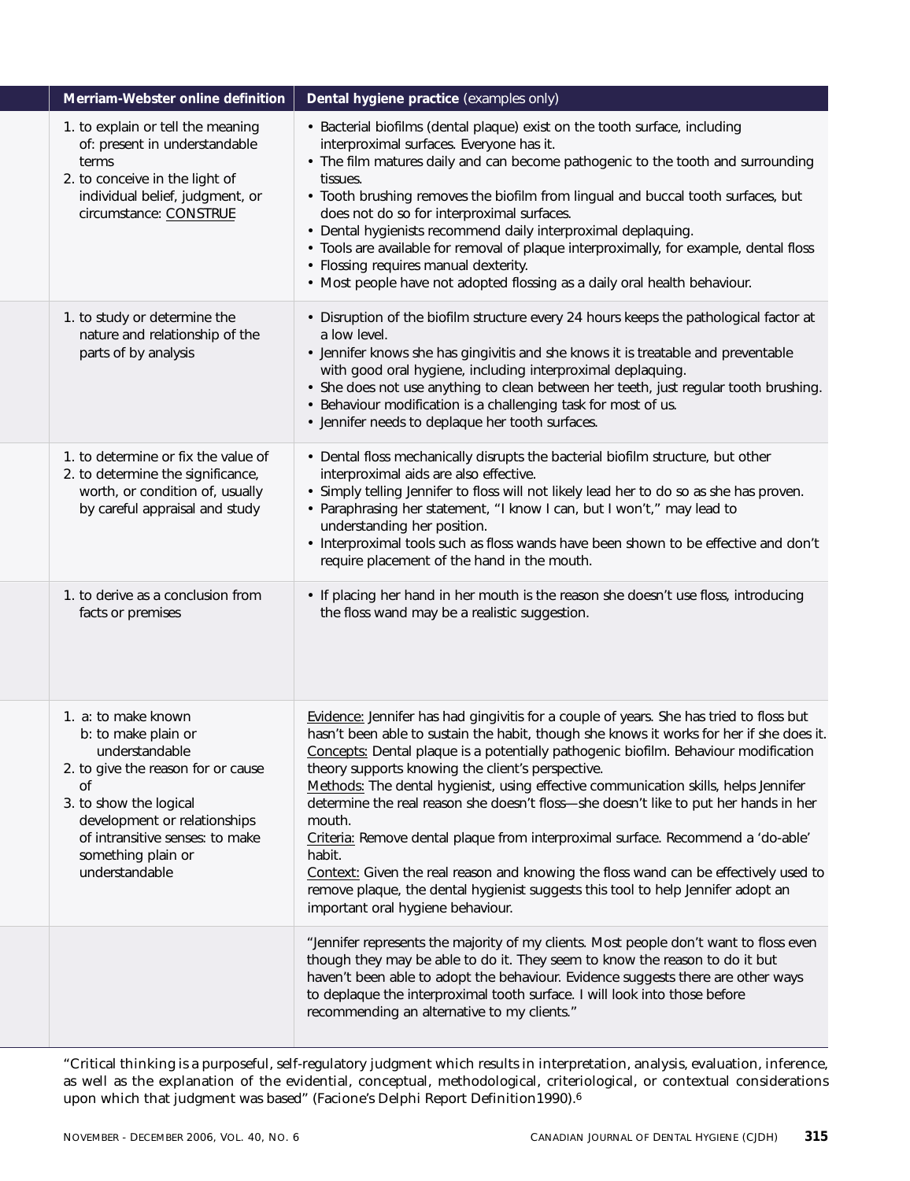| | Merriam-Webster online definition | Dental hygiene practice (examples only) |
|---|---|---|
| | 1. to explain or tell the meaning of: present in understandable terms<br>2. to conceive in the light of individual belief, judgment, or circumstance: CONSTRUE | • Bacterial biofilms (dental plaque) exist on the tooth surface, including interproximal surfaces. Everyone has it.<br>• The film matures daily and can become pathogenic to the tooth and surrounding tissues.<br>• Tooth brushing removes the biofilm from lingual and buccal tooth surfaces, but does not do so for interproximal surfaces.<br>• Dental hygienists recommend daily interproximal deplaquing.<br>• Tools are available for removal of plaque interproximally, for example, dental floss<br>• Flossing requires manual dexterity.<br>• Most people have not adopted flossing as a daily oral health behaviour. |
| | 1. to study or determine the nature and relationship of the parts of by analysis | • Disruption of the biofilm structure every 24 hours keeps the pathological factor at a low level.<br>• Jennifer knows she has gingivitis and she knows it is treatable and preventable with good oral hygiene, including interproximal deplaquing.<br>• She does not use anything to clean between her teeth, just regular tooth brushing.<br>• Behaviour modification is a challenging task for most of us.<br>• Jennifer needs to deplaque her tooth surfaces. |
| | 1. to determine or fix the value of<br>2. to determine the significance, worth, or condition of, usually by careful appraisal and study | • Dental floss mechanically disrupts the bacterial biofilm structure, but other interproximal aids are also effective.<br>• Simply telling Jennifer to floss will not likely lead her to do so as she has proven.<br>• Paraphrasing her statement, "I know I can, but I won't," may lead to understanding her position.<br>• Interproximal tools such as floss wands have been shown to be effective and don't require placement of the hand in the mouth. |
| | 1. to derive as a conclusion from facts or premises | • If placing her hand in her mouth is the reason she doesn't use floss, introducing the floss wand may be a realistic suggestion. |
| | 1. a: to make known<br>b: to make plain or understandable<br>2. to give the reason for or cause of<br>3. to show the logical development or relationships of intransitive senses: to make something plain or understandable | Evidence: Jennifer has had gingivitis for a couple of years. She has tried to floss but hasn't been able to sustain the habit, though she knows it works for her if she does it.<br>Concepts: Dental plaque is a potentially pathogenic biofilm. Behaviour modification theory supports knowing the client's perspective.<br>Methods: The dental hygienist, using effective communication skills, helps Jennifer determine the real reason she doesn't floss—she doesn't like to put her hands in her mouth.<br>Criteria: Remove dental plaque from interproximal surface. Recommend a 'do-able' habit.<br>Context: Given the real reason and knowing the floss wand can be effectively used to remove plaque, the dental hygienist suggests this tool to help Jennifer adopt an important oral hygiene behaviour. |
| | | "Jennifer represents the majority of my clients. Most people don't want to floss even though they may be able to do it. They seem to know the reason to do it but haven't been able to adopt the behaviour. Evidence suggests there are other ways to deplaque the interproximal tooth surface. I will look into those before recommending an alternative to my clients." |

"Critical thinking is a purposeful, self-regulatory judgment which results in interpretation, analysis, evaluation, inference, as well as the explanation of the evidential, conceptual, methodological, criteriological, or contextual considerations upon which that judgment was based" (Facione's Delphi Report Definition1990).[6]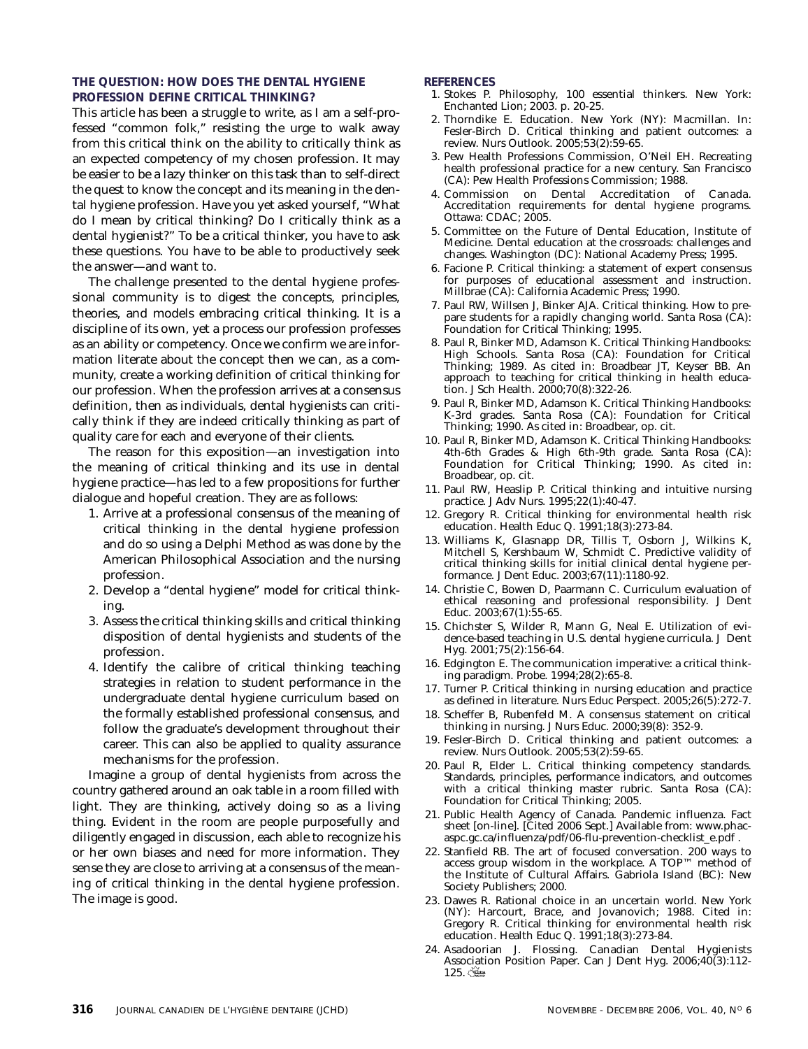## THE QUESTION: HOW DOES THE DENTAL HYGIENE PROFESSION DEFINE CRITICAL THINKING?

This article has been a struggle to write, as I am a self-professed "common folk," resisting the urge to walk away from this critical think on the ability to critically think as an expected competency of my chosen profession. It may be easier to be a lazy thinker on this task than to self-direct the quest to know the concept and its meaning in the dental hygiene profession. Have you yet asked yourself, "What do I mean by critical thinking? Do I critically think as a dental hygienist?" To be a critical thinker, you have to ask these questions. You have to be able to productively seek the answer—and want to.

The challenge presented to the dental hygiene professional community is to digest the concepts, principles, theories, and models embracing critical thinking. It is a discipline of its own, yet a process our profession professes as an ability or competency. Once we confirm we are information literate about the concept then we can, as a community, create a working definition of critical thinking for our profession. When the profession arrives at a consensus definition, then as individuals, dental hygienists can critically think if they are indeed critically thinking as part of quality care for each and everyone of their clients.

The reason for this exposition—an investigation into the meaning of critical thinking and its use in dental hygiene practice—has led to a few propositions for further dialogue and hopeful creation. They are as follows:

1. Arrive at a professional consensus of the meaning of critical thinking in the dental hygiene profession and do so using a Delphi Method as was done by the American Philosophical Association and the nursing profession.
2. Develop a "dental hygiene" model for critical thinking.
3. Assess the critical thinking skills and critical thinking disposition of dental hygienists and students of the profession.
4. Identify the calibre of critical thinking teaching strategies in relation to student performance in the undergraduate dental hygiene curriculum based on the formally established professional consensus, and follow the graduate's development throughout their career. This can also be applied to quality assurance mechanisms for the profession.

Imagine a group of dental hygienists from across the country gathered around an oak table in a room filled with light. They are thinking, actively doing so as a living thing. Evident in the room are people purposefully and diligently engaged in discussion, each able to recognize his or her own biases and need for more information. They sense they are close to arriving at a consensus of the meaning of critical thinking in the dental hygiene profession. The image is good.

## REFERENCES

1. Stokes P. Philosophy, 100 essential thinkers. New York: Enchanted Lion; 2003. p. 20-25.
2. Thorndike E. Education. New York (NY): Macmillan. In: Fesler-Birch D. Critical thinking and patient outcomes: a review. Nurs Outlook. 2005;53(2):59-65.
3. Pew Health Professions Commission, O'Neil EH. Recreating health professional practice for a new century. San Francisco (CA): Pew Health Professions Commission; 1988.
4. Commission on Dental Accreditation of Canada. Accreditation requirements for dental hygiene programs. Ottawa: CDAC; 2005.
5. Committee on the Future of Dental Education, Institute of Medicine. Dental education at the crossroads: challenges and changes. Washington (DC): National Academy Press; 1995.
6. Facione P. Critical thinking: a statement of expert consensus for purposes of educational assessment and instruction. Millbrae (CA): California Academic Press; 1990.
7. Paul RW, Willsen J, Binker AJA. Critical thinking. How to prepare students for a rapidly changing world. Santa Rosa (CA): Foundation for Critical Thinking; 1995.
8. Paul R, Binker MD, Adamson K. Critical Thinking Handbooks: High Schools. Santa Rosa (CA): Foundation for Critical Thinking; 1989. As cited in: Broadbear JT, Keyser BB. An approach to teaching for critical thinking in health education. J Sch Health. 2000;70(8):322-26.
9. Paul R, Binker MD, Adamson K. Critical Thinking Handbooks: K-3rd grades. Santa Rosa (CA): Foundation for Critical Thinking; 1990. As cited in: Broadbear, op. cit.
10. Paul R, Binker MD, Adamson K. Critical Thinking Handbooks: 4th-6th Grades & High 6th-9th grade. Santa Rosa (CA): Foundation for Critical Thinking; 1990. As cited in: Broadbear, op. cit.
11. Paul RW, Heaslip P. Critical thinking and intuitive nursing practice. J Adv Nurs. 1995;22(1):40-47.
12. Gregory R. Critical thinking for environmental health risk education. Health Educ Q. 1991;18(3):273-84.
13. Williams K, Glasnapp DR, Tillis T, Osborn J, Wilkins K, Mitchell S, Kershbaum W, Schmidt C. Predictive validity of critical thinking skills for initial clinical dental hygiene performance. J Dent Educ. 2003;67(11):1180-92.
14. Christie C, Bowen D, Paarmann C. Curriculum evaluation of ethical reasoning and professional responsibility. J Dent Educ. 2003;67(1):55-65.
15. Chichster S, Wilder R, Mann G, Neal E. Utilization of evidence-based teaching in U.S. dental hygiene curricula. J Dent Hyg. 2001;75(2):156-64.
16. Edgington E. The communication imperative: a critical thinking paradigm. Probe. 1994;28(2):65-8.
17. Turner P. Critical thinking in nursing education and practice as defined in literature. Nurs Educ Perspect. 2005;26(5):272-7.
18. Scheffer B, Rubenfeld M. A consensus statement on critical thinking in nursing. J Nurs Educ. 2000;39(8): 352-9.
19. Fesler-Birch D. Critical thinking and patient outcomes: a review. Nurs Outlook. 2005;53(2):59-65.
20. Paul R, Elder L. Critical thinking competency standards. Standards, principles, performance indicators, and outcomes with a critical thinking master rubric. Santa Rosa (CA): Foundation for Critical Thinking; 2005.
21. Public Health Agency of Canada. Pandemic influenza. Fact sheet [on-line]. [Cited 2006 Sept.] Available from: www.phac-aspc.gc.ca/influenza/pdf/06-flu-prevention-checklist_e.pdf .
22. Stanfield RB. The art of focused conversation. 200 ways to access group wisdom in the workplace. A TOP™ method of the Institute of Cultural Affairs. Gabriola Island (BC): New Society Publishers; 2000.
23. Dawes R. Rational choice in an uncertain world. New York (NY): Harcourt, Brace, and Jovanovich; 1988. Cited in: Gregory R. Critical thinking for environmental health risk education. Health Educ Q. 1991;18(3):273-84.
24. Asadoorian J. Flossing. Canadian Dental Hygienists Association Position Paper. Can J Dent Hyg. 2006;40(3):112-125.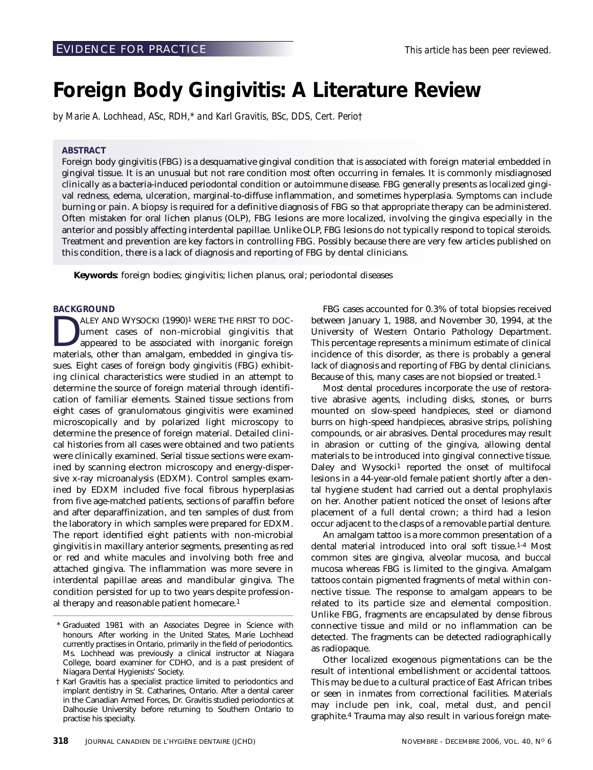EVIDENCE FOR PRACTICE

*This article has been peer reviewed.*

# Foreign Body Gingivitis: A Literature Review

*by Marie A. Lochhead, ASc, RDH,\* and Karl Gravitis, BSc, DDS, Cert. Perio†*

## ABSTRACT

Foreign body gingivitis (FBG) is a desquamative gingival condition that is associated with foreign material embedded in gingival tissue. It is an unusual but not rare condition most often occurring in females. It is commonly misdiagnosed clinically as a bacteria-induced periodontal condition or autoimmune disease. FBG generally presents as localized gingival redness, edema, ulceration, marginal-to-diffuse inflammation, and sometimes hyperplasia. Symptoms can include burning or pain. A biopsy is required for a definitive diagnosis of FBG so that appropriate therapy can be administered. Often mistaken for oral lichen planus (OLP), FBG lesions are more localized, involving the gingiva especially in the anterior and possibly affecting interdental papillae. Unlike OLP, FBG lesions do not typically respond to topical steroids. Treatment and prevention are key factors in controlling FBG. Possibly because there are very few articles published on this condition, there is a lack of diagnosis and reporting of FBG by dental clinicians.

**Keywords**: foreign bodies; gingivitis; lichen planus, oral; periodontal diseases

## BACKGROUND

Daley and Wysocki (1990)[1] were the first to document cases of non-microbial gingivitis that appeared to be associated with inorganic foreign materials, other than amalgam, embedded in gingiva tissues. Eight cases of foreign body gingivitis (FBG) exhibiting clinical characteristics were studied in an attempt to determine the source of foreign material through identification of familiar elements. Stained tissue sections from eight cases of granulomatous gingivitis were examined microscopically and by polarized light microscopy to determine the presence of foreign material. Detailed clinical histories from all cases were obtained and two patients were clinically examined. Serial tissue sections were examined by scanning electron microscopy and energy-dispersive x-ray microanalysis (EDXM). Control samples examined by EDXM included five focal fibrous hyperplasias from five age-matched patients, sections of paraffin before and after deparaffinization, and ten samples of dust from the laboratory in which samples were prepared for EDXM. The report identified eight patients with non-microbial gingivitis in maxillary anterior segments, presenting as red or red and white macules and involving both free and attached gingiva. The inflammation was more severe in interdental papillae areas and mandibular gingiva. The condition persisted for up to two years despite professional therapy and reasonable patient homecare.[1]

FBG cases accounted for 0.3% of total biopsies received between January 1, 1988, and November 30, 1994, at the University of Western Ontario Pathology Department. This percentage represents a minimum estimate of clinical incidence of this disorder, as there is probably a general lack of diagnosis and reporting of FBG by dental clinicians. Because of this, many cases are not biopsied or treated.[1]

Most dental procedures incorporate the use of restorative abrasive agents, including disks, stones, or burrs mounted on slow-speed handpieces, steel or diamond burrs on high-speed handpieces, abrasive strips, polishing compounds, or air abrasives. Dental procedures may result in abrasion or cutting of the gingiva, allowing dental materials to be introduced into gingival connective tissue. Daley and Wysocki[1] reported the onset of multifocal lesions in a 44-year-old female patient shortly after a dental hygiene student had carried out a dental prophylaxis on her. Another patient noticed the onset of lesions after placement of a full dental crown; a third had a lesion occur adjacent to the clasps of a removable partial denture.

An amalgam tattoo is a more common presentation of a dental material introduced into oral soft tissue.[1-4] Most common sites are gingiva, alveolar mucosa, and buccal mucosa whereas FBG is limited to the gingiva. Amalgam tattoos contain pigmented fragments of metal within connective tissue. The response to amalgam appears to be related to its particle size and elemental composition. Unlike FBG, fragments are encapsulated by dense fibrous connective tissue and mild or no inflammation can be detected. The fragments can be detected radiographically as radiopaque.

Other localized exogenous pigmentations can be the result of intentional embellishment or accidental tattoos. This may be due to a cultural practice of East African tribes or seen in inmates from correctional facilities. Materials may include pen ink, coal, metal dust, and pencil graphite.[4] Trauma may also result in various foreign mate-

\* Graduated 1981 with an Associates Degree in Science with honours. After working in the United States, Marie Lochhead currently practises in Ontario, primarily in the field of periodontics. Ms. Lochhead was previously a clinical instructor at Niagara College, board examiner for CDHO, and is a past president of Niagara Dental Hygienists' Society.

† Karl Gravitis has a specialist practice limited to periodontics and implant dentistry in St. Catharines, Ontario. After a dental career in the Canadian Armed Forces, Dr. Gravitis studied periodontics at Dalhousie University before returning to Southern Ontario to practise his specialty.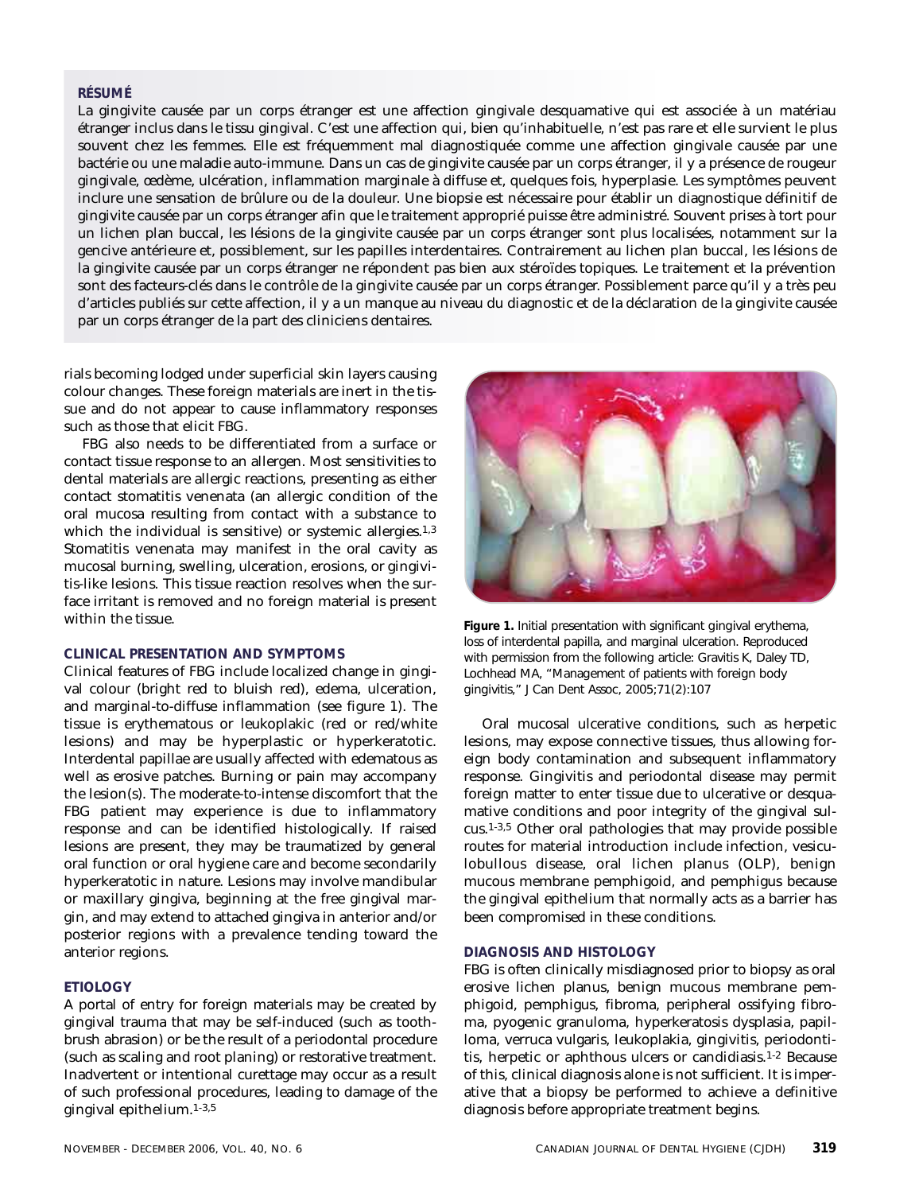**RÉSUMÉ**

La gingivite causée par un corps étranger est une affection gingivale desquamative qui est associée à un matériau étranger inclus dans le tissu gingival. C'est une affection qui, bien qu'inhabituelle, n'est pas rare et elle survient le plus souvent chez les femmes. Elle est fréquemment mal diagnostiquée comme une affection gingivale causée par une bactérie ou une maladie auto-immune. Dans un cas de gingivite causée par un corps étranger, il y a présence de rougeur gingivale, œdème, ulcération, inflammation marginale à diffuse et, quelques fois, hyperplasie. Les symptômes peuvent inclure une sensation de brûlure ou de la douleur. Une biopsie est nécessaire pour établir un diagnostique définitif de gingivite causée par un corps étranger afin que le traitement approprié puisse être administré. Souvent prises à tort pour un lichen plan buccal, les lésions de la gingivite causée par un corps étranger sont plus localisées, notamment sur la gencive antérieure et, possiblement, sur les papilles interdentaires. Contrairement au lichen plan buccal, les lésions de la gingivite causée par un corps étranger ne répondent pas bien aux stéroïdes topiques. Le traitement et la prévention sont des facteurs-clés dans le contrôle de la gingivite causée par un corps étranger. Possiblement parce qu'il y a très peu d'articles publiés sur cette affection, il y a un manque au niveau du diagnostic et de la déclaration de la gingivite causée par un corps étranger de la part des cliniciens dentaires.

rials becoming lodged under superficial skin layers causing colour changes. These foreign materials are inert in the tissue and do not appear to cause inflammatory responses such as those that elicit FBG.

FBG also needs to be differentiated from a surface or contact tissue response to an allergen. Most sensitivities to dental materials are allergic reactions, presenting as either contact stomatitis venenata (an allergic condition of the oral mucosa resulting from contact with a substance to which the individual is sensitive) or systemic allergies.[1,3] Stomatitis venenata may manifest in the oral cavity as mucosal burning, swelling, ulceration, erosions, or gingivitis-like lesions. This tissue reaction resolves when the surface irritant is removed and no foreign material is present within the tissue.

### CLINICAL PRESENTATION AND SYMPTOMS

Clinical features of FBG include localized change in gingival colour (bright red to bluish red), edema, ulceration, and marginal-to-diffuse inflammation (see figure 1). The tissue is erythematous or leukoplakic (red or red/white lesions) and may be hyperplastic or hyperkeratotic. Interdental papillae are usually affected with edematous as well as erosive patches. Burning or pain may accompany the lesion(s). The moderate-to-intense discomfort that the FBG patient may experience is due to inflammatory response and can be identified histologically. If raised lesions are present, they may be traumatized by general oral function or oral hygiene care and become secondarily hyperkeratotic in nature. Lesions may involve mandibular or maxillary gingiva, beginning at the free gingival margin, and may extend to attached gingiva in anterior and/or posterior regions with a prevalence tending toward the anterior regions.

### ETIOLOGY

A portal of entry for foreign materials may be created by gingival trauma that may be self-induced (such as toothbrush abrasion) or be the result of a periodontal procedure (such as scaling and root planing) or restorative treatment. Inadvertent or intentional curettage may occur as a result of such professional procedures, leading to damage of the gingival epithelium.[1-3,5]

**Figure 1.** Initial presentation with significant gingival erythema, loss of interdental papilla, and marginal ulceration. Reproduced with permission from the following article: Gravitis K, Daley TD, Lochhead MA, "Management of patients with foreign body gingivitis," J Can Dent Assoc, 2005;71(2):107

Oral mucosal ulcerative conditions, such as herpetic lesions, may expose connective tissues, thus allowing foreign body contamination and subsequent inflammatory response. Gingivitis and periodontal disease may permit foreign matter to enter tissue due to ulcerative or desquamative conditions and poor integrity of the gingival sulcus.[1-3,5] Other oral pathologies that may provide possible routes for material introduction include infection, vesiculobullous disease, oral lichen planus (OLP), benign mucous membrane pemphigoid, and pemphigus because the gingival epithelium that normally acts as a barrier has been compromised in these conditions.

### DIAGNOSIS AND HISTOLOGY

FBG is often clinically misdiagnosed prior to biopsy as oral erosive lichen planus, benign mucous membrane pemphigoid, pemphigus, fibroma, peripheral ossifying fibroma, pyogenic granuloma, hyperkeratosis dysplasia, papilloma, verruca vulgaris, leukoplakia, gingivitis, periodontitis, herpetic or aphthous ulcers or candidiasis.[1-2] Because of this, clinical diagnosis alone is not sufficient. It is imperative that a biopsy be performed to achieve a definitive diagnosis before appropriate treatment begins.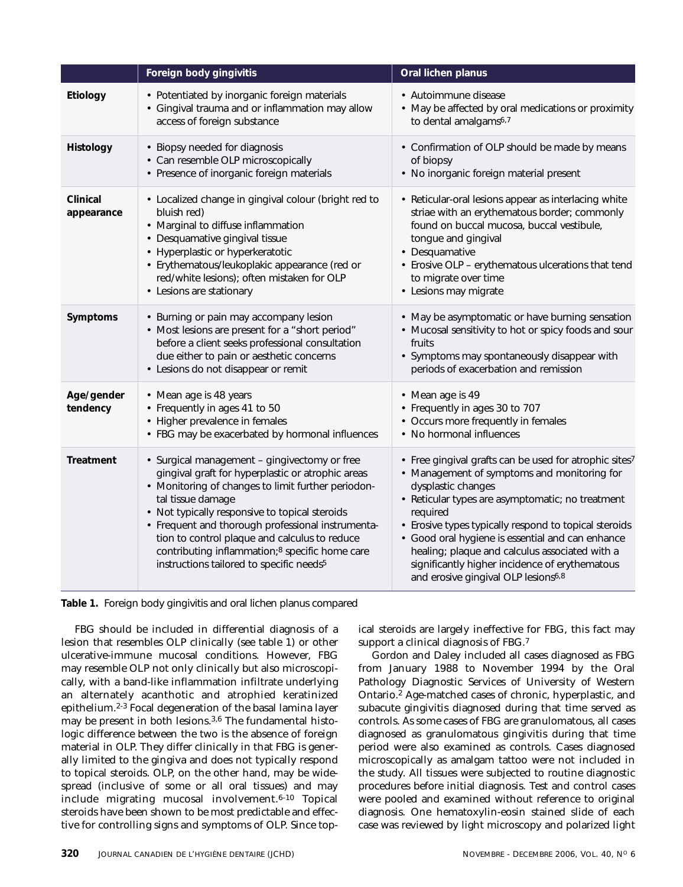| | Foreign body gingivitis | Oral lichen planus |
|---|---|---|
| **Etiology** | • Potentiated by inorganic foreign materials<br>• Gingival trauma and or inflammation may allow access of foreign substance | • Autoimmune disease<br>• May be affected by oral medications or proximity to dental amalgams[6,7] |
| **Histology** | • Biopsy needed for diagnosis<br>• Can resemble OLP microscopically<br>• Presence of inorganic foreign materials | • Confirmation of OLP should be made by means of biopsy<br>• No inorganic foreign material present |
| **Clinical appearance** | • Localized change in gingival colour (bright red to bluish red)<br>• Marginal to diffuse inflammation<br>• Desquamative gingival tissue<br>• Hyperplastic or hyperkeratotic<br>• Erythematous/leukoplakic appearance (red or red/white lesions); often mistaken for OLP<br>• Lesions are stationary | • Reticular-oral lesions appear as interlacing white striae with an erythematous border; commonly found on buccal mucosa, buccal vestibule, tongue and gingival<br>• Desquamative<br>• Erosive OLP – erythematous ulcerations that tend to migrate over time<br>• Lesions may migrate |
| **Symptoms** | • Burning or pain may accompany lesion<br>• Most lesions are present for a "short period" before a client seeks professional consultation due either to pain or aesthetic concerns<br>• Lesions do not disappear or remit | • May be asymptomatic or have burning sensation<br>• Mucosal sensitivity to hot or spicy foods and sour fruits<br>• Symptoms may spontaneously disappear with periods of exacerbation and remission |
| **Age/gender tendency** | • Mean age is 48 years<br>• Frequently in ages 41 to 50<br>• Higher prevalence in females<br>• FBG may be exacerbated by hormonal influences | • Mean age is 49<br>• Frequently in ages 30 to 707<br>• Occurs more frequently in females<br>• No hormonal influences |
| **Treatment** | • Surgical management – gingivectomy or free gingival graft for hyperplastic or atrophic areas<br>• Monitoring of changes to limit further periodontal tissue damage<br>• Not typically responsive to topical steroids<br>• Frequent and thorough professional instrumentation to control plaque and calculus to reduce contributing inflammation;[8] specific home care instructions tailored to specific needs[5] | • Free gingival grafts can be used for atrophic sites[7]<br>• Management of symptoms and monitoring for dysplastic changes<br>• Reticular types are asymptomatic; no treatment required<br>• Erosive types typically respond to topical steroids<br>• Good oral hygiene is essential and can enhance healing; plaque and calculus associated with a significantly higher incidence of erythematous and erosive gingival OLP lesions[6,8] |

**Table 1.** Foreign body gingivitis and oral lichen planus compared

FBG should be included in differential diagnosis of a lesion that resembles OLP clinically (see table 1) or other ulcerative-immune mucosal conditions. However, FBG may resemble OLP not only clinically but also microscopically, with a band-like inflammation infiltrate underlying an alternately acanthotic and atrophied keratinized epithelium.[2-3] Focal degeneration of the basal lamina layer may be present in both lesions.[3,6] The fundamental histologic difference between the two is the absence of foreign material in OLP. They differ clinically in that FBG is generally limited to the gingiva and does not typically respond to topical steroids. OLP, on the other hand, may be widespread (inclusive of some or all oral tissues) and may include migrating mucosal involvement.[6-10] Topical steroids have been shown to be most predictable and effective for controlling signs and symptoms of OLP. Since topical steroids are largely ineffective for FBG, this fact may support a clinical diagnosis of FBG.[7]

Gordon and Daley included all cases diagnosed as FBG from January 1988 to November 1994 by the Oral Pathology Diagnostic Services of University of Western Ontario.[2] Age-matched cases of chronic, hyperplastic, and subacute gingivitis diagnosed during that time served as controls. As some cases of FBG are granulomatous, all cases diagnosed as granulomatous gingivitis during that time period were also examined as controls. Cases diagnosed microscopically as amalgam tattoo were not included in the study. All tissues were subjected to routine diagnostic procedures before initial diagnosis. Test and control cases were pooled and examined without reference to original diagnosis. One hematoxylin-eosin stained slide of each case was reviewed by light microscopy and polarized light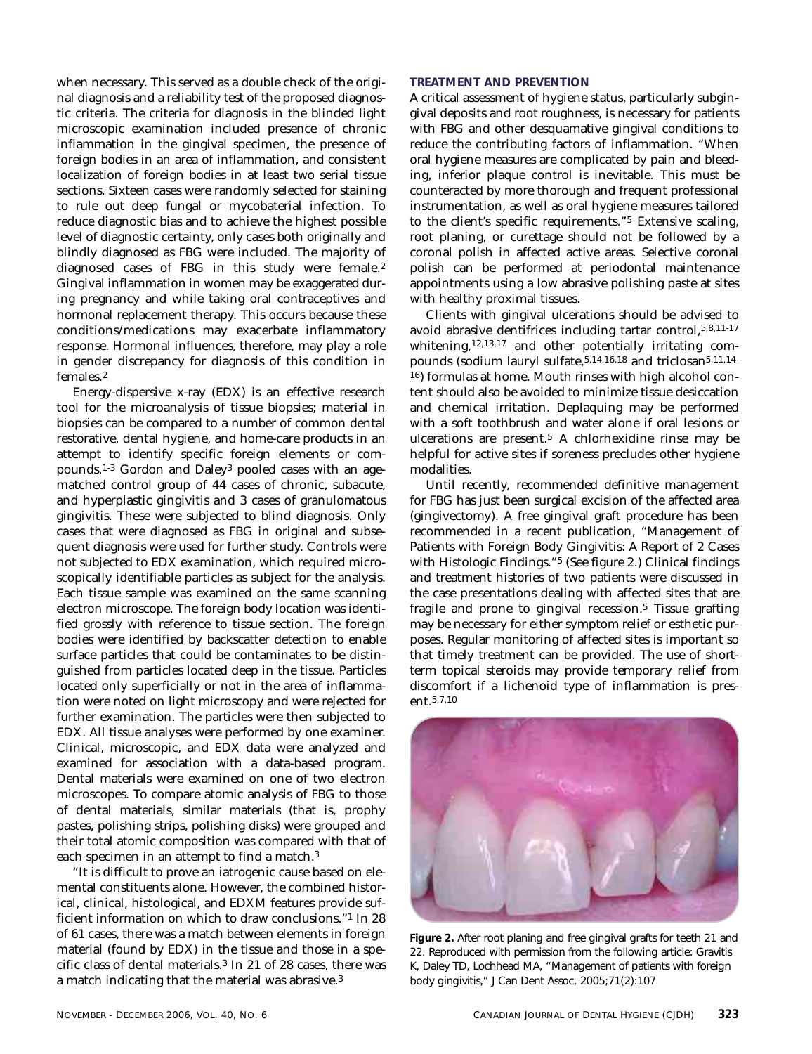when necessary. This served as a double check of the original diagnosis and a reliability test of the proposed diagnostic criteria. The criteria for diagnosis in the blinded light microscopic examination included presence of chronic inflammation in the gingival specimen, the presence of foreign bodies in an area of inflammation, and consistent localization of foreign bodies in at least two serial tissue sections. Sixteen cases were randomly selected for staining to rule out deep fungal or mycobaterial infection. To reduce diagnostic bias and to achieve the highest possible level of diagnostic certainty, only cases both originally and blindly diagnosed as FBG were included. The majority of diagnosed cases of FBG in this study were female.[2] Gingival inflammation in women may be exaggerated during pregnancy and while taking oral contraceptives and hormonal replacement therapy. This occurs because these conditions/medications may exacerbate inflammatory response. Hormonal influences, therefore, may play a role in gender discrepancy for diagnosis of this condition in females.[2]

Energy-dispersive x-ray (EDX) is an effective research tool for the microanalysis of tissue biopsies; material in biopsies can be compared to a number of common dental restorative, dental hygiene, and home-care products in an attempt to identify specific foreign elements or compounds.[1-3] Gordon and Daley[3] pooled cases with an age-matched control group of 44 cases of chronic, subacute, and hyperplastic gingivitis and 3 cases of granulomatous gingivitis. These were subjected to blind diagnosis. Only cases that were diagnosed as FBG in original and subsequent diagnosis were used for further study. Controls were not subjected to EDX examination, which required microscopically identifiable particles as subject for the analysis. Each tissue sample was examined on the same scanning electron microscope. The foreign body location was identified grossly with reference to tissue section. The foreign bodies were identified by backscatter detection to enable surface particles that could be contaminates to be distinguished from particles located deep in the tissue. Particles located only superficially or not in the area of inflammation were noted on light microscopy and were rejected for further examination. The particles were then subjected to EDX. All tissue analyses were performed by one examiner. Clinical, microscopic, and EDX data were analyzed and examined for association with a data-based program. Dental materials were examined on one of two electron microscopes. To compare atomic analysis of FBG to those of dental materials, similar materials (that is, prophy pastes, polishing strips, polishing disks) were grouped and their total atomic composition was compared with that of each specimen in an attempt to find a match.[3]

"It is difficult to prove an iatrogenic cause based on elemental constituents alone. However, the combined historical, clinical, histological, and EDXM features provide sufficient information on which to draw conclusions."[1] In 28 of 61 cases, there was a match between elements in foreign material (found by EDX) in the tissue and those in a specific class of dental materials.[3] In 21 of 28 cases, there was a match indicating that the material was abrasive.[3]

### TREATMENT AND PREVENTION

A critical assessment of hygiene status, particularly subgingival deposits and root roughness, is necessary for patients with FBG and other desquamative gingival conditions to reduce the contributing factors of inflammation. "When oral hygiene measures are complicated by pain and bleeding, inferior plaque control is inevitable. This must be counteracted by more thorough and frequent professional instrumentation, as well as oral hygiene measures tailored to the client's specific requirements."[5] Extensive scaling, root planing, or curettage should not be followed by a coronal polish in affected active areas. Selective coronal polish can be performed at periodontal maintenance appointments using a low abrasive polishing paste at sites with healthy proximal tissues.

Clients with gingival ulcerations should be advised to avoid abrasive dentifrices including tartar control,[5,8,11-17] whitening,[12,13,17] and other potentially irritating compounds (sodium lauryl sulfate,[5,14,16,18] and triclosan[5,11,14-16]) formulas at home. Mouth rinses with high alcohol content should also be avoided to minimize tissue desiccation and chemical irritation. Deplaquing may be performed with a soft toothbrush and water alone if oral lesions or ulcerations are present.[5] A chlorhexidine rinse may be helpful for active sites if soreness precludes other hygiene modalities.

Until recently, recommended definitive management for FBG has just been surgical excision of the affected area (gingivectomy). A free gingival graft procedure has been recommended in a recent publication, "Management of Patients with Foreign Body Gingivitis: A Report of 2 Cases with Histologic Findings."[5] (See figure 2.) Clinical findings and treatment histories of two patients were discussed in the case presentations dealing with affected sites that are fragile and prone to gingival recession.[5] Tissue grafting may be necessary for either symptom relief or esthetic purposes. Regular monitoring of affected sites is important so that timely treatment can be provided. The use of short-term topical steroids may provide temporary relief from discomfort if a lichenoid type of inflammation is present.[5,7,10]

**Figure 2.** After root planing and free gingival grafts for teeth 21 and 22. Reproduced with permission from the following article: Gravitis K, Daley TD, Lochhead MA, "Management of patients with foreign body gingivitis," J Can Dent Assoc, 2005;71(2):107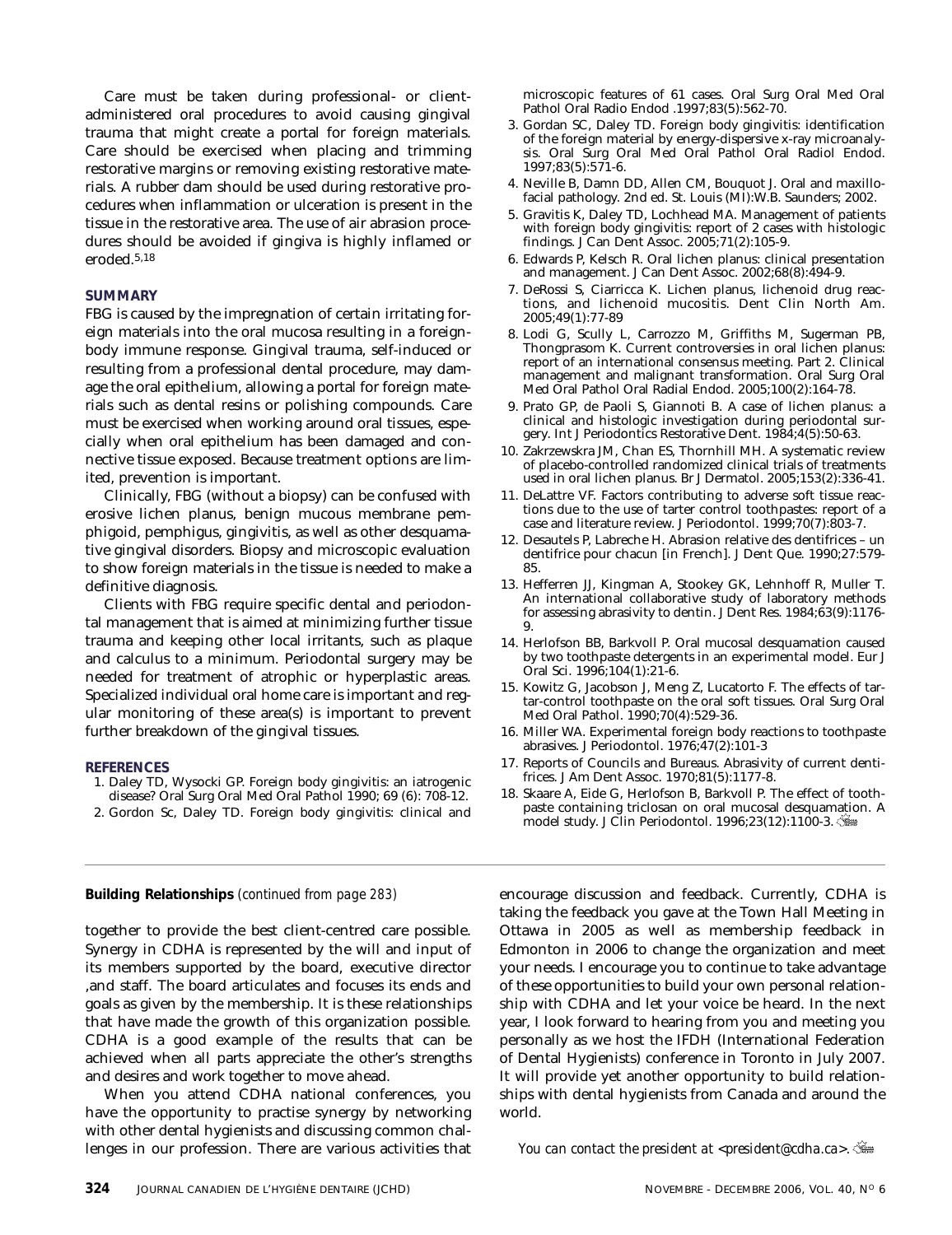Care must be taken during professional- or client-administered oral procedures to avoid causing gingival trauma that might create a portal for foreign materials. Care should be exercised when placing and trimming restorative margins or removing existing restorative materials. A rubber dam should be used during restorative procedures when inflammation or ulceration is present in the tissue in the restorative area. The use of air abrasion procedures should be avoided if gingiva is highly inflamed or eroded.[5,18]

## SUMMARY

FBG is caused by the impregnation of certain irritating foreign materials into the oral mucosa resulting in a foreign-body immune response. Gingival trauma, self-induced or resulting from a professional dental procedure, may damage the oral epithelium, allowing a portal for foreign materials such as dental resins or polishing compounds. Care must be exercised when working around oral tissues, especially when oral epithelium has been damaged and connective tissue exposed. Because treatment options are limited, prevention is important.

Clinically, FBG (without a biopsy) can be confused with erosive lichen planus, benign mucous membrane pemphigoid, pemphigus, gingivitis, as well as other desquamative gingival disorders. Biopsy and microscopic evaluation to show foreign materials in the tissue is needed to make a definitive diagnosis.

Clients with FBG require specific dental and periodontal management that is aimed at minimizing further tissue trauma and keeping other local irritants, such as plaque and calculus to a minimum. Periodontal surgery may be needed for treatment of atrophic or hyperplastic areas. Specialized individual oral home care is important and regular monitoring of these area(s) is important to prevent further breakdown of the gingival tissues.

## REFERENCES

1. Daley TD, Wysocki GP. Foreign body gingivitis: an iatrogenic disease? Oral Surg Oral Med Oral Pathol 1990; 69 (6): 708-12.
2. Gordon Sc, Daley TD. Foreign body gingivitis: clinical and microscopic features of 61 cases. Oral Surg Oral Med Oral Pathol Oral Radio Endod .1997;83(5):562-70.
3. Gordan SC, Daley TD. Foreign body gingivitis: identification of the foreign material by energy-dispersive x-ray microanalysis. Oral Surg Oral Med Oral Pathol Oral Radiol Endod. 1997;83(5):571-6.
4. Neville B, Damn DD, Allen CM, Bouquot J. Oral and maxillofacial pathology. 2nd ed. St. Louis (MI):W.B. Saunders; 2002.
5. Gravitis K, Daley TD, Lochhead MA. Management of patients with foreign body gingivitis: report of 2 cases with histologic findings. J Can Dent Assoc. 2005;71(2):105-9.
6. Edwards P, Kelsch R. Oral lichen planus: clinical presentation and management. J Can Dent Assoc. 2002;68(8):494-9.
7. DeRossi S, Ciarricca K. Lichen planus, lichenoid drug reactions, and lichenoid mucositis. Dent Clin North Am. 2005;49(1):77-89
8. Lodi G, Scully L, Carrozzo M, Griffiths M, Sugerman PB, Thongprasom K. Current controversies in oral lichen planus: report of an international consensus meeting. Part 2. Clinical management and malignant transformation. Oral Surg Oral Med Oral Pathol Oral Radial Endod. 2005;100(2):164-78.
9. Prato GP, de Paoli S, Giannoti B. A case of lichen planus: a clinical and histologic investigation during periodontal surgery. Int J Periodontics Restorative Dent. 1984;4(5):50-63.
10. Zakrzewskra JM, Chan ES, Thornhill MH. A systematic review of placebo-controlled randomized clinical trials of treatments used in oral lichen planus. Br J Dermatol. 2005;153(2):336-41.
11. DeLattre VF. Factors contributing to adverse soft tissue reactions due to the use of tarter control toothpastes: report of a case and literature review. J Periodontol. 1999;70(7):803-7.
12. Desautels P, Labreche H. Abrasion relative des dentifrices – un dentifrice pour chacun [in French]. J Dent Que. 1990;27:579-85.
13. Hefferren JJ, Kingman A, Stookey GK, Lehnhoff R, Muller T. An international collaborative study of laboratory methods for assessing abrasivity to dentin. J Dent Res. 1984;63(9):1176-9.
14. Herlofson BB, Barkvoll P. Oral mucosal desquamation caused by two toothpaste detergents in an experimental model. Eur J Oral Sci. 1996;104(1):21-6.
15. Kowitz G, Jacobson J, Meng Z, Lucatorto F. The effects of tartar-control toothpaste on the oral soft tissues. Oral Surg Oral Med Oral Pathol. 1990;70(4):529-36.
16. Miller WA. Experimental foreign body reactions to toothpaste abrasives. J Periodontol. 1976;47(2):101-3
17. Reports of Councils and Bureaus. Abrasivity of current dentifrices. J Am Dent Assoc. 1970;81(5):1177-8.
18. Skaare A, Eide G, Herlofson B, Barkvoll P. The effect of toothpaste containing triclosan on oral mucosal desquamation. A model study. J Clin Periodontol. 1996;23(12):1100-3.

---

**Building Relationships** *(continued from page 283)*

together to provide the best client-centred care possible. Synergy in CDHA is represented by the will and input of its members supported by the board, executive director ,and staff. The board articulates and focuses its ends and goals as given by the membership. It is these relationships that have made the growth of this organization possible. CDHA is a good example of the results that can be achieved when all parts appreciate the other's strengths and desires and work together to move ahead.

When you attend CDHA national conferences, you have the opportunity to practise synergy by networking with other dental hygienists and discussing common challenges in our profession. There are various activities that encourage discussion and feedback. Currently, CDHA is taking the feedback you gave at the Town Hall Meeting in Ottawa in 2005 as well as membership feedback in Edmonton in 2006 to change the organization and meet your needs. I encourage you to continue to take advantage of these opportunities to build your own personal relationship with CDHA and let your voice be heard. In the next year, I look forward to hearing from you and meeting you personally as we host the IFDH (International Federation of Dental Hygienists) conference in Toronto in July 2007. It will provide yet another opportunity to build relationships with dental hygienists from Canada and around the world.

*You can contact the president at <president@cdha.ca>.*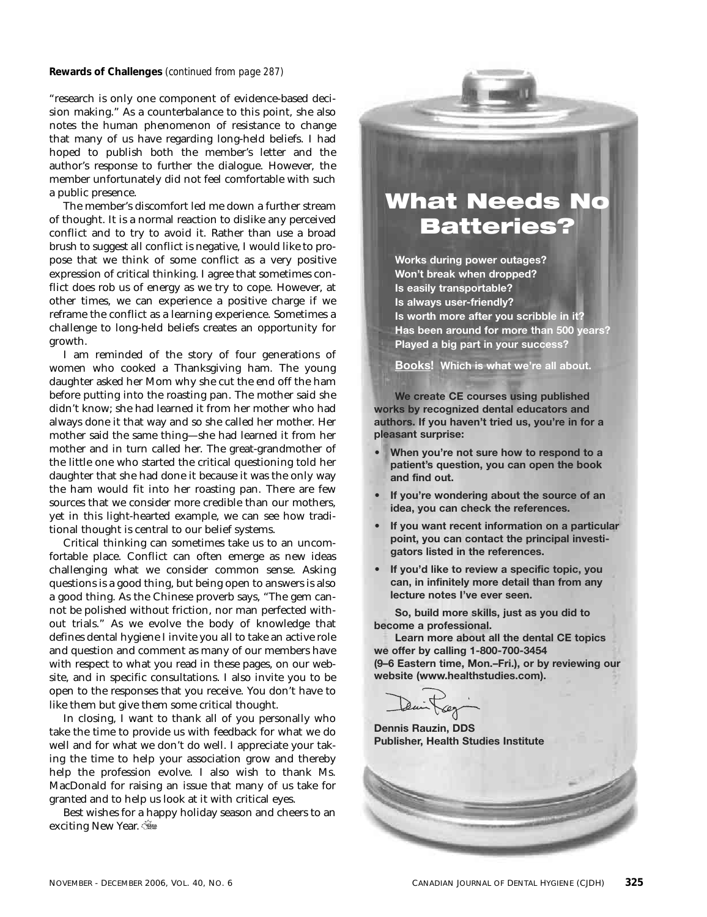**Rewards of Challenges** *(continued from page 287)*

"research is only one component of evidence-based decision making." As a counterbalance to this point, she also notes the human phenomenon of resistance to change that many of us have regarding long-held beliefs. I had hoped to publish both the member's letter and the author's response to further the dialogue. However, the member unfortunately did not feel comfortable with such a public presence.

The member's discomfort led me down a further stream of thought. It is a normal reaction to dislike any perceived conflict and to try to avoid it. Rather than use a broad brush to suggest all conflict is negative, I would like to propose that we think of some conflict as a very positive expression of critical thinking. I agree that sometimes conflict does rob us of energy as we try to cope. However, at other times, we can experience a positive charge if we reframe the conflict as a learning experience. Sometimes a challenge to long-held beliefs creates an opportunity for growth.

I am reminded of the story of four generations of women who cooked a Thanksgiving ham. The young daughter asked her Mom why she cut the end off the ham before putting into the roasting pan. The mother said she didn't know; she had learned it from her mother who had always done it that way and so she called her mother. Her mother said the same thing—she had learned it from her mother and in turn called her. The great-grandmother of the little one who started the critical questioning told her daughter that she had done it because it was the only way the ham would fit into her roasting pan. There are few sources that we consider more credible than our mothers, yet in this light-hearted example, we can see how traditional thought is central to our belief systems.

Critical thinking can sometimes take us to an uncomfortable place. Conflict can often emerge as new ideas challenging what we consider common sense. Asking questions is a good thing, but being open to answers is also a good thing. As the Chinese proverb says, "The gem cannot be polished without friction, nor man perfected without trials." As we evolve the body of knowledge that defines dental hygiene I invite you all to take an active role and question and comment as many of our members have with respect to what you read in these pages, on our website, and in specific consultations. I also invite you to be open to the responses that you receive. You don't have to like them but give them some critical thought.

In closing, I want to thank all of you personally who take the time to provide us with feedback for what we do well and for what we don't do well. I appreciate your taking the time to help your association grow and thereby help the profession evolve. I also wish to thank Ms. MacDonald for raising an issue that many of us take for granted and to help us look at it with critical eyes.

Best wishes for a happy holiday season and cheers to an exciting New Year.

# What Needs No Batteries?

**Works during power outages?**
**Won't break when dropped?**
**Is easily transportable?**
**Is always user-friendly?**
**Is worth more after you scribble in it?**
**Has been around for more than 500 years?**
**Played a big part in your success?**

**Books! Which is what we're all about.**

**We create CE courses using published works by recognized dental educators and authors. If you haven't tried us, you're in for a pleasant surprise:**

- **When you're not sure how to respond to a patient's question, you can open the book and find out.**
- **If you're wondering about the source of an idea, you can check the references.**
- **If you want recent information on a particular point, you can contact the principal investigators listed in the references.**
- **If you'd like to review a specific topic, you can, in infinitely more detail than from any lecture notes I've ever seen.**

**So, build more skills, just as you did to become a professional.**

**Learn more about all the dental CE topics we offer by calling 1-800-700-3454 (9–6 Eastern time, Mon.–Fri.), or by reviewing our website (www.healthstudies.com).**

**Dennis Rauzin, DDS**
**Publisher, Health Studies Institute**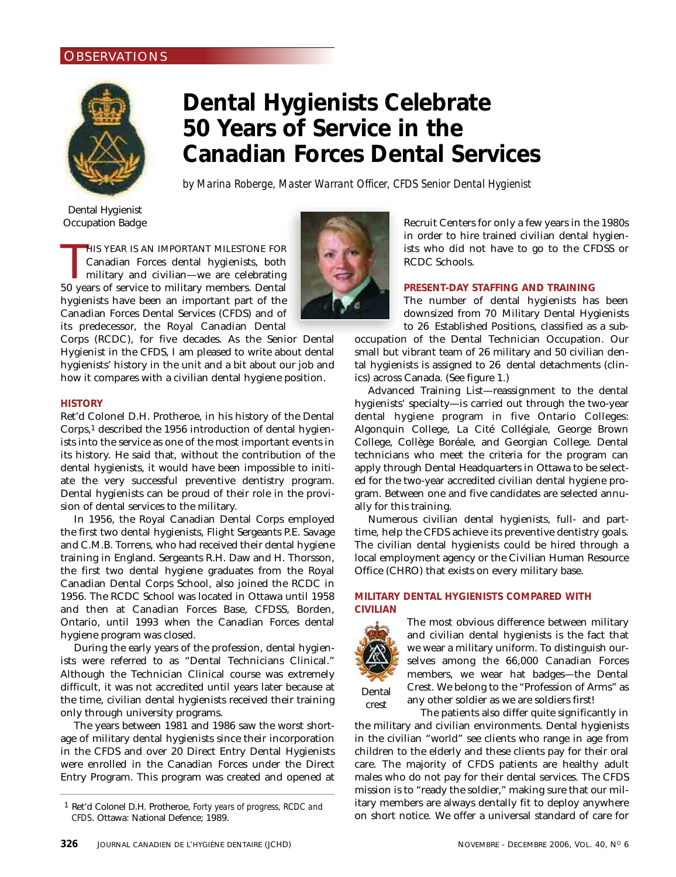OBSERVATIONS

# Dental Hygienists Celebrate 50 Years of Service in the Canadian Forces Dental Services

*by Marina Roberge, Master Warrant Officer, CFDS Senior Dental Hygienist*

Dental Hygienist Occupation Badge

THIS YEAR IS AN IMPORTANT MILESTONE FOR Canadian Forces dental hygienists, both military and civilian—we are celebrating 50 years of service to military members. Dental hygienists have been an important part of the Canadian Forces Dental Services (CFDS) and of its predecessor, the Royal Canadian Dental Corps (RCDC), for five decades. As the Senior Dental Hygienist in the CFDS, I am pleased to write about dental hygienists' history in the unit and a bit about our job and how it compares with a civilian dental hygiene position.

## HISTORY

Ret'd Colonel D.H. Protheroe, in his history of the Dental Corps,[1] described the 1956 introduction of dental hygienists into the service as one of the most important events in its history. He said that, without the contribution of the dental hygienists, it would have been impossible to initiate the very successful preventive dentistry program. Dental hygienists can be proud of their role in the provision of dental services to the military.

In 1956, the Royal Canadian Dental Corps employed the first two dental hygienists, Flight Sergeants P.E. Savage and C.M.B. Torrens, who had received their dental hygiene training in England. Sergeants R.H. Daw and H. Thorsson, the first two dental hygiene graduates from the Royal Canadian Dental Corps School, also joined the RCDC in 1956. The RCDC School was located in Ottawa until 1958 and then at Canadian Forces Base, CFDSS, Borden, Ontario, until 1993 when the Canadian Forces dental hygiene program was closed.

During the early years of the profession, dental hygienists were referred to as "Dental Technicians Clinical." Although the Technician Clinical course was extremely difficult, it was not accredited until years later because at the time, civilian dental hygienists received their training only through university programs.

The years between 1981 and 1986 saw the worst shortage of military dental hygienists since their incorporation in the CFDS and over 20 Direct Entry Dental Hygienists were enrolled in the Canadian Forces under the Direct Entry Program. This program was created and opened at Recruit Centers for only a few years in the 1980s in order to hire trained civilian dental hygienists who did not have to go to the CFDSS or RCDC Schools.

## PRESENT-DAY STAFFING AND TRAINING

The number of dental hygienists has been downsized from 70 Military Dental Hygienists to 26 Established Positions, classified as a sub-occupation of the Dental Technician Occupation. Our small but vibrant team of 26 military and 50 civilian dental hygienists is assigned to 26 dental detachments (clinics) across Canada. (See figure 1.)

Advanced Training List—reassignment to the dental hygienists' specialty—is carried out through the two-year dental hygiene program in five Ontario Colleges: Algonquin College, La Cité Collégiale, George Brown College, Collège Boréale, and Georgian College. Dental technicians who meet the criteria for the program can apply through Dental Headquarters in Ottawa to be selected for the two-year accredited civilian dental hygiene program. Between one and five candidates are selected annually for this training.

Numerous civilian dental hygienists, full- and part-time, help the CFDS achieve its preventive dentistry goals. The civilian dental hygienists could be hired through a local employment agency or the Civilian Human Resource Office (CHRO) that exists on every military base.

## MILITARY DENTAL HYGIENISTS COMPARED WITH CIVILIAN

Dental crest

The most obvious difference between military and civilian dental hygienists is the fact that we wear a military uniform. To distinguish ourselves among the 66,000 Canadian Forces members, we wear hat badges—the Dental Crest. We belong to the "Profession of Arms" as any other soldier as we are soldiers first!

The patients also differ quite significantly in the military and civilian environments. Dental hygienists in the civilian "world" see clients who range in age from children to the elderly and these clients pay for their oral care. The majority of CFDS patients are healthy adult males who do not pay for their dental services. The CFDS mission is to "ready the soldier," making sure that our military members are always dentally fit to deploy anywhere on short notice. We offer a universal standard of care for

---

[1] Ret'd Colonel D.H. Protheroe, *Forty years of progress, RCDC and CFDS*. Ottawa: National Defence; 1989.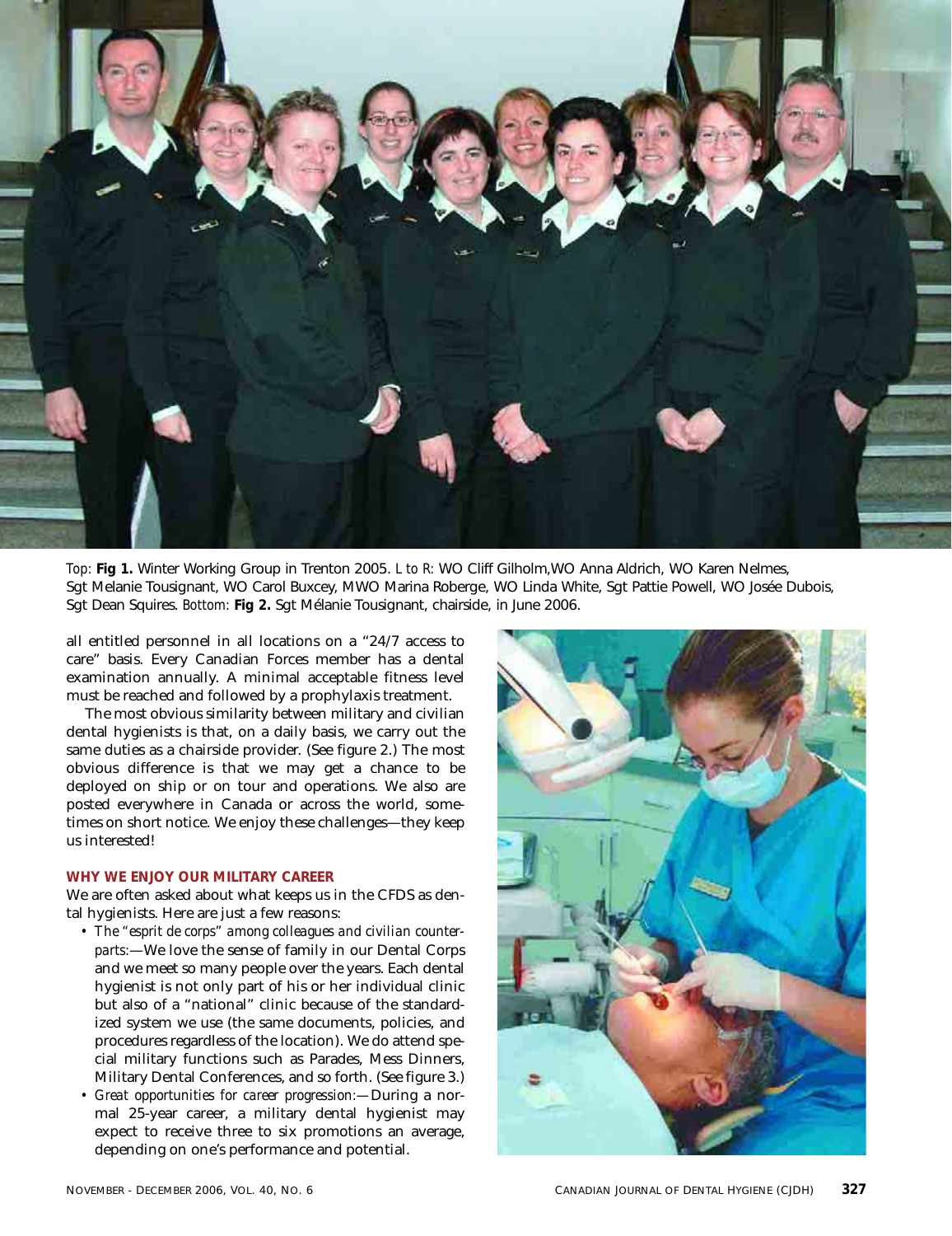*Top:* **Fig 1.** Winter Working Group in Trenton 2005. *L to R:* WO Cliff Gilholm,WO Anna Aldrich, WO Karen Nelmes, Sgt Melanie Tousignant, WO Carol Buxcey, MWO Marina Roberge, WO Linda White, Sgt Pattie Powell, WO Josée Dubois, Sgt Dean Squires. *Bottom:* **Fig 2.** Sgt Mélanie Tousignant, chairside, in June 2006.

all entitled personnel in all locations on a "24/7 access to care" basis. Every Canadian Forces member has a dental examination annually. A minimal acceptable fitness level must be reached and followed by a prophylaxis treatment.

The most obvious similarity between military and civilian dental hygienists is that, on a daily basis, we carry out the same duties as a chairside provider. (See figure 2.) The most obvious difference is that we may get a chance to be deployed on ship or on tour and operations. We also are posted everywhere in Canada or across the world, sometimes on short notice. We enjoy these challenges—they keep us interested!

### WHY WE ENJOY OUR MILITARY CAREER

We are often asked about what keeps us in the CFDS as dental hygienists. Here are just a few reasons:

- *The "esprit de corps" among colleagues and civilian counterparts:*—We love the sense of family in our Dental Corps and we meet so many people over the years. Each dental hygienist is not only part of his or her individual clinic but also of a "national" clinic because of the standardized system we use (the same documents, policies, and procedures regardless of the location). We do attend special military functions such as Parades, Mess Dinners, Military Dental Conferences, and so forth. (See figure 3.)
- *Great opportunities for career progression:*—During a normal 25-year career, a military dental hygienist may expect to receive three to six promotions an average, depending on one's performance and potential.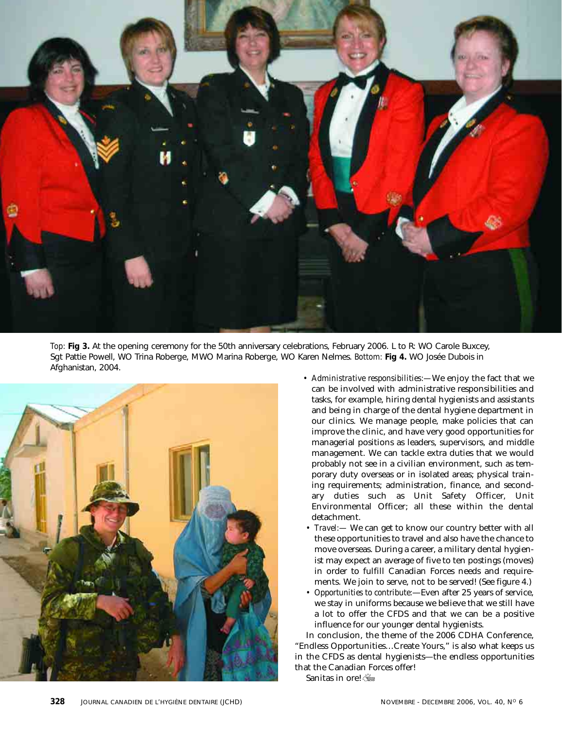*Top:* **Fig 3.** At the opening ceremony for the 50th anniversary celebrations, February 2006. L to R: WO Carole Buxcey, Sgt Pattie Powell, WO Trina Roberge, MWO Marina Roberge, WO Karen Nelmes. *Bottom:* **Fig 4.** WO Josée Dubois in Afghanistan, 2004.

- *Administrative responsibilities:*—We enjoy the fact that we can be involved with administrative responsibilities and tasks, for example, hiring dental hygienists and assistants and being in charge of the dental hygiene department in our clinics. We manage people, make policies that can improve the clinic, and have very good opportunities for managerial positions as leaders, supervisors, and middle management. We can tackle extra duties that we would probably not see in a civilian environment, such as temporary duty overseas or in isolated areas; physical training requirements; administration, finance, and secondary duties such as Unit Safety Officer, Unit Environmental Officer; all these within the dental detachment.
- *Travel:*— We can get to know our country better with all these opportunities to travel and also have the chance to move overseas. During a career, a military dental hygienist may expect an average of five to ten postings (moves) in order to fulfill Canadian Forces needs and requirements. We join to serve, not to be served! (See figure 4.)
- *Opportunities to contribute:*—Even after 25 years of service, we stay in uniforms because we believe that we still have a lot to offer the CFDS and that we can be a positive influence for our younger dental hygienists.

In conclusion, the theme of the 2006 CDHA Conference, "Endless Opportunities…Create Yours," is also what keeps us in the CFDS as dental hygienists—the endless opportunities that the Canadian Forces offer!

Sanitas in ore!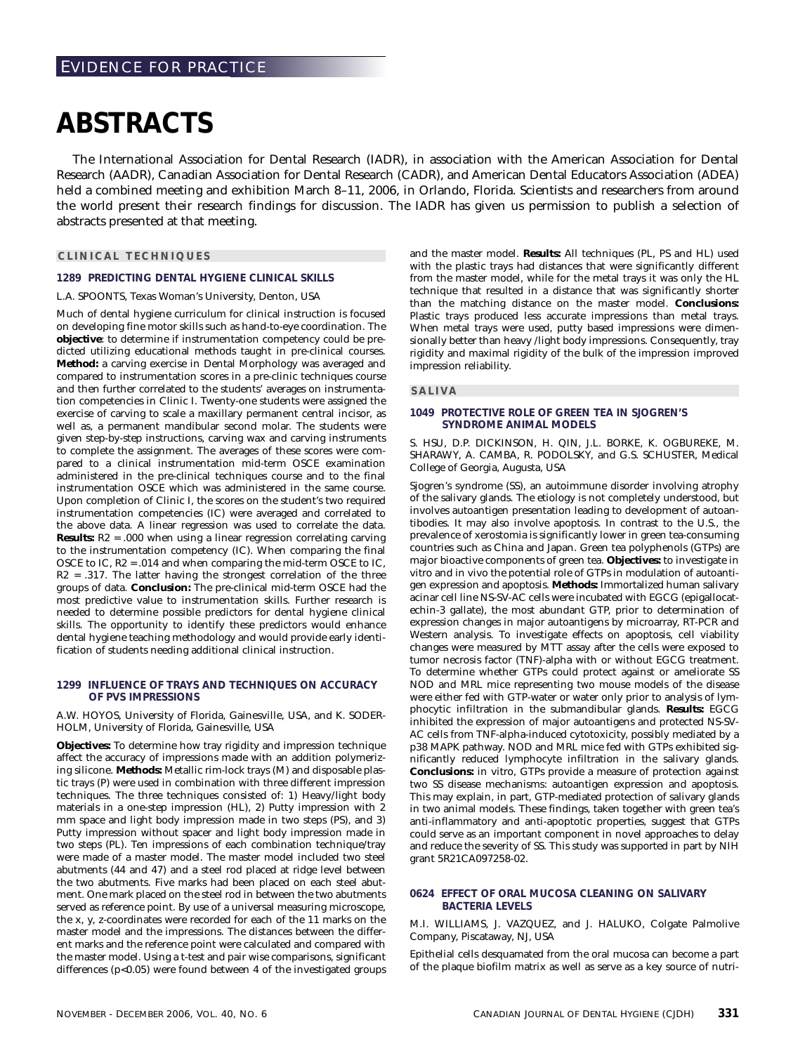# ABSTRACTS

The International Association for Dental Research (IADR), in association with the American Association for Dental Research (AADR), Canadian Association for Dental Research (CADR), and American Dental Educators Association (ADEA) held a combined meeting and exhibition March 8–11, 2006, in Orlando, Florida. Scientists and researchers from around the world present their research findings for discussion. The IADR has given us permission to publish a selection of abstracts presented at that meeting.

## CLINICAL TECHNIQUES

### 1289 PREDICTING DENTAL HYGIENE CLINICAL SKILLS

L.A. SPOONTS, Texas Woman's University, Denton, USA

Much of dental hygiene curriculum for clinical instruction is focused on developing fine motor skills such as hand-to-eye coordination. The **objective**: to determine if instrumentation competency could be predicted utilizing educational methods taught in pre-clinical courses. **Method:** a carving exercise in Dental Morphology was averaged and compared to instrumentation scores in a pre-clinic techniques course and then further correlated to the students' averages on instrumentation competencies in Clinic I. Twenty-one students were assigned the exercise of carving to scale a maxillary permanent central incisor, as well as, a permanent mandibular second molar. The students were given step-by-step instructions, carving wax and carving instruments to complete the assignment. The averages of these scores were compared to a clinical instrumentation mid-term OSCE examination administered in the pre-clinical techniques course and to the final instrumentation OSCE which was administered in the same course. Upon completion of Clinic I, the scores on the student's two required instrumentation competencies (IC) were averaged and correlated to the above data. A linear regression was used to correlate the data. **Results:** $R2 = .000$ when using a linear regression correlating carving to the instrumentation competency (IC). When comparing the final OSCE to IC, $R2 = .014$ and when comparing the mid-term OSCE to IC, $R2 = .317$. The latter having the strongest correlation of the three groups of data. **Conclusion:** The pre-clinical mid-term OSCE had the most predictive value to instrumentation skills. Further research is needed to determine possible predictors for dental hygiene clinical skills. The opportunity to identify these predictors would enhance dental hygiene teaching methodology and would provide early identification of students needing additional clinical instruction.

### 1299 INFLUENCE OF TRAYS AND TECHNIQUES ON ACCURACY OF PVS IMPRESSIONS

A.W. HOYOS, University of Florida, Gainesville, USA, and K. SODERHOLM, University of Florida, Gainesville, USA

**Objectives:** To determine how tray rigidity and impression technique affect the accuracy of impressions made with an addition polymerizing silicone. **Methods:** Metallic rim-lock trays (M) and disposable plastic trays (P) were used in combination with three different impression techniques. The three techniques consisted of: 1) Heavy/light body materials in a one-step impression (HL), 2) Putty impression with 2 mm space and light body impression made in two steps (PS), and 3) Putty impression without spacer and light body impression made in two steps (PL). Ten impressions of each combination technique/tray were made of a master model. The master model included two steel abutments (44 and 47) and a steel rod placed at ridge level between the two abutments. Five marks had been placed on each steel abutment. One mark placed on the steel rod in between the two abutments served as reference point. By use of a universal measuring microscope, the x, y, z-coordinates were recorded for each of the 11 marks on the master model and the impressions. The distances between the different marks and the reference point were calculated and compared with the master model. Using a t-test and pair wise comparisons, significant differences ($p<0.05$) were found between 4 of the investigated groups and the master model. **Results:** All techniques (PL, PS and HL) used with the plastic trays had distances that were significantly different from the master model, while for the metal trays it was only the HL technique that resulted in a distance that was significantly shorter than the matching distance on the master model. **Conclusions:** Plastic trays produced less accurate impressions than metal trays. When metal trays were used, putty based impressions were dimensionally better than heavy /light body impressions. Consequently, tray rigidity and maximal rigidity of the bulk of the impression improved impression reliability.

## SALIVA

### 1049 PROTECTIVE ROLE OF GREEN TEA IN SJOGREN'S SYNDROME ANIMAL MODELS

S. HSU, D.P. DICKINSON, H. QIN, J.L. BORKE, K. OGBUREKE, M. SHARAWY, A. CAMBA, R. PODOLSKY, and G.S. SCHUSTER, Medical College of Georgia, Augusta, USA

Sjogren's syndrome (SS), an autoimmune disorder involving atrophy of the salivary glands. The etiology is not completely understood, but involves autoantigen presentation leading to development of autoantibodies. It may also involve apoptosis. In contrast to the U.S., the prevalence of xerostomia is significantly lower in green tea-consuming countries such as China and Japan. Green tea polyphenols (GTPs) are major bioactive components of green tea. **Objectives:** to investigate in vitro and in vivo the potential role of GTPs in modulation of autoantigen expression and apoptosis. **Methods:** Immortalized human salivary acinar cell line NS-SV-AC cells were incubated with EGCG (epigallocatechin-3 gallate), the most abundant GTP, prior to determination of expression changes in major autoantigens by microarray, RT-PCR and Western analysis. To investigate effects on apoptosis, cell viability changes were measured by MTT assay after the cells were exposed to tumor necrosis factor (TNF)-alpha with or without EGCG treatment. To determine whether GTPs could protect against or ameliorate SS NOD and MRL mice representing two mouse models of the disease were either fed with GTP-water or water only prior to analysis of lymphocytic infiltration in the submandibular glands. **Results:** EGCG inhibited the expression of major autoantigens and protected NS-SV-AC cells from TNF-alpha-induced cytotoxicity, possibly mediated by a p38 MAPK pathway. NOD and MRL mice fed with GTPs exhibited significantly reduced lymphocyte infiltration in the salivary glands. **Conclusions:** in vitro, GTPs provide a measure of protection against two SS disease mechanisms: autoantigen expression and apoptosis. This may explain, in part, GTP-mediated protection of salivary glands in two animal models. These findings, taken together with green tea's anti-inflammatory and anti-apoptotic properties, suggest that GTPs could serve as an important component in novel approaches to delay and reduce the severity of SS. This study was supported in part by NIH grant 5R21CA097258-02.

### 0624 EFFECT OF ORAL MUCOSA CLEANING ON SALIVARY BACTERIA LEVELS

M.I. WILLIAMS, J. VAZQUEZ, and J. HALUKO, Colgate Palmolive Company, Piscataway, NJ, USA

Epithelial cells desquamated from the oral mucosa can become a part of the plaque biofilm matrix as well as serve as a key source of nutri-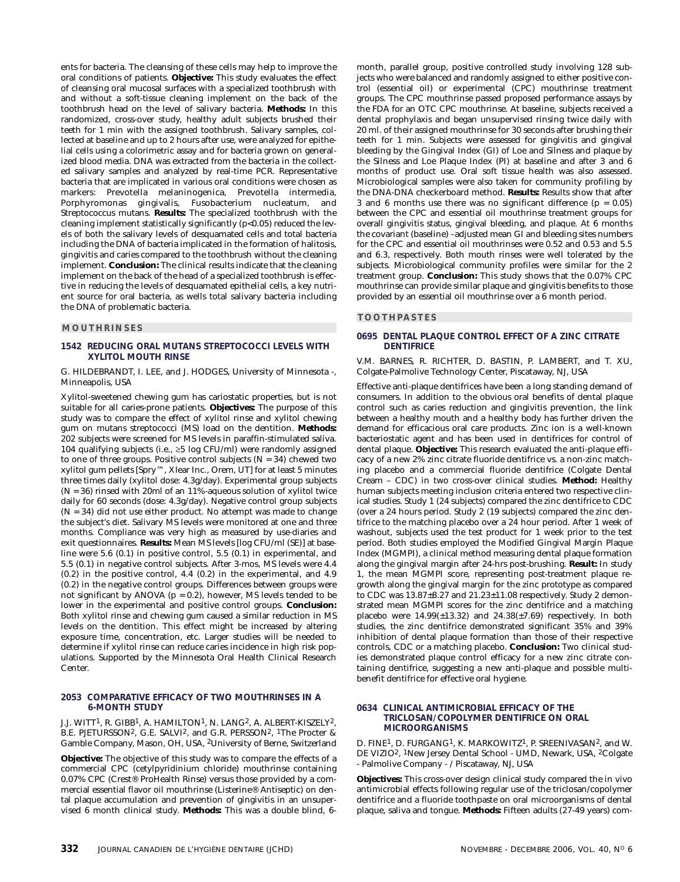ents for bacteria. The cleansing of these cells may help to improve the oral conditions of patients. **Objective:** This study evaluates the effect of cleansing oral mucosal surfaces with a specialized toothbrush with and without a soft-tissue cleaning implement on the back of the toothbrush head on the level of salivary bacteria. **Methods:** In this randomized, cross-over study, healthy adult subjects brushed their teeth for 1 min with the assigned toothbrush. Salivary samples, collected at baseline and up to 2 hours after use, were analyzed for epithelial cells using a colorimetric assay and for bacteria grown on generalized blood media. DNA was extracted from the bacteria in the collected salivary samples and analyzed by real-time PCR. Representative bacteria that are implicated in various oral conditions were chosen as markers: Prevotella melaninogenica, Prevotella intermedia, Porphyromonas gingivalis, Fusobacterium nucleatum, and Streptococcus mutans. **Results:** The specialized toothbrush with the cleaning implement statistically significantly ($p<0.05$) reduced the levels of both the salivary levels of desquamated cells and total bacteria including the DNA of bacteria implicated in the formation of halitosis, gingivitis and caries compared to the toothbrush without the cleaning implement. **Conclusion:** The clinical results indicate that the cleaning implement on the back of the head of a specialized toothbrush is effective in reducing the levels of desquamated epithelial cells, a key nutrient source for oral bacteria, as wells total salivary bacteria including the DNA of problematic bacteria.

## MOUTHRINSES

### 1542 REDUCING ORAL MUTANS STREPTOCOCCI LEVELS WITH XYLITOL MOUTH RINSE

G. HILDEBRANDT, I. LEE, and J. HODGES, University of Minnesota -, Minneapolis, USA

Xylitol-sweetened chewing gum has cariostatic properties, but is not suitable for all caries-prone patients. **Objectives:** The purpose of this study was to compare the effect of xylitol rinse and xylitol chewing gum on mutans streptococci (MS) load on the dentition. **Methods:** 202 subjects were screened for MS levels in paraffin-stimulated saliva. 104 qualifying subjects (i.e., ≥5 log CFU/ml) were randomly assigned to one of three groups. Positive control subjects ($N = 34$) chewed two xylitol gum pellets [Spry™, Xlear Inc., Orem, UT] for at least 5 minutes three times daily (xylitol dose: 4.3g/day). Experimental group subjects ($N = 36$) rinsed with 20ml of an 11%-aqueous solution of xylitol twice daily for 60 seconds (dose: 4.3g/day). Negative control group subjects ($N = 34$) did not use either product. No attempt was made to change the subject's diet. Salivary MS levels were monitored at one and three months. Compliance was very high as measured by use-diaries and exit questionnaires. **Results:** Mean MS levels [log CFU/ml (SE)] at baseline were 5.6 (0.1) in positive control, 5.5 (0.1) in experimental, and 5.5 (0.1) in negative control subjects. After 3-mos, MS levels were 4.4 (0.2) in the positive control, 4.4 (0.2) in the experimental, and 4.9 (0.2) in the negative control groups. Differences between groups were not significant by ANOVA ($p = 0.2$), however, MS levels tended to be lower in the experimental and positive control groups. **Conclusion:** Both xylitol rinse and chewing gum caused a similar reduction in MS levels on the dentition. This effect might be increased by altering exposure time, concentration, etc. Larger studies will be needed to determine if xylitol rinse can reduce caries incidence in high risk populations. Supported by the Minnesota Oral Health Clinical Research Center.

### 2053 COMPARATIVE EFFICACY OF TWO MOUTHRINSES IN A 6-MONTH STUDY

J.J. WITT[1], R. GIBB[1], A. HAMILTON[1], N. LANG[2], A. ALBERT-KISZELY[2], B.E. PJETURSSON[2], G.E. SALVI[2], and G.R. PERSSON[2], [1]The Procter & Gamble Company, Mason, OH, USA, [2]University of Berne, Switzerland

**Objective:** The objective of this study was to compare the effects of a commercial CPC (cetylpyridinium chloride) mouthrinse containing 0.07% CPC (Crest® ProHealth Rinse) versus those provided by a commercial essential flavor oil mouthrinse (Listerine® Antiseptic) on dental plaque accumulation and prevention of gingivitis in an unsupervised 6 month clinical study. **Methods:** This was a double blind, 6-month, parallel group, positive controlled study involving 128 subjects who were balanced and randomly assigned to either positive control (essential oil) or experimental (CPC) mouthrinse treatment groups. The CPC mouthrinse passed proposed performance assays by the FDA for an OTC CPC mouthrinse. At baseline, subjects received a dental prophylaxis and began unsupervised rinsing twice daily with 20 ml. of their assigned mouthrinse for 30 seconds after brushing their teeth for 1 min. Subjects were assessed for gingivitis and gingival bleeding by the Gingival Index (GI) of Loe and Silness and plaque by the Silness and Loe Plaque Index (PI) at baseline and after 3 and 6 months of product use. Oral soft tissue health was also assessed. Microbiological samples were also taken for community profiling by the DNA-DNA checkerboard method. **Results:** Results show that after 3 and 6 months use there was no significant difference ($p = 0.05$) between the CPC and essential oil mouthrinse treatment groups for overall gingivitis status, gingival bleeding, and plaque. At 6 months the covariant (baseline) –adjusted mean GI and bleeding sites numbers for the CPC and essential oil mouthrinses were 0.52 and 0.53 and 5.5 and 6.3, respectively. Both mouth rinses were well tolerated by the subjects. Microbiological community profiles were similar for the 2 treatment group. **Conclusion:** This study shows that the 0.07% CPC mouthrinse can provide similar plaque and gingivitis benefits to those provided by an essential oil mouthrinse over a 6 month period.

## TOOTHPASTES

### 0695 DENTAL PLAQUE CONTROL EFFECT OF A ZINC CITRATE DENTIFRICE

V.M. BARNES, R. RICHTER, D. BASTIN, P. LAMBERT, and T. XU, Colgate-Palmolive Technology Center, Piscataway, NJ, USA

Effective anti-plaque dentifrices have been a long standing demand of consumers. In addition to the obvious oral benefits of dental plaque control such as caries reduction and gingivitis prevention, the link between a healthy mouth and a healthy body has further driven the demand for efficacious oral care products. Zinc ion is a well-known bacteriostatic agent and has been used in dentifrices for control of dental plaque. **Objective:** This research evaluated the anti-plaque efficacy of a new 2% zinc citrate fluoride dentifrice vs. a non-zinc matching placebo and a commercial fluoride dentifrice (Colgate Dental Cream – CDC) in two cross-over clinical studies. **Method:** Healthy human subjects meeting inclusion criteria entered two respective clinical studies. Study 1 (24 subjects) compared the zinc dentifrice to CDC (over a 24 hours period. Study 2 (19 subjects) compared the zinc dentifrice to the matching placebo over a 24 hour period. After 1 week of washout, subjects used the test product for 1 week prior to the test period. Both studies employed the Modified Gingival Margin Plaque Index (MGMPI), a clinical method measuring dental plaque formation along the gingival margin after 24-hrs post-brushing. **Result:** In study 1, the mean MGMPI score, representing post-treatment plaque regrowth along the gingival margin for the zinc prototype as compared to CDC was 13.87±8.27 and 21.23±11.08 respectively. Study 2 demonstrated mean MGMPI scores for the zinc dentifrice and a matching placebo were 14.99(±13.32) and 24.38(±7.69) respectively. In both studies, the zinc dentifrice demonstrated significant 35% and 39% inhibition of dental plaque formation than those of their respective controls, CDC or a matching placebo. **Conclusion:** Two clinical studies demonstrated plaque control efficacy for a new zinc citrate containing dentifrice, suggesting a new anti-plaque and possible multi-benefit dentifrice for effective oral hygiene.

### 0634 CLINICAL ANTIMICROBIAL EFFICACY OF THE TRICLOSAN/COPOLYMER DENTIFRICE ON ORAL MICROORGANISMS

D. FINE[1], D. FURGANG[1], K. MARKOWITZ[1], P. SREENIVASAN[2], and W. DE VIZIO[2], [1]New Jersey Dental School - UMD, Newark, USA, [2]Colgate - Palmolive Company - / Piscataway, NJ, USA

**Objectives:** This cross-over design clinical study compared the in vivo antimicrobial effects following regular use of the triclosan/copolymer dentifrice and a fluoride toothpaste on oral microorganisms of dental plaque, saliva and tongue. **Methods:** Fifteen adults (27-49 years) com-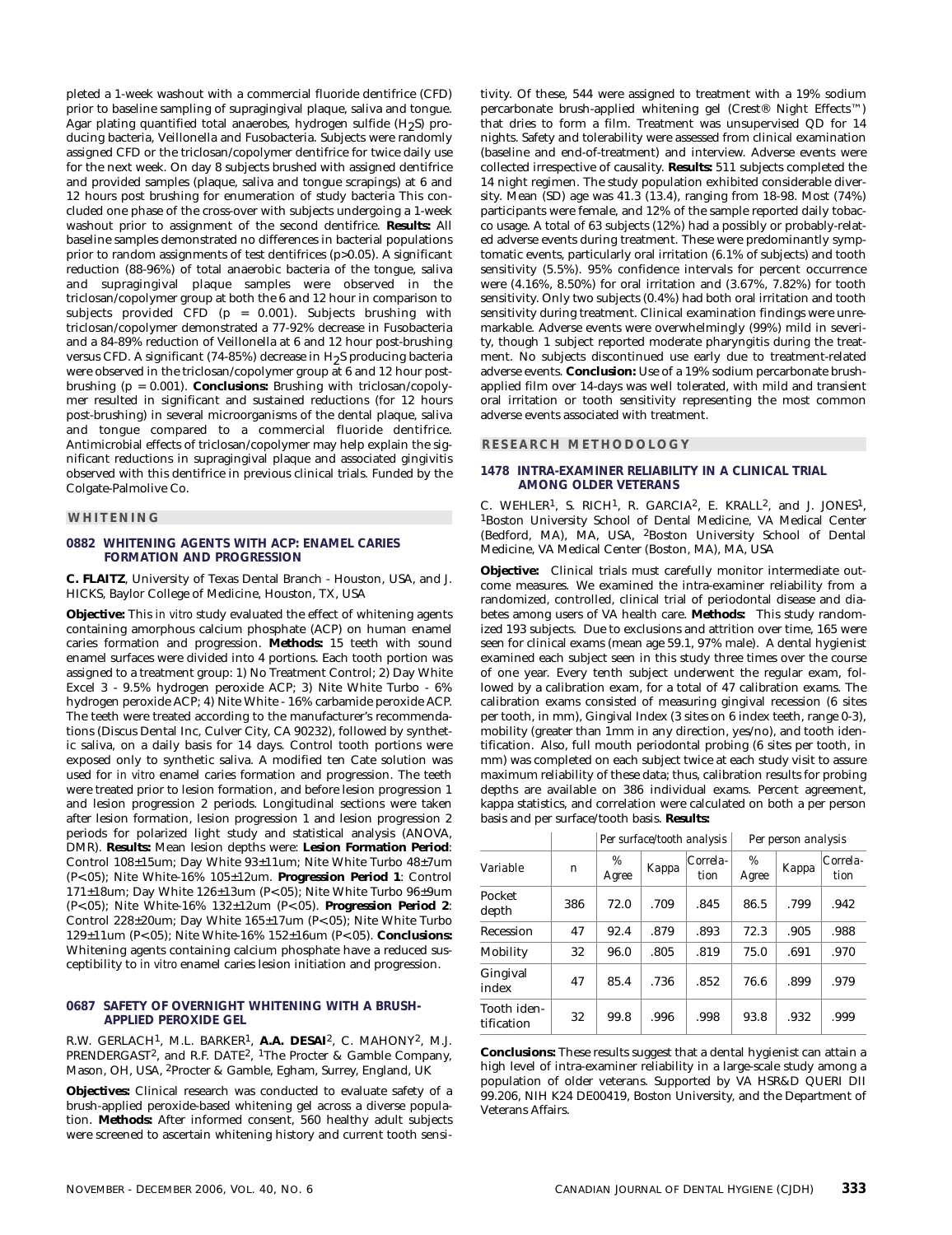pleted a 1-week washout with a commercial fluoride dentifrice (CFD) prior to baseline sampling of supragingival plaque, saliva and tongue. Agar plating quantified total anaerobes, hydrogen sulfide ($H_2S$) producing bacteria, Veillonella and Fusobacteria. Subjects were randomly assigned CFD or the triclosan/copolymer dentifrice for twice daily use for the next week. On day 8 subjects brushed with assigned dentifrice and provided samples (plaque, saliva and tongue scrapings) at 6 and 12 hours post brushing for enumeration of study bacteria This concluded one phase of the cross-over with subjects undergoing a 1-week washout prior to assignment of the second dentifrice. **Results:** All baseline samples demonstrated no differences in bacterial populations prior to random assignments of test dentifrices (p>0.05). A significant reduction (88-96%) of total anaerobic bacteria of the tongue, saliva and supragingival plaque samples were observed in the triclosan/copolymer group at both the 6 and 12 hour in comparison to subjects provided CFD (p = 0.001). Subjects brushing with triclosan/copolymer demonstrated a 77-92% decrease in Fusobacteria and a 84-89% reduction of Veillonella at 6 and 12 hour post-brushing versus CFD. A significant (74-85%) decrease in $H_2S$ producing bacteria were observed in the triclosan/copolymer group at 6 and 12 hour post-brushing (p = 0.001). **Conclusions:** Brushing with triclosan/copolymer resulted in significant and sustained reductions (for 12 hours post-brushing) in several microorganisms of the dental plaque, saliva and tongue compared to a commercial fluoride dentifrice. Antimicrobial effects of triclosan/copolymer may help explain the significant reductions in supragingival plaque and associated gingivitis observed with this dentifrice in previous clinical trials. Funded by the Colgate-Palmolive Co.

## WHITENING

### 0882 WHITENING AGENTS WITH ACP: ENAMEL CARIES FORMATION AND PROGRESSION

**C. FLAITZ**, University of Texas Dental Branch - Houston, USA, and J. HICKS, Baylor College of Medicine, Houston, TX, USA

**Objective:** This *in vitro* study evaluated the effect of whitening agents containing amorphous calcium phosphate (ACP) on human enamel caries formation and progression. **Methods:** 15 teeth with sound enamel surfaces were divided into 4 portions. Each tooth portion was assigned to a treatment group: 1) No Treatment Control; 2) Day White Excel 3 - 9.5% hydrogen peroxide ACP; 3) Nite White Turbo - 6% hydrogen peroxide ACP; 4) Nite White - 16% carbamide peroxide ACP. The teeth were treated according to the manufacturer's recommendations (Discus Dental Inc, Culver City, CA 90232), followed by synthetic saliva, on a daily basis for 14 days. Control tooth portions were exposed only to synthetic saliva. A modified ten Cate solution was used for *in vitro* enamel caries formation and progression. The teeth were treated prior to lesion formation, and before lesion progression 1 and lesion progression 2 periods. Longitudinal sections were taken after lesion formation, lesion progression 1 and lesion progression 2 periods for polarized light study and statistical analysis (ANOVA, DMR). **Results:** Mean lesion depths were: **Lesion Formation Period**: Control 108±15um; Day White 93±11um; Nite White Turbo 48±7um (P<05); Nite White-16% 105±12um. **Progression Period 1**: Control 171±18um; Day White 126±13um (P<05); Nite White Turbo 96±9um (P<05); Nite White-16% 132±12um (P<05). **Progression Period 2**: Control 228±20um; Day White 165±17um (P<05); Nite White Turbo 129±11um (P<05); Nite White-16% 152±16um (P<05). **Conclusions:** Whitening agents containing calcium phosphate have a reduced susceptibility to *in vitro* enamel caries lesion initiation and progression.

### 0687 SAFETY OF OVERNIGHT WHITENING WITH A BRUSH-APPLIED PEROXIDE GEL

R.W. GERLACH[1], M.L. BARKER[1], **A.A. DESAI**[2], C. MAHONY[2], M.J. PRENDERGAST[2], and R.F. DATE[2], [1]The Procter & Gamble Company, Mason, OH, USA, [2]Procter & Gamble, Egham, Surrey, England, UK

**Objectives:** Clinical research was conducted to evaluate safety of a brush-applied peroxide-based whitening gel across a diverse population. **Methods:** After informed consent, 560 healthy adult subjects were screened to ascertain whitening history and current tooth sensitivity. Of these, 544 were assigned to treatment with a 19% sodium percarbonate brush-applied whitening gel (Crest® Night Effects™) that dries to form a film. Treatment was unsupervised QD for 14 nights. Safety and tolerability were assessed from clinical examination (baseline and end-of-treatment) and interview. Adverse events were collected irrespective of causality. **Results:** 511 subjects completed the 14 night regimen. The study population exhibited considerable diversity. Mean (SD) age was 41.3 (13.4), ranging from 18-98. Most (74%) participants were female, and 12% of the sample reported daily tobacco usage. A total of 63 subjects (12%) had a possibly or probably-related adverse events during treatment. These were predominantly symptomatic events, particularly oral irritation (6.1% of subjects) and tooth sensitivity (5.5%). 95% confidence intervals for percent occurrence were (4.16%, 8.50%) for oral irritation and (3.67%, 7.82%) for tooth sensitivity. Only two subjects (0.4%) had both oral irritation and tooth sensitivity during treatment. Clinical examination findings were unremarkable. Adverse events were overwhelmingly (99%) mild in severity, though 1 subject reported moderate pharyngitis during the treatment. No subjects discontinued use early due to treatment-related adverse events. **Conclusion:** Use of a 19% sodium percarbonate brush-applied film over 14-days was well tolerated, with mild and transient oral irritation or tooth sensitivity representing the most common adverse events associated with treatment.

## RESEARCH METHODOLOGY

### 1478 INTRA-EXAMINER RELIABILITY IN A CLINICAL TRIAL AMONG OLDER VETERANS

C. WEHLER[1], S. RICH[1], R. GARCIA[2], E. KRALL[2], and J. JONES[1], [1]Boston University School of Dental Medicine, VA Medical Center (Bedford, MA), MA, USA, [2]Boston University School of Dental Medicine, VA Medical Center (Boston, MA), MA, USA

**Objective:** Clinical trials must carefully monitor intermediate outcome measures. We examined the intra-examiner reliability from a randomized, controlled, clinical trial of periodontal disease and diabetes among users of VA health care. **Methods:** This study randomized 193 subjects. Due to exclusions and attrition over time, 165 were seen for clinical exams (mean age 59.1, 97% male). A dental hygienist examined each subject seen in this study three times over the course of one year. Every tenth subject underwent the regular exam, followed by a calibration exam, for a total of 47 calibration exams. The calibration exams consisted of measuring gingival recession (6 sites per tooth, in mm), Gingival Index (3 sites on 6 index teeth, range 0-3), mobility (greater than 1mm in any direction, yes/no), and tooth identification. Also, full mouth periodontal probing (6 sites per tooth, in mm) was completed on each subject twice at each study visit to assure maximum reliability of these data; thus, calibration results for probing depths are available on 386 individual exams. Percent agreement, kappa statistics, and correlation were calculated on both a per person basis and per surface/tooth basis. **Results:**

| | | *Per surface/tooth analysis* | | | *Per person analysis* | | |
|---|---|---|---|---|---|---|---|
| *Variable* | *n* | *% Agree* | *Kappa* | *Correlation* | *% Agree* | *Kappa* | *Correlation* |
| Pocket depth | 386 | 72.0 | .709 | .845 | 86.5 | .799 | .942 |
| Recession | 47 | 92.4 | .879 | .893 | 72.3 | .905 | .988 |
| Mobility | 32 | 96.0 | .805 | .819 | 75.0 | .691 | .970 |
| Gingival index | 47 | 85.4 | .736 | .852 | 76.6 | .899 | .979 |
| Tooth identification | 32 | 99.8 | .996 | .998 | 93.8 | .932 | .999 |

**Conclusions:** These results suggest that a dental hygienist can attain a high level of intra-examiner reliability in a large-scale study among a population of older veterans. Supported by VA HSR&D QUERI DII 99.206, NIH K24 DE00419, Boston University, and the Department of Veterans Affairs.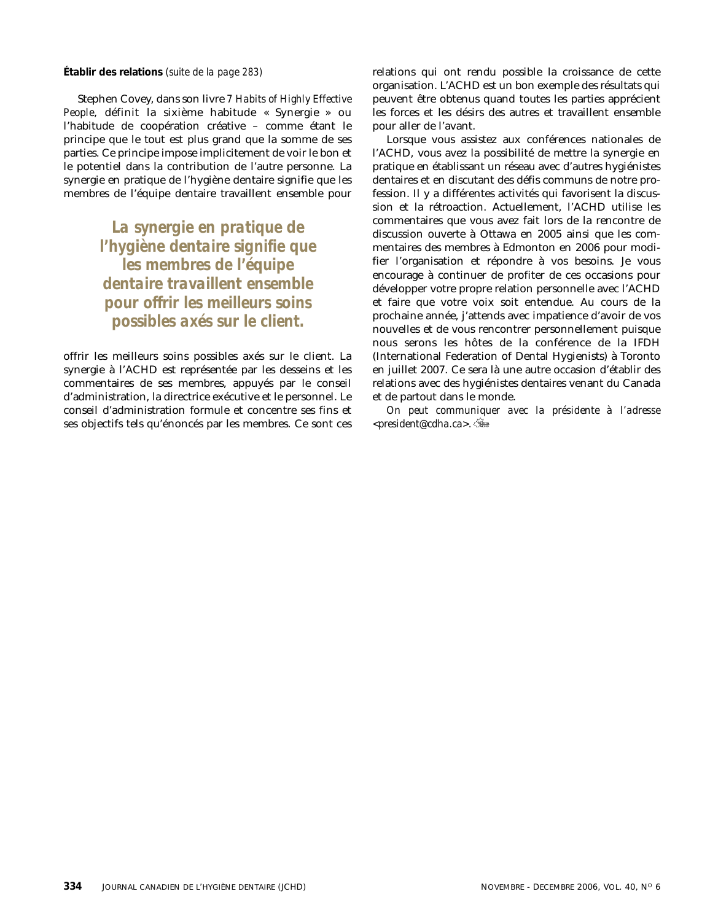**Établir des relations** *(suite de la page 283)*

Stephen Covey, dans son livre *7 Habits of Highly Effective People*, définit la sixième habitude « Synergie » ou l'habitude de coopération créative – comme étant le principe que le tout est plus grand que la somme de ses parties. Ce principe impose implicitement de voir le bon et le potentiel dans la contribution de l'autre personne. La synergie en pratique de l'hygiène dentaire signifie que les membres de l'équipe dentaire travaillent ensemble pour offrir les meilleurs soins possibles axés sur le client. La synergie à l'ACHD est représentée par les desseins et les commentaires de ses membres, appuyés par le conseil d'administration, la directrice exécutive et le personnel. Le conseil d'administration formule et concentre ses fins et ses objectifs tels qu'énoncés par les membres. Ce sont ces relations qui ont rendu possible la croissance de cette organisation. L'ACHD est un bon exemple des résultats qui peuvent être obtenus quand toutes les parties apprécient les forces et les désirs des autres et travaillent ensemble pour aller de l'avant.

> ***La synergie en pratique de l'hygiène dentaire signifie que les membres de l'équipe dentaire travaillent ensemble pour offrir les meilleurs soins possibles axés sur le client.***

Lorsque vous assistez aux conférences nationales de l'ACHD, vous avez la possibilité de mettre la synergie en pratique en établissant un réseau avec d'autres hygiénistes dentaires et en discutant des défis communs de notre profession. Il y a différentes activités qui favorisent la discussion et la rétroaction. Actuellement, l'ACHD utilise les commentaires que vous avez fait lors de la rencontre de discussion ouverte à Ottawa en 2005 ainsi que les commentaires des membres à Edmonton en 2006 pour modifier l'organisation et répondre à vos besoins. Je vous encourage à continuer de profiter de ces occasions pour développer votre propre relation personnelle avec l'ACHD et faire que votre voix soit entendue. Au cours de la prochaine année, j'attends avec impatience d'avoir de vos nouvelles et de vous rencontrer personnellement puisque nous serons les hôtes de la conférence de la IFDH (International Federation of Dental Hygienists) à Toronto en juillet 2007. Ce sera là une autre occasion d'établir des relations avec des hygiénistes dentaires venant du Canada et de partout dans le monde.

*On peut communiquer avec la présidente à l'adresse <president@cdha.ca>.*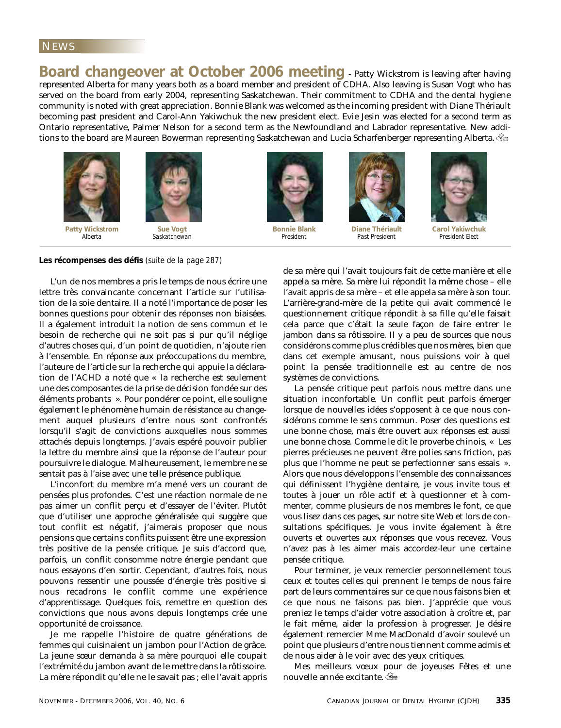NEWS

## Board changeover at October 2006 meeting

- Patty Wickstrom is leaving after having represented Alberta for many years both as a board member and president of CDHA. Also leaving is Susan Vogt who has served on the board from early 2004, representing Saskatchewan. Their commitment to CDHA and the dental hygiene community is noted with great appreciation. Bonnie Blank was welcomed as the incoming president with Diane Thériault becoming past president and Carol-Ann Yakiwchuk the new president elect. Evie Jesin was elected for a second term as Ontario representative, Palmer Nelson for a second term as the Newfoundland and Labrador representative. New additions to the board are Maureen Bowerman representing Saskatchewan and Lucia Scharfenberger representing Alberta.

**Patty Wickstrom**
*Alberta*

**Sue Vogt**
*Saskatchewan*

**Bonnie Blank**
*President*

**Diane Thériault**
*Past President*

**Carol Yakiwchuk**
*President Elect*

**Les récompenses des défis** *(suite de la page 287)*

L'un de nos membres a pris le temps de nous écrire une lettre très convaincante concernant l'article sur l'utilisation de la soie dentaire. Il a noté l'importance de poser les bonnes questions pour obtenir des réponses non biaisées. Il a également introduit la notion de sens commun et le besoin de recherche qui ne soit pas si pur qu'il néglige d'autres choses qui, d'un point de quotidien, n'ajoute rien à l'ensemble. En réponse aux préoccupations du membre, l'auteure de l'article sur la recherche qui appuie la déclaration de l'ACHD a noté que « la recherche est seulement une des composantes de la prise de décision fondée sur des éléments probants ». Pour pondérer ce point, elle souligne également le phénomène humain de résistance au changement auquel plusieurs d'entre nous sont confrontés lorsqu'il s'agit de convictions auxquelles nous sommes attachés depuis longtemps. J'avais espéré pouvoir publier la lettre du membre ainsi que la réponse de l'auteur pour poursuivre le dialogue. Malheureusement, le membre ne se sentait pas à l'aise avec une telle présence publique.

L'inconfort du membre m'a mené vers un courant de pensées plus profondes. C'est une réaction normale de ne pas aimer un conflit perçu et d'essayer de l'éviter. Plutôt que d'utiliser une approche généralisée qui suggère que tout conflit est négatif, j'aimerais proposer que nous pensions que certains conflits puissent être une expression très positive de la pensée critique. Je suis d'accord que, parfois, un conflit consomme notre énergie pendant que nous essayons d'en sortir. Cependant, d'autres fois, nous pouvons ressentir une poussée d'énergie très positive si nous recadrons le conflit comme une expérience d'apprentissage. Quelques fois, remettre en question des convictions que nous avons depuis longtemps crée une opportunité de croissance.

Je me rappelle l'histoire de quatre générations de femmes qui cuisinaient un jambon pour l'Action de grâce. La jeune sœur demanda à sa mère pourquoi elle coupait l'extrémité du jambon avant de le mettre dans la rôtissoire. La mère répondit qu'elle ne le savait pas ; elle l'avait appris de sa mère qui l'avait toujours fait de cette manière et elle appela sa mère. Sa mère lui répondit la même chose – elle l'avait appris de sa mère – et elle appela sa mère à son tour. L'arrière-grand-mère de la petite qui avait commencé le questionnement critique répondit à sa fille qu'elle faisait cela parce que c'était la seule façon de faire entrer le jambon dans sa rôtissoire. Il y a peu de sources que nous considérons comme plus crédibles que nos mères, bien que dans cet exemple amusant, nous puissions voir à quel point la pensée traditionnelle est au centre de nos systèmes de convictions.

La pensée critique peut parfois nous mettre dans une situation inconfortable. Un conflit peut parfois émerger lorsque de nouvelles idées s'opposent à ce que nous considérons comme le sens commun. Poser des questions est une bonne chose, mais être ouvert aux réponses est aussi une bonne chose. Comme le dit le proverbe chinois, « Les pierres précieuses ne peuvent être polies sans friction, pas plus que l'homme ne peut se perfectionner sans essais ». Alors que nous développons l'ensemble des connaissances qui définissent l'hygiène dentaire, je vous invite tous et toutes à jouer un rôle actif et à questionner et à commenter, comme plusieurs de nos membres le font, ce que vous lisez dans ces pages, sur notre site Web et lors de consultations spécifiques. Je vous invite également à être ouverts et ouvertes aux réponses que vous recevez. Vous n'avez pas à les aimer mais accordez-leur une certaine pensée critique.

Pour terminer, je veux remercier personnellement tous ceux et toutes celles qui prennent le temps de nous faire part de leurs commentaires sur ce que nous faisons bien et ce que nous ne faisons pas bien. J'apprécie que vous preniez le temps d'aider votre association à croître et, par le fait même, aider la profession à progresser. Je désire également remercier Mme MacDonald d'avoir soulevé un point que plusieurs d'entre nous tiennent comme admis et de nous aider à le voir avec des yeux critiques.

Mes meilleurs vœux pour de joyeuses Fêtes et une nouvelle année excitante.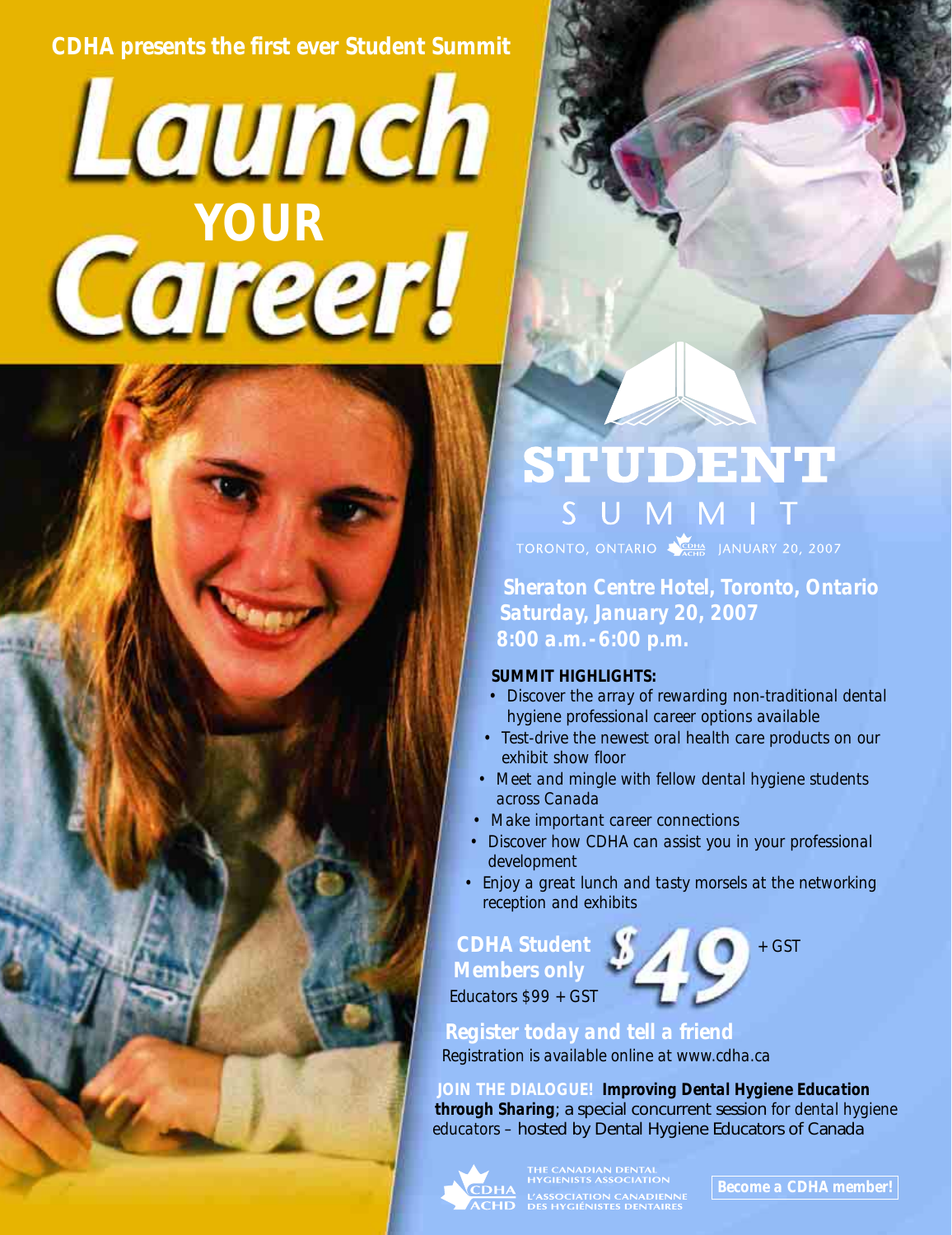**CDHA presents the first ever Student Summit**

# Launch YOUR Career!

## STUDENT SUMMIT

TORONTO, ONTARIO CDHA ACHD JANUARY 20, 2007

**Sheraton Centre Hotel, Toronto, Ontario**
**Saturday, January 20, 2007**
**8:00 a.m.-6:00 p.m.**

**SUMMIT HIGHLIGHTS:**

- Discover the array of rewarding non-traditional dental hygiene professional career options available
- Test-drive the newest oral health care products on our exhibit show floor
- Meet and mingle with fellow dental hygiene students across Canada
- Make important career connections
- Discover how CDHA can assist you in your professional development
- Enjoy a great lunch and tasty morsels at the networking reception and exhibits

**CDHA Student Members only** $49 + GST

Educators $99 + GST

**Register today and tell a friend**

Registration is available online at www.cdha.ca

**JOIN THE DIALOGUE!** ***Improving Dental Hygiene Education through Sharing***; a special concurrent session for dental hygiene educators – hosted by Dental Hygiene Educators of Canada

CDHA ACHD THE CANADIAN DENTAL HYGIENISTS ASSOCIATION L'ASSOCIATION CANADIENNE DES HYGIÉNISTES DENTAIRES

**Become a CDHA member!**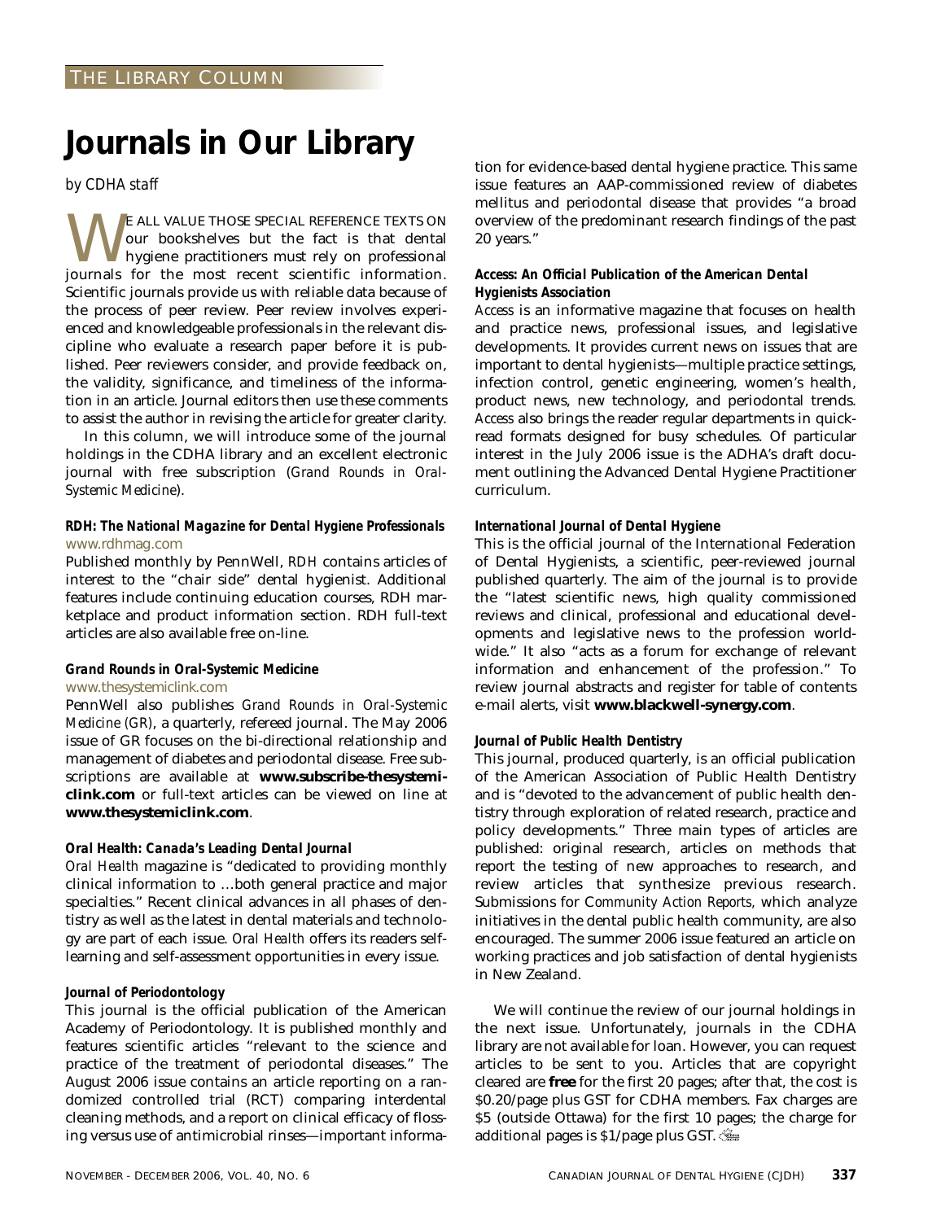THE LIBRARY COLUMN

# Journals in Our Library

*by CDHA staff*

We all value those special reference texts on our bookshelves but the fact is that dental hygiene practitioners must rely on professional journals for the most recent scientific information. Scientific journals provide us with reliable data because of the process of peer review. Peer review involves experienced and knowledgeable professionals in the relevant discipline who evaluate a research paper before it is published. Peer reviewers consider, and provide feedback on, the validity, significance, and timeliness of the information in an article. Journal editors then use these comments to assist the author in revising the article for greater clarity.

In this column, we will introduce some of the journal holdings in the CDHA library and an excellent electronic journal with free subscription (*Grand Rounds in Oral-Systemic Medicine*).

### *RDH: The National Magazine for Dental Hygiene Professionals*

www.rdhmag.com

Published monthly by PennWell, *RDH* contains articles of interest to the "chair side" dental hygienist. Additional features include continuing education courses, RDH marketplace and product information section. RDH full-text articles are also available free on-line.

### *Grand Rounds in Oral-Systemic Medicine*

www.thesystemiclink.com

PennWell also publishes *Grand Rounds in Oral-Systemic Medicine (GR)*, a quarterly, refereed journal. The May 2006 issue of GR focuses on the bi-directional relationship and management of diabetes and periodontal disease. Free subscriptions are available at **www.subscribe-thesystemiclink.com** or full-text articles can be viewed on line at **www.thesystemiclink.com**.

### *Oral Health: Canada's Leading Dental Journal*

*Oral Health* magazine is "dedicated to providing monthly clinical information to …both general practice and major specialties." Recent clinical advances in all phases of dentistry as well as the latest in dental materials and technology are part of each issue. *Oral Health* offers its readers self-learning and self-assessment opportunities in every issue.

### *Journal of Periodontology*

This journal is the official publication of the American Academy of Periodontology. It is published monthly and features scientific articles "relevant to the science and practice of the treatment of periodontal diseases." The August 2006 issue contains an article reporting on a randomized controlled trial (RCT) comparing interdental cleaning methods, and a report on clinical efficacy of flossing versus use of antimicrobial rinses—important information for evidence-based dental hygiene practice. This same issue features an AAP-commissioned review of diabetes mellitus and periodontal disease that provides "a broad overview of the predominant research findings of the past 20 years."

### *Access: An Official Publication of the American Dental Hygienists Association*

*Access* is an informative magazine that focuses on health and practice news, professional issues, and legislative developments. It provides current news on issues that are important to dental hygienists—multiple practice settings, infection control, genetic engineering, women's health, product news, new technology, and periodontal trends. *Access* also brings the reader regular departments in quick-read formats designed for busy schedules. Of particular interest in the July 2006 issue is the ADHA's draft document outlining the Advanced Dental Hygiene Practitioner curriculum.

### *International Journal of Dental Hygiene*

This is the official journal of the International Federation of Dental Hygienists, a scientific, peer-reviewed journal published quarterly. The aim of the journal is to provide the "latest scientific news, high quality commissioned reviews and clinical, professional and educational developments and legislative news to the profession worldwide." It also "acts as a forum for exchange of relevant information and enhancement of the profession." To review journal abstracts and register for table of contents e-mail alerts, visit **www.blackwell-synergy.com**.

### *Journal of Public Health Dentistry*

This journal, produced quarterly, is an official publication of the American Association of Public Health Dentistry and is "devoted to the advancement of public health dentistry through exploration of related research, practice and policy developments." Three main types of articles are published: original research, articles on methods that report the testing of new approaches to research, and review articles that synthesize previous research. Submissions for *Community Action Reports,* which analyze initiatives in the dental public health community, are also encouraged. The summer 2006 issue featured an article on working practices and job satisfaction of dental hygienists in New Zealand.

We will continue the review of our journal holdings in the next issue. Unfortunately, journals in the CDHA library are not available for loan. However, you can request articles to be sent to you. Articles that are copyright cleared are **free** for the first 20 pages; after that, the cost is $0.20/page plus GST for CDHA members. Fax charges are $5 (outside Ottawa) for the first 10 pages; the charge for additional pages is $1/page plus GST.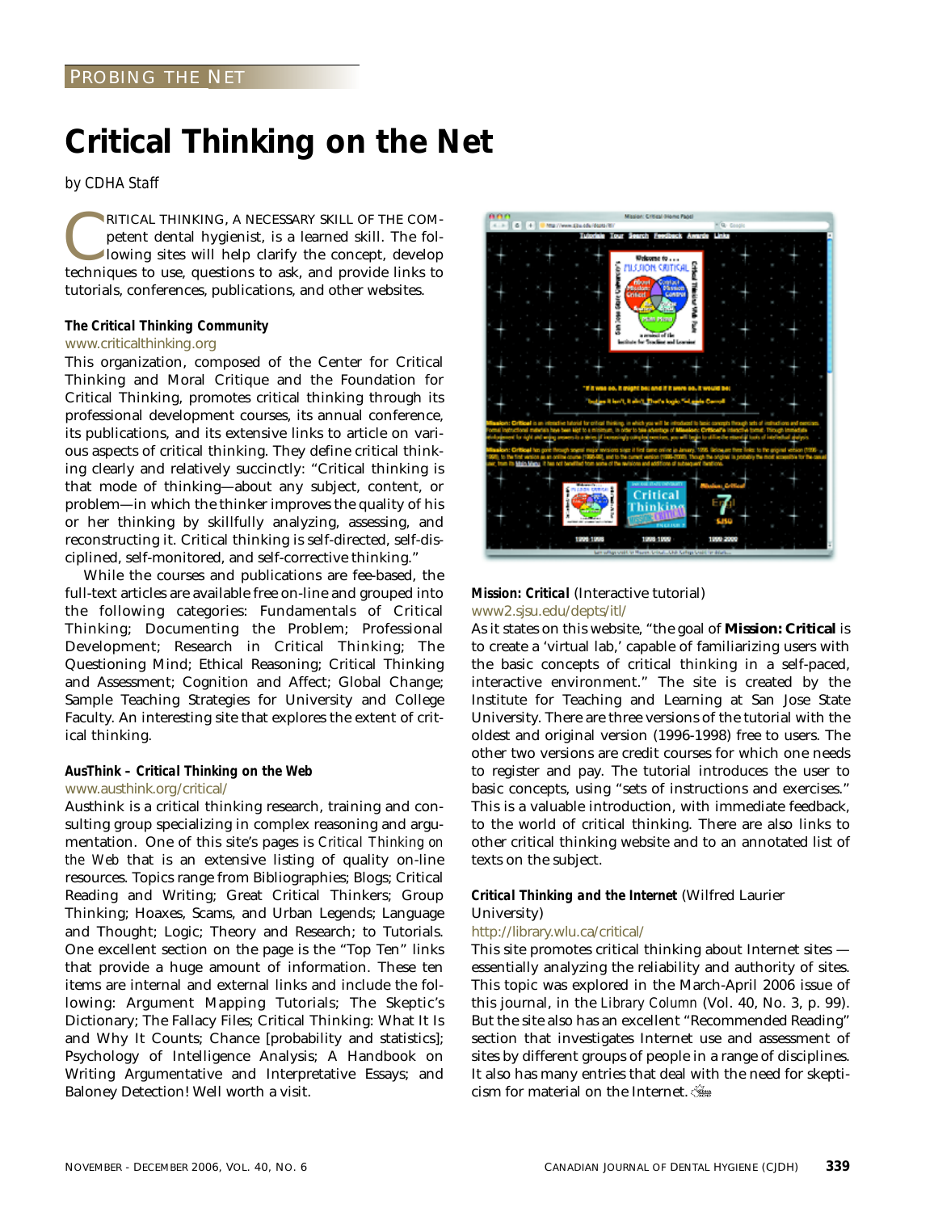PROBING THE NET

# Critical Thinking on the Net

*by CDHA Staff*

CRITICAL THINKING, A NECESSARY SKILL OF THE COMPETENT dental hygienist, is a learned skill. The following sites will help clarify the concept, develop techniques to use, questions to ask, and provide links to tutorials, conferences, publications, and other websites.

### The Critical Thinking Community

www.criticalthinking.org

This organization, composed of the Center for Critical Thinking and Moral Critique and the Foundation for Critical Thinking, promotes critical thinking through its professional development courses, its annual conference, its publications, and its extensive links to article on various aspects of critical thinking. They define critical thinking clearly and relatively succinctly: "Critical thinking is that mode of thinking—about any subject, content, or problem—in which the thinker improves the quality of his or her thinking by skillfully analyzing, assessing, and reconstructing it. Critical thinking is self-directed, self-disciplined, self-monitored, and self-corrective thinking."

While the courses and publications are fee-based, the full-text articles are available free on-line and grouped into the following categories: Fundamentals of Critical Thinking; Documenting the Problem; Professional Development; Research in Critical Thinking; The Questioning Mind; Ethical Reasoning; Critical Thinking and Assessment; Cognition and Affect; Global Change; Sample Teaching Strategies for University and College Faculty. An interesting site that explores the extent of critical thinking.

### AusThink – Critical Thinking on the Web

www.austhink.org/critical/

Austhink is a critical thinking research, training and consulting group specializing in complex reasoning and argumentation. One of this site's pages is *Critical Thinking on the Web* that is an extensive listing of quality on-line resources. Topics range from Bibliographies; Blogs; Critical Reading and Writing; Great Critical Thinkers; Group Thinking; Hoaxes, Scams, and Urban Legends; Language and Thought; Logic; Theory and Research; to Tutorials. One excellent section on the page is the "Top Ten" links that provide a huge amount of information. These ten items are internal and external links and include the following: Argument Mapping Tutorials; The Skeptic's Dictionary; The Fallacy Files; Critical Thinking: What It Is and Why It Counts; Chance [probability and statistics]; Psychology of Intelligence Analysis; A Handbook on Writing Argumentative and Interpretative Essays; and Baloney Detection! Well worth a visit.

### Mission: Critical (Interactive tutorial)

www2.sjsu.edu/depts/itl/

As it states on this website, "the goal of **Mission: Critical** is to create a 'virtual lab,' capable of familiarizing users with the basic concepts of critical thinking in a self-paced, interactive environment." The site is created by the Institute for Teaching and Learning at San Jose State University. There are three versions of the tutorial with the oldest and original version (1996-1998) free to users. The other two versions are credit courses for which one needs to register and pay. The tutorial introduces the user to basic concepts, using "sets of instructions and exercises." This is a valuable introduction, with immediate feedback, to the world of critical thinking. There are also links to other critical thinking website and to an annotated list of texts on the subject.

### Critical Thinking and the Internet (Wilfred Laurier University)

http://library.wlu.ca/critical/

This site promotes critical thinking about Internet sites — essentially analyzing the reliability and authority of sites. This topic was explored in the March-April 2006 issue of this journal, in the *Library Column* (Vol. 40, No. 3, p. 99). But the site also has an excellent "Recommended Reading" section that investigates Internet use and assessment of sites by different groups of people in a range of disciplines. It also has many entries that deal with the need for skepticism for material on the Internet.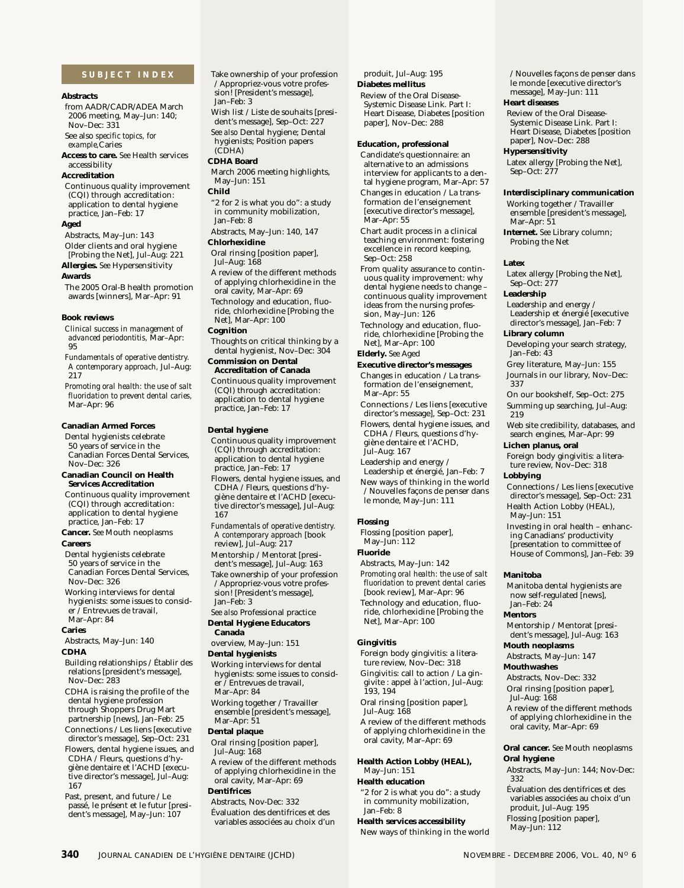## SUBJECT INDEX

**Abstracts**

from AADR/CADR/ADEA March 2006 meeting, May–Jun: 140; Nov–Dec: 331

*See also specific topics, for example,*Caries

**Access to care.** *See* Health services accessibility

**Accreditation**

Continuous quality improvement (CQI) through accreditation: application to dental hygiene practice, Jan–Feb: 17

**Aged**

Abstracts, May–Jun: 143

Older clients and oral hygiene [Probing the Net], Jul–Aug: 221

**Allergies.** *See* Hypersensitivity

**Awards**

The 2005 Oral-B health promotion awards [winners], Mar–Apr: 91

**Book reviews**

*Clinical success in management of advanced periodontitis,* Mar–Apr: 95

*Fundamentals of operative dentistry. A contemporary approach,* Jul–Aug: 217

*Promoting oral health: the use of salt fluoridation to prevent dental caries,* Mar–Apr: 96

**Canadian Armed Forces**

Dental hygienists celebrate 50 years of service in the Canadian Forces Dental Services, Nov–Dec: 326

**Canadian Council on Health Services Accreditation**

Continuous quality improvement (CQI) through accreditation: application to dental hygiene practice, Jan–Feb: 17

**Cancer.** *See* Mouth neoplasms

**Careers**

Dental hygienists celebrate 50 years of service in the Canadian Forces Dental Services, Nov–Dec: 326

Working interviews for dental hygienists: some issues to consider / Entrevues de travail, Mar–Apr: 84

**Caries**

Abstracts, May–Jun: 140

**CDHA**

Building relationships / Établir des relations [president's message], Nov–Dec: 283

CDHA is raising the profile of the dental hygiene profession through Shoppers Drug Mart partnership [news], Jan–Feb: 25

Connections / Les liens [executive director's message], Sep–Oct: 231

Flowers, dental hygiene issues, and CDHA / Fleurs, questions d'hygiène dentaire et l'ACHD [executive director's message], Jul–Aug: 167

Past, present, and future / Le passé, le présent et le futur [president's message], May–Jun: 107

Take ownership of your profession / Appropriez-vous votre profession! [President's message], Jan–Feb: 3

Wish list / Liste de souhaits [president's message], Sep–Oct: 227

*See also* Dental hygiene; Dental hygienists; Position papers (CDHA)

**CDHA Board**

March 2006 meeting highlights, May–Jun: 151

**Child**

"2 for 2 is what you do": a study in community mobilization, Jan–Feb: 8

Abstracts, May–Jun: 140, 147

**Chlorhexidine**

Oral rinsing [position paper], Jul–Aug: 168

A review of the different methods of applying chlorhexidine in the oral cavity, Mar–Apr: 69

Technology and education, fluoride, chlorhexidine [Probing the Net], Mar–Apr: 100

**Cognition**

Thoughts on critical thinking by a dental hygienist, Nov–Dec: 304

**Commission on Dental Accreditation of Canada**

Continuous quality improvement (CQI) through accreditation: application to dental hygiene practice, Jan–Feb: 17

**Dental hygiene**

Continuous quality improvement (CQI) through accreditation: application to dental hygiene practice, Jan–Feb: 17

Flowers, dental hygiene issues, and CDHA / Fleurs, questions d'hygiène dentaire et l'ACHD [executive director's message], Jul–Aug: 167

*Fundamentals of operative dentistry. A contemporary approach* [book review], Jul–Aug: 217

Mentorship / Mentorat [president's message], Jul–Aug: 163

Take ownership of your profession / Appropriez-vous votre profession! [President's message], Jan–Feb: 3

*See also* Professional practice

**Dental Hygiene Educators Canada**

overview, May–Jun: 151

**Dental hygienists**

Working interviews for dental hygienists: some issues to consider / Entrevues de travail, Mar–Apr: 84

Working together / Travailler ensemble [president's message], Mar–Apr: 51

**Dental plaque**

Oral rinsing [position paper], Jul–Aug: 168

A review of the different methods of applying chlorhexidine in the oral cavity, Mar–Apr: 69

**Dentifrices**

Abstracts, Nov-Dec: 332

Évaluation des dentifrices et des variables associées au choix d'un produit, Jul–Aug: 195

**Diabetes mellitus**

Review of the Oral Disease-Systemic Disease Link. Part I: Heart Disease, Diabetes [position paper], Nov–Dec: 288

**Education, professional**

Candidate's questionnaire: an alternative to an admissions interview for applicants to a dental hygiene program, Mar–Apr: 57

Changes in education / La transformation de l'enseignement [executive director's message], Mar–Apr: 55

Chart audit process in a clinical teaching environment: fostering excellence in record keeping, Sep–Oct: 258

From quality assurance to continuous quality improvement: why dental hygiene needs to change – continuous quality improvement ideas from the nursing profession, May–Jun: 126

Technology and education, fluoride, chlorhexidine [Probing the Net], Mar–Apr: 100

**Elderly.** *See* Aged

**Executive director's messages**

Changes in education / La transformation de l'enseignement, Mar–Apr: 55

Connections / Les liens [executive director's message], Sep–Oct: 231

Flowers, dental hygiene issues, and CDHA / Fleurs, questions d'hygiène dentaire et l'ACHD, Jul–Aug: 167

Leadership and energy / Leadership et énergié, Jan–Feb: 7

New ways of thinking in the world / Nouvelles façons de penser dans le monde, May–Jun: 111

**Flossing**

Flossing [position paper], May–Jun: 112

**Fluoride**

Abstracts, May–Jun: 142

*Promoting oral health: the use of salt fluoridation to prevent dental caries* [book review], Mar–Apr: 96

Technology and education, fluoride, chlorhexidine [Probing the Net], Mar–Apr: 100

**Gingivitis**

Foreign body gingivitis: a literature review, Nov–Dec: 318

Gingivitis: call to action / La gingivite : appel à l'action, Jul–Aug: 193, 194

Oral rinsing [position paper], Jul–Aug: 168

A review of the different methods of applying chlorhexidine in the oral cavity, Mar–Apr: 69

**Health Action Lobby (HEAL),** May–Jun: 151

**Health education**

"2 for 2 is what you do": a study in community mobilization, Jan–Feb: 8

**Health services accessibility**

New ways of thinking in the world / Nouvelles façons de penser dans le monde [executive director's message], May–Jun: 111

**Heart diseases**

Review of the Oral Disease-Systemic Disease Link. Part I: Heart Disease, Diabetes [position paper], Nov–Dec: 288

**Hypersensitivity**

Latex allergy [Probing the Net], Sep–Oct: 277

**Interdisciplinary communication**

Working together / Travailler ensemble [president's message], Mar–Apr: 51

**Internet.** *See* Library column; Probing the Net

**Latex**

Latex allergy [Probing the Net], Sep–Oct: 277

**Leadership**

Leadership and energy / Leadership et énergié [executive director's message], Jan–Feb: 7

**Library column**

Developing your search strategy, Jan–Feb: 43

Grey literature, May–Jun: 155

Journals in our library, Nov–Dec: 337

On our bookshelf, Sep–Oct: 275

Summing up searching, Jul–Aug: 219

Web site credibility, databases, and search engines, Mar–Apr: 99

**Lichen planus, oral**

Foreign body gingivitis: a literature review, Nov–Dec: 318

**Lobbying**

Connections / Les liens [executive director's message], Sep–Oct: 231

Health Action Lobby (HEAL), May–Jun: 151

Investing in oral health – enhancing Canadians' productivity [presentation to committee of House of Commons], Jan–Feb: 39

**Manitoba**

Manitoba dental hygienists are now self-regulated [news], Jan–Feb: 24

**Mentors**

Mentorship / Mentorat [president's message], Jul–Aug: 163

**Mouth neoplasms**

Abstracts, May–Jun: 147

**Mouthwashes**

Abstracts, Nov–Dec: 332

Oral rinsing [position paper], Jul–Aug: 168

A review of the different methods of applying chlorhexidine in the oral cavity, Mar–Apr: 69

**Oral cancer.** *See* Mouth neoplasms

**Oral hygiene**

Abstracts, May–Jun: 144; Nov-Dec: 332

Évaluation des dentifrices et des variables associées au choix d'un produit, Jul–Aug: 195

Flossing [position paper], May–Jun: 112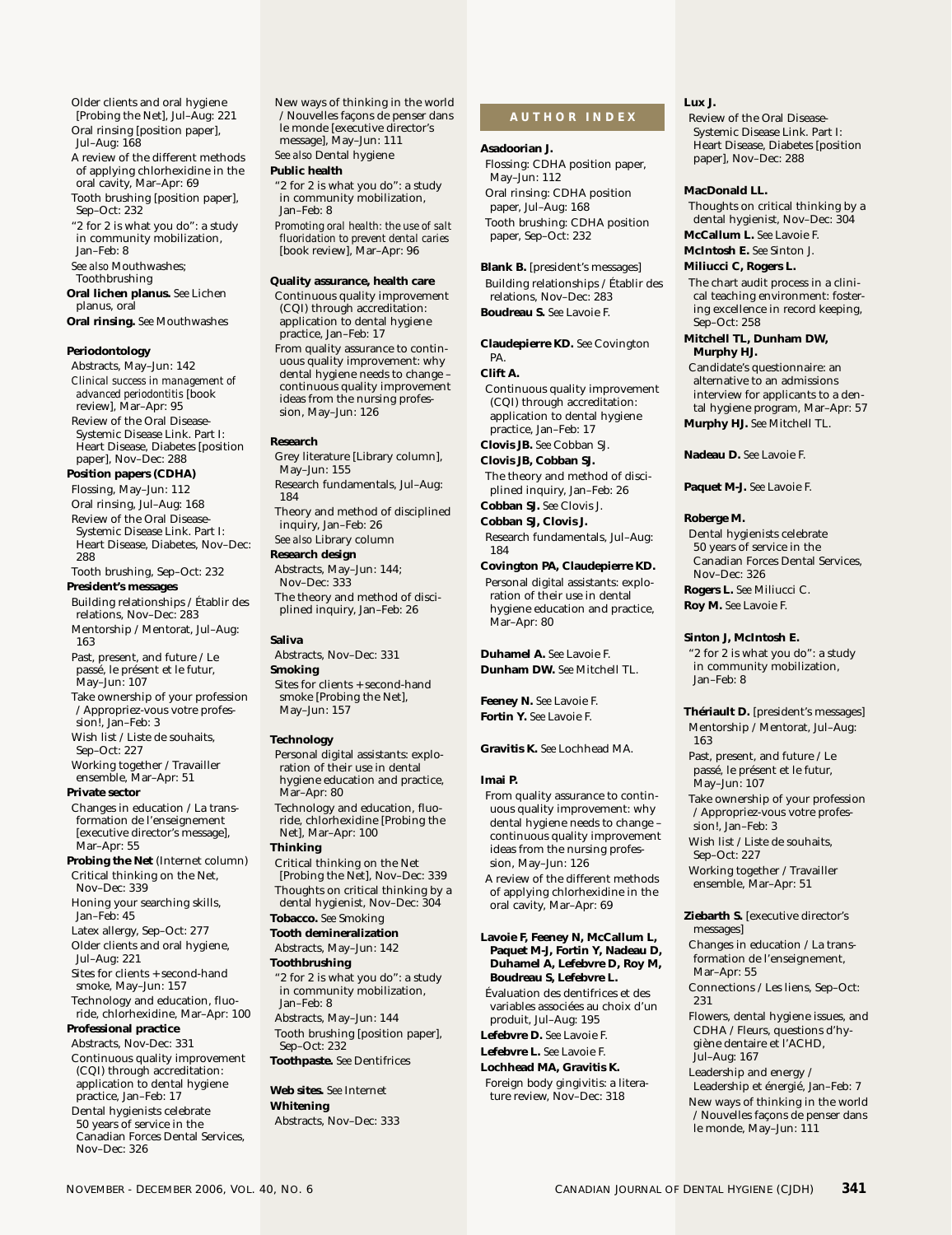Older clients and oral hygiene [Probing the Net], Jul–Aug: 221

Oral rinsing [position paper], Jul–Aug: 168

A review of the different methods of applying chlorhexidine in the oral cavity, Mar–Apr: 69

Tooth brushing [position paper], Sep–Oct: 232

"2 for 2 is what you do": a study in community mobilization, Jan–Feb: 8

*See also* Mouthwashes; Toothbrushing

**Oral lichen planus.** *See* Lichen planus, oral

**Oral rinsing.** *See* Mouthwashes

**Periodontology**

Abstracts, May–Jun: 142

*Clinical success in management of advanced periodontitis* [book review], Mar–Apr: 95

Review of the Oral Disease-Systemic Disease Link. Part I: Heart Disease, Diabetes [position paper], Nov–Dec: 288

**Position papers (CDHA)**

Flossing, May–Jun: 112

Oral rinsing, Jul–Aug: 168

Review of the Oral Disease-Systemic Disease Link. Part I: Heart Disease, Diabetes, Nov–Dec: 288

Tooth brushing, Sep–Oct: 232

**President's messages**

Building relationships / Établir des relations, Nov–Dec: 283

Mentorship / Mentorat, Jul–Aug: 163

Past, present, and future / Le passé, le présent et le futur, May–Jun: 107

Take ownership of your profession / Appropriez-vous votre profession!, Jan–Feb: 3

Wish list / Liste de souhaits, Sep–Oct: 227

Working together / Travailler ensemble, Mar–Apr: 51

**Private sector**

Changes in education / La transformation de l'enseignement [executive director's message], Mar–Apr: 55

**Probing the Net** (Internet column)

Critical thinking on the Net, Nov–Dec: 339

Honing your searching skills, Jan–Feb: 45

Latex allergy, Sep–Oct: 277

Older clients and oral hygiene, Jul–Aug: 221

Sites for clients + second-hand smoke, May–Jun: 157

Technology and education, fluoride, chlorhexidine, Mar–Apr: 100

**Professional practice**

Abstracts, Nov-Dec: 331

Continuous quality improvement (CQI) through accreditation: application to dental hygiene practice, Jan–Feb: 17

Dental hygienists celebrate 50 years of service in the Canadian Forces Dental Services, Nov–Dec: 326

New ways of thinking in the world / Nouvelles façons de penser dans le monde [executive director's message], May–Jun: 111

*See also* Dental hygiene

**Public health**

"2 for 2 is what you do": a study in community mobilization, Jan–Feb: 8

*Promoting oral health: the use of salt fluoridation to prevent dental caries* [book review], Mar–Apr: 96

**Quality assurance, health care**

Continuous quality improvement (CQI) through accreditation: application to dental hygiene practice, Jan–Feb: 17

From quality assurance to continuous quality improvement: why dental hygiene needs to change – continuous quality improvement ideas from the nursing profession, May–Jun: 126

**Research**

Grey literature [Library column], May–Jun: 155

Research fundamentals, Jul–Aug: 184

Theory and method of disciplined inquiry, Jan–Feb: 26

*See also* Library column

**Research design**

Abstracts, May–Jun: 144; Nov–Dec: 333

The theory and method of disciplined inquiry, Jan–Feb: 26

**Saliva**

Abstracts, Nov–Dec: 331

**Smoking**

Sites for clients + second-hand smoke [Probing the Net], May–Jun: 157

**Technology**

Personal digital assistants: exploration of their use in dental hygiene education and practice, Mar–Apr: 80

Technology and education, fluoride, chlorhexidine [Probing the Net], Mar–Apr: 100

**Thinking**

Critical thinking on the Net [Probing the Net], Nov–Dec: 339

Thoughts on critical thinking by a dental hygienist, Nov–Dec: 304

**Tobacco.** *See* Smoking

**Tooth demineralization**

Abstracts, May–Jun: 142

**Toothbrushing**

"2 for 2 is what you do": a study in community mobilization, Jan–Feb: 8

Abstracts, May–Jun: 144

Tooth brushing [position paper], Sep–Oct: 232

**Toothpaste.** *See* Dentifrices

**Web sites.** *See* Internet

**Whitening**

Abstracts, Nov–Dec: 333

## AUTHOR INDEX

**Asadoorian J.**

Flossing: CDHA position paper, May–Jun: 112

Oral rinsing: CDHA position paper, Jul–Aug: 168

Tooth brushing: CDHA position paper, Sep–Oct: 232

**Blank B.** [president's messages]

Building relationships / Établir des relations, Nov–Dec: 283

**Boudreau S.** *See* Lavoie F.

**Claudepierre KD.** *See* Covington PA.

**Clift A.**

Continuous quality improvement (CQI) through accreditation: application to dental hygiene practice, Jan–Feb: 17

**Clovis JB.** *See* Cobban SJ.

**Clovis JB, Cobban SJ.**

The theory and method of disciplined inquiry, Jan–Feb: 26

**Cobban SJ.** *See* Clovis J.

**Cobban SJ, Clovis J.**

Research fundamentals, Jul–Aug: 184

**Covington PA, Claudepierre KD.**

Personal digital assistants: exploration of their use in dental hygiene education and practice, Mar–Apr: 80

**Duhamel A.** *See* Lavoie F.

**Dunham DW.** *See* Mitchell TL.

**Feeney N.** *See* Lavoie F.

**Fortin Y.** *See* Lavoie F.

**Gravitis K.** *See* Lochhead MA.

**Imai P.**

From quality assurance to continuous quality improvement: why dental hygiene needs to change – continuous quality improvement ideas from the nursing profession, May–Jun: 126

A review of the different methods of applying chlorhexidine in the oral cavity, Mar–Apr: 69

**Lavoie F, Feeney N, McCallum L, Paquet M-J, Fortin Y, Nadeau D, Duhamel A, Lefebvre D, Roy M, Boudreau S, Lefebvre L.**

Évaluation des dentifrices et des variables associées au choix d'un produit, Jul–Aug: 195

**Lefebvre D.** *See* Lavoie F.

**Lefebvre L.** *See* Lavoie F.

**Lochhead MA, Gravitis K.**

Foreign body gingivitis: a literature review, Nov–Dec: 318

**Lux J.**

Review of the Oral Disease-Systemic Disease Link. Part I: Heart Disease, Diabetes [position paper], Nov–Dec: 288

**MacDonald LL.**

Thoughts on critical thinking by a dental hygienist, Nov–Dec: 304

**McCallum L.** *See* Lavoie F.

**McIntosh E.** *See* Sinton J.

**Miliucci C, Rogers L.**

The chart audit process in a clinical teaching environment: fostering excellence in record keeping, Sep–Oct: 258

**Mitchell TL, Dunham DW, Murphy HJ.**

Candidate's questionnaire: an alternative to an admissions interview for applicants to a dental hygiene program, Mar–Apr: 57

**Murphy HJ.** *See* Mitchell TL.

**Nadeau D.** *See* Lavoie F.

**Paquet M-J.** *See* Lavoie F.

**Roberge M.**

Dental hygienists celebrate 50 years of service in the Canadian Forces Dental Services, Nov–Dec: 326

**Rogers L.** *See* Miliucci C.

**Roy M.** *See* Lavoie F.

**Sinton J, McIntosh E.**

"2 for 2 is what you do": a study in community mobilization, Jan–Feb: 8

**Thériault D.** [president's messages]

Mentorship / Mentorat, Jul–Aug: 163

Past, present, and future / Le passé, le présent et le futur, May–Jun: 107

Take ownership of your profession / Appropriez-vous votre profession!, Jan–Feb: 3

Wish list / Liste de souhaits, Sep–Oct: 227

Working together / Travailler ensemble, Mar–Apr: 51

**Ziebarth S.** [executive director's messages]

Changes in education / La transformation de l'enseignement, Mar–Apr: 55

Connections / Les liens, Sep–Oct: 231

Flowers, dental hygiene issues, and CDHA / Fleurs, questions d'hygiène dentaire et l'ACHD, Jul–Aug: 167

Leadership and energy / Leadership et énergié, Jan–Feb: 7

New ways of thinking in the world / Nouvelles façons de penser dans le monde, May–Jun: 111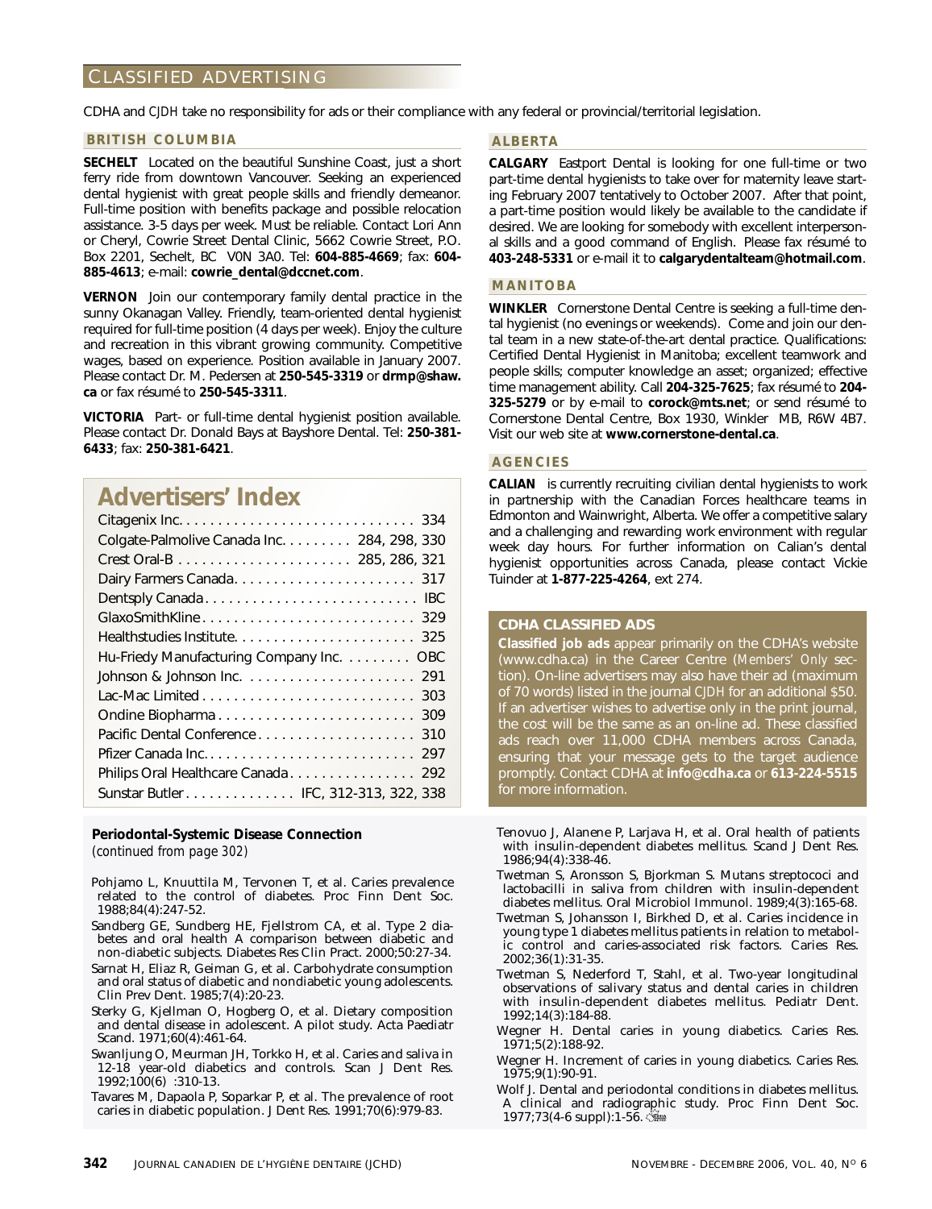# CLASSIFIED ADVERTISING

CDHA and *CJDH* take no responsibility for ads or their compliance with any federal or provincial/territorial legislation.

## BRITISH COLUMBIA

**SECHELT** Located on the beautiful Sunshine Coast, just a short ferry ride from downtown Vancouver. Seeking an experienced dental hygienist with great people skills and friendly demeanor. Full-time position with benefits package and possible relocation assistance. 3-5 days per week. Must be reliable. Contact Lori Ann or Cheryl, Cowrie Street Dental Clinic, 5662 Cowrie Street, P.O. Box 2201, Sechelt, BC V0N 3A0. Tel: **604-885-4669**; fax: **604-885-4613**; e-mail: **cowrie_dental@dccnet.com**.

**VERNON** Join our contemporary family dental practice in the sunny Okanagan Valley. Friendly, team-oriented dental hygienist required for full-time position (4 days per week). Enjoy the culture and recreation in this vibrant growing community. Competitive wages, based on experience. Position available in January 2007. Please contact Dr. M. Pedersen at **250-545-3319** or **drmp@shaw.ca** or fax résumé to **250-545-3311**.

**VICTORIA** Part- or full-time dental hygienist position available. Please contact Dr. Donald Bays at Bayshore Dental. Tel: **250-381-6433**; fax: **250-381-6421**.

## ALBERTA

**CALGARY** Eastport Dental is looking for one full-time or two part-time dental hygienists to take over for maternity leave starting February 2007 tentatively to October 2007. After that point, a part-time position would likely be available to the candidate if desired. We are looking for somebody with excellent interpersonal skills and a good command of English. Please fax résumé to **403-248-5331** or e-mail it to **calgarydentalteam@hotmail.com**.

## MANITOBA

**WINKLER** Cornerstone Dental Centre is seeking a full-time dental hygienist (no evenings or weekends). Come and join our dental team in a new state-of-the-art dental practice. Qualifications: Certified Dental Hygienist in Manitoba; excellent teamwork and people skills; computer knowledge an asset; organized; effective time management ability. Call **204-325-7625**; fax résumé to **204-325-5279** or by e-mail to **corock@mts.net**; or send résumé to Cornerstone Dental Centre, Box 1930, Winkler MB, R6W 4B7. Visit our web site at **www.cornerstone-dental.ca**.

## AGENCIES

**CALIAN** is currently recruiting civilian dental hygienists to work in partnership with the Canadian Forces healthcare teams in Edmonton and Wainwright, Alberta. We offer a competitive salary and a challenging and rewarding work environment with regular week day hours. For further information on Calian's dental hygienist opportunities across Canada, please contact Vickie Tuinder at **1-877-225-4264**, ext 274.

### CDHA CLASSIFIED ADS

**Classified job ads** appear primarily on the CDHA's website (www.cdha.ca) in the Career Centre (*Members' Only* section). On-line advertisers may also have their ad (maximum of 70 words) listed in the journal *CJDH* for an additional $50. If an advertiser wishes to advertise only in the print journal, the cost will be the same as an on-line ad. These classified ads reach over 11,000 CDHA members across Canada, ensuring that your message gets to the target audience promptly. Contact CDHA at **info@cdha.ca** or **613-224-5515** for more information.

## Advertisers' Index

| Advertiser | Page |
|---|---|
| Citagenix Inc. | 334 |
| Colgate-Palmolive Canada Inc. | 284, 298, 330 |
| Crest Oral-B | 285, 286, 321 |
| Dairy Farmers Canada | 317 |
| Dentsply Canada | IBC |
| GlaxoSmithKline | 329 |
| Healthstudies Institute | 325 |
| Hu-Friedy Manufacturing Company Inc. | OBC |
| Johnson & Johnson Inc. | 291 |
| Lac-Mac Limited | 303 |
| Ondine Biopharma | 309 |
| Pacific Dental Conference | 310 |
| Pfizer Canada Inc. | 297 |
| Philips Oral Healthcare Canada | 292 |
| Sunstar Butler | IFC, 312-313, 322, 338 |

### Periodontal-Systemic Disease Connection

*(continued from page 302)*

Pohjamo L, Knuuttila M, Tervonen T, et al. Caries prevalence related to the control of diabetes. Proc Finn Dent Soc. 1988;84(4):247-52.

Sandberg GE, Sundberg HE, Fjellstrom CA, et al. Type 2 diabetes and oral health A comparison between diabetic and non-diabetic subjects. Diabetes Res Clin Pract. 2000;50:27-34.

Sarnat H, Eliaz R, Geiman G, et al. Carbohydrate consumption and oral status of diabetic and nondiabetic young adolescents. Clin Prev Dent. 1985;7(4):20-23.

Sterky G, Kjellman O, Hogberg O, et al. Dietary composition and dental disease in adolescent. A pilot study. Acta Paediatr Scand. 1971;60(4):461-64.

Swanljung O, Meurman JH, Torkko H, et al. Caries and saliva in 12-18 year-old diabetics and controls. Scan J Dent Res. 1992;100(6) :310-13.

Tavares M, Dapaola P, Soparkar P, et al. The prevalence of root caries in diabetic population. J Dent Res. 1991;70(6):979-83.

Tenovuo J, Alanene P, Larjava H, et al. Oral health of patients with insulin-dependent diabetes mellitus. Scand J Dent Res. 1986;94(4):338-46.

Twetman S, Aronsson S, Bjorkman S. Mutans streptococi and lactobacilli in saliva from children with insulin-dependent diabetes mellitus. Oral Microbiol Immunol. 1989;4(3):165-68.

Twetman S, Johansson I, Birkhed D, et al. Caries incidence in young type 1 diabetes mellitus patients in relation to metabolic control and caries-associated risk factors. Caries Res. 2002;36(1):31-35.

Twetman S, Nederford T, Stahl, et al. Two-year longitudinal observations of salivary status and dental caries in children with insulin-dependent diabetes mellitus. Pediatr Dent. 1992;14(3):184-88.

Wegner H. Dental caries in young diabetics. Caries Res. 1971;5(2):188-92.

Wegner H. Increment of caries in young diabetics. Caries Res. 1975;9(1):90-91.

Wolf J. Dental and periodontal conditions in diabetes mellitus. A clinical and radiographic study. Proc Finn Dent Soc. 1977;73(4-6 suppl):1-56.